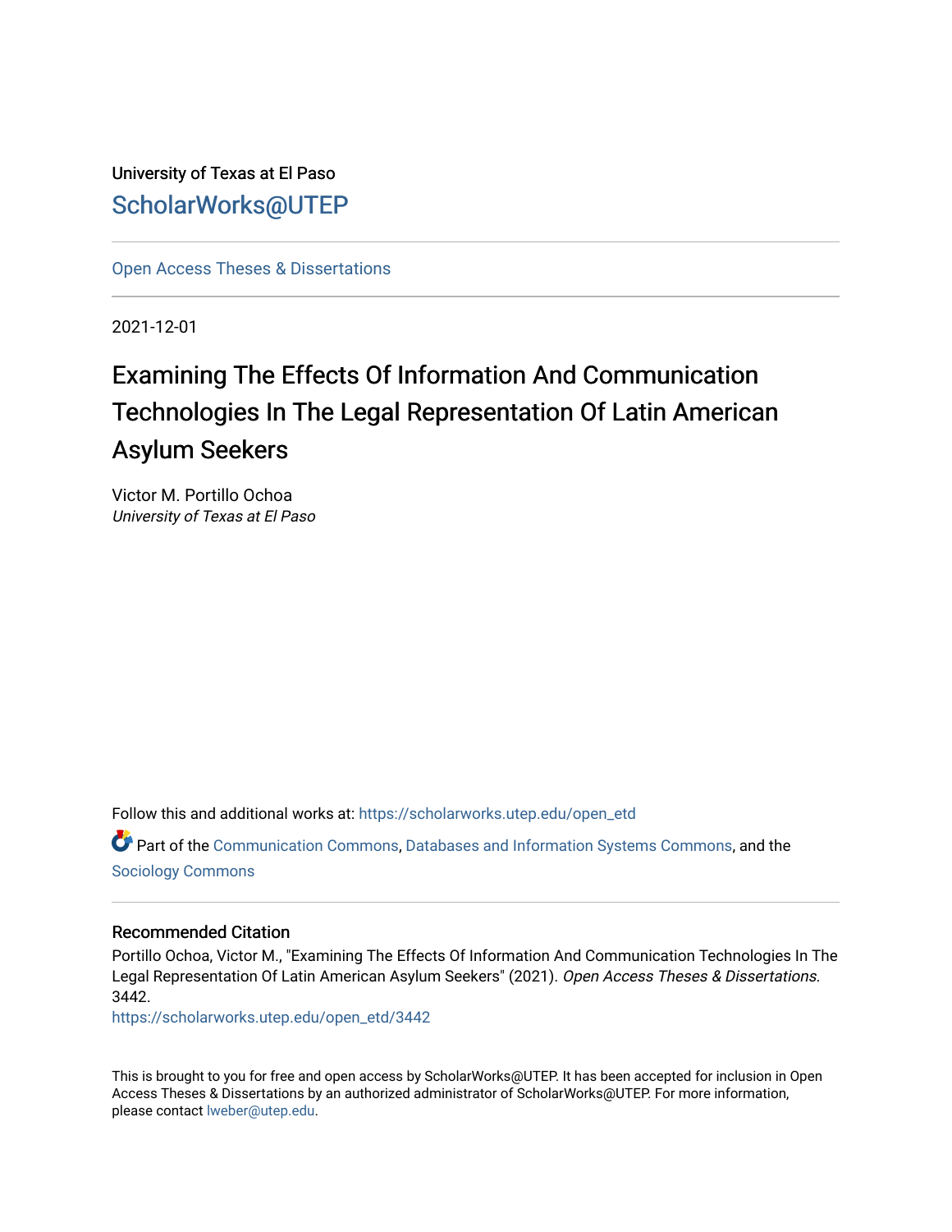University of Texas at El Paso

ScholarWorks@UTEP

Open Access Theses & Dissertations

2021-12-01

# Examining The Effects Of Information And Communication Technologies In The Legal Representation Of Latin American Asylum Seekers

Victor M. Portillo Ochoa
*University of Texas at El Paso*

Follow this and additional works at: https://scholarworks.utep.edu/open_etd

Part of the Communication Commons, Databases and Information Systems Commons, and the Sociology Commons

### Recommended Citation

Portillo Ochoa, Victor M., "Examining The Effects Of Information And Communication Technologies In The Legal Representation Of Latin American Asylum Seekers" (2021). *Open Access Theses & Dissertations*. 3442.
https://scholarworks.utep.edu/open_etd/3442

This is brought to you for free and open access by ScholarWorks@UTEP. It has been accepted for inclusion in Open Access Theses & Dissertations by an authorized administrator of ScholarWorks@UTEP. For more information, please contact lweber@utep.edu.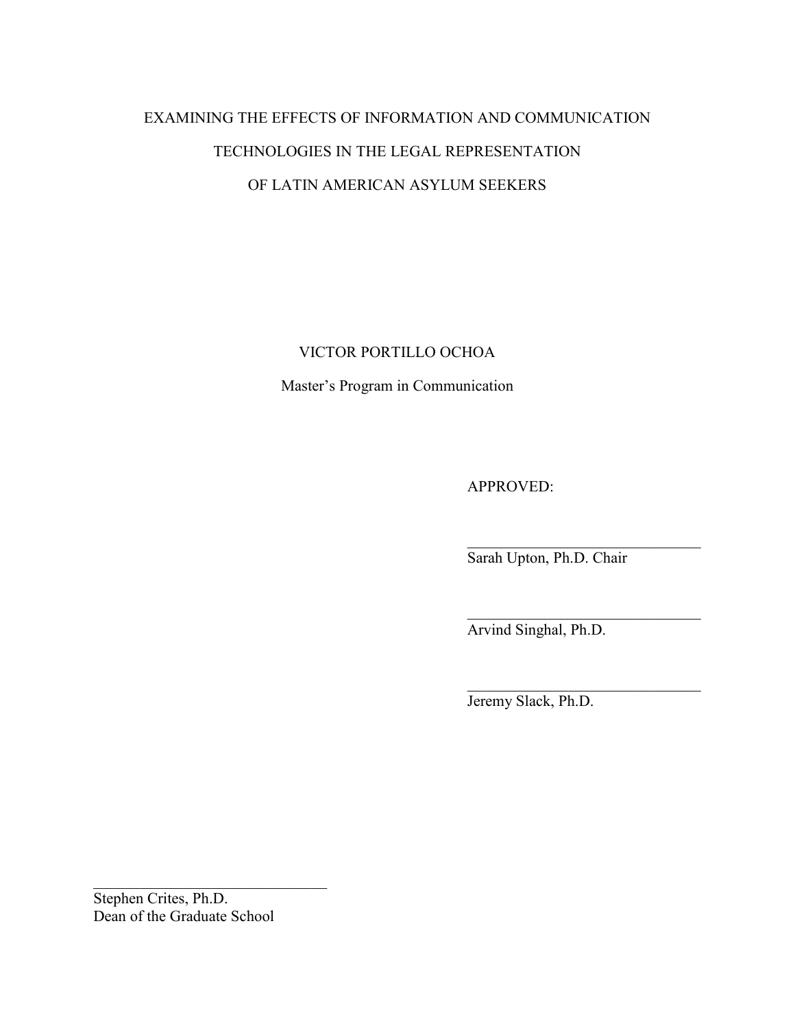EXAMINING THE EFFECTS OF INFORMATION AND COMMUNICATION

TECHNOLOGIES IN THE LEGAL REPRESENTATION

OF LATIN AMERICAN ASYLUM SEEKERS

VICTOR PORTILLO OCHOA

Master's Program in Communication

APPROVED:

______________________________
Sarah Upton, Ph.D. Chair

______________________________
Arvind Singhal, Ph.D.

______________________________
Jeremy Slack, Ph.D.

______________________________
Stephen Crites, Ph.D.
Dean of the Graduate School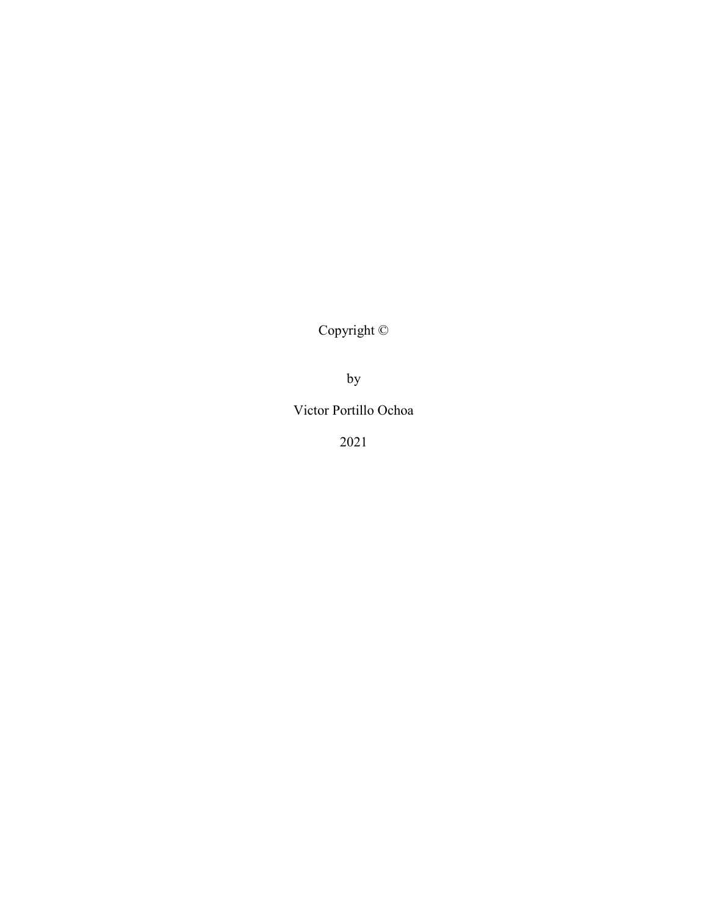Copyright ©

by

Victor Portillo Ochoa

2021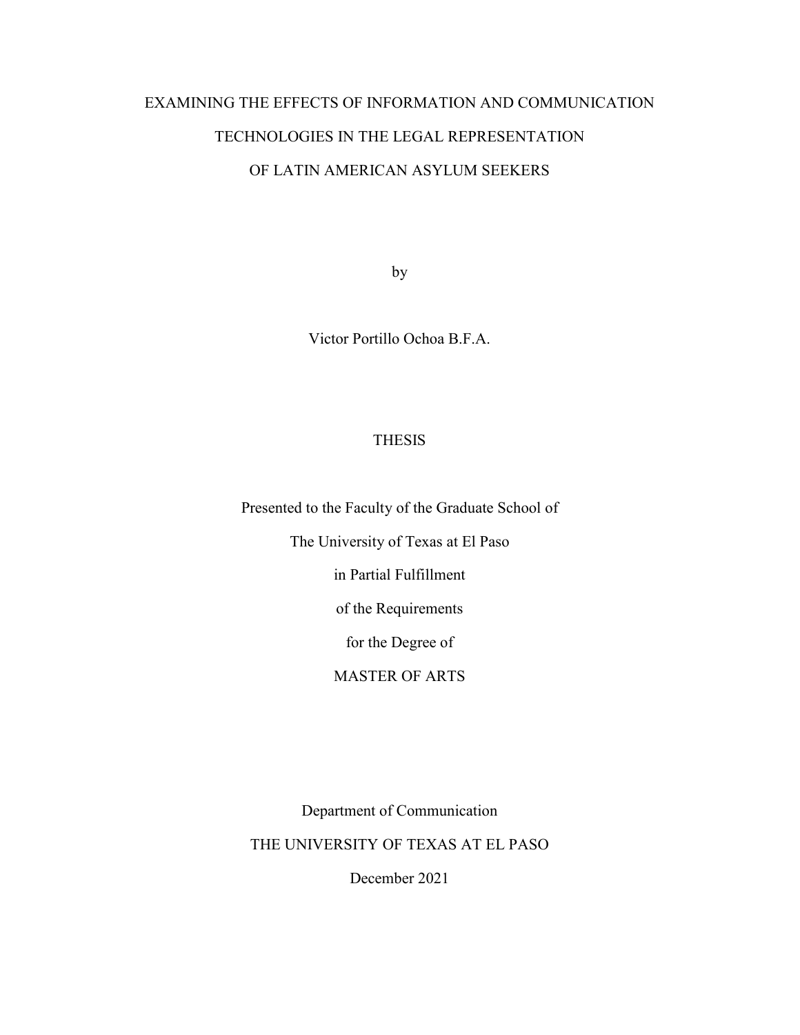EXAMINING THE EFFECTS OF INFORMATION AND COMMUNICATION

TECHNOLOGIES IN THE LEGAL REPRESENTATION

OF LATIN AMERICAN ASYLUM SEEKERS

by

Victor Portillo Ochoa B.F.A.

THESIS

Presented to the Faculty of the Graduate School of

The University of Texas at El Paso

in Partial Fulfillment

of the Requirements

for the Degree of

MASTER OF ARTS

Department of Communication

THE UNIVERSITY OF TEXAS AT EL PASO

December 2021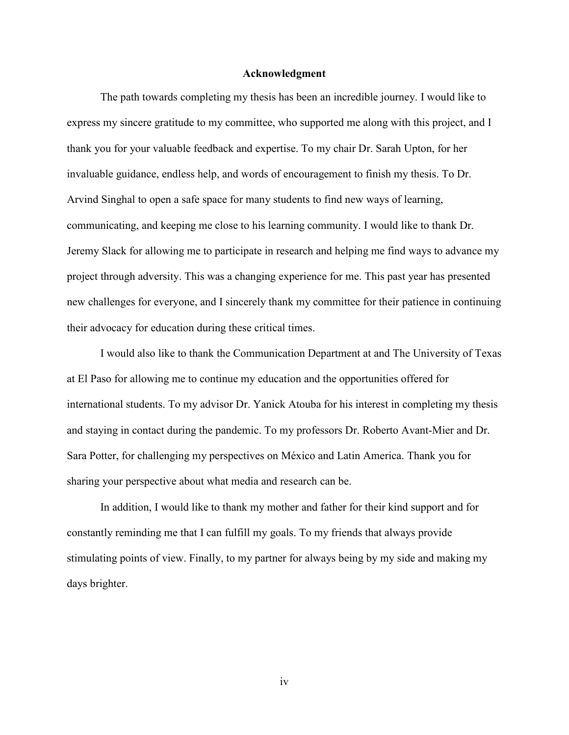## Acknowledgment

The path towards completing my thesis has been an incredible journey. I would like to express my sincere gratitude to my committee, who supported me along with this project, and I thank you for your valuable feedback and expertise. To my chair Dr. Sarah Upton, for her invaluable guidance, endless help, and words of encouragement to finish my thesis. To Dr. Arvind Singhal to open a safe space for many students to find new ways of learning, communicating, and keeping me close to his learning community. I would like to thank Dr. Jeremy Slack for allowing me to participate in research and helping me find ways to advance my project through adversity. This was a changing experience for me. This past year has presented new challenges for everyone, and I sincerely thank my committee for their patience in continuing their advocacy for education during these critical times.

I would also like to thank the Communication Department at and The University of Texas at El Paso for allowing me to continue my education and the opportunities offered for international students. To my advisor Dr. Yanick Atouba for his interest in completing my thesis and staying in contact during the pandemic. To my professors Dr. Roberto Avant-Mier and Dr. Sara Potter, for challenging my perspectives on México and Latin America. Thank you for sharing your perspective about what media and research can be.

In addition, I would like to thank my mother and father for their kind support and for constantly reminding me that I can fulfill my goals. To my friends that always provide stimulating points of view. Finally, to my partner for always being by my side and making my days brighter.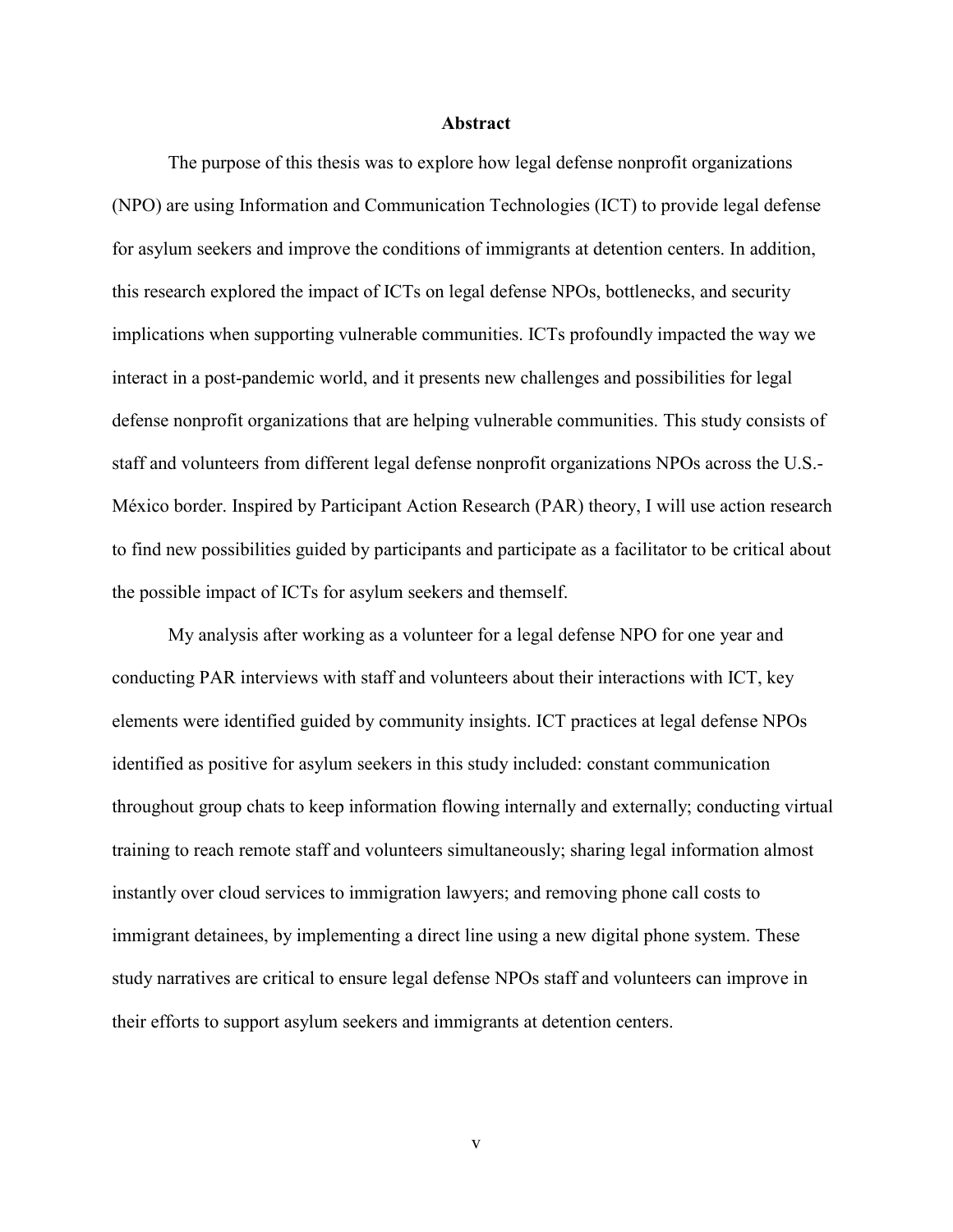# Abstract

The purpose of this thesis was to explore how legal defense nonprofit organizations (NPO) are using Information and Communication Technologies (ICT) to provide legal defense for asylum seekers and improve the conditions of immigrants at detention centers. In addition, this research explored the impact of ICTs on legal defense NPOs, bottlenecks, and security implications when supporting vulnerable communities. ICTs profoundly impacted the way we interact in a post-pandemic world, and it presents new challenges and possibilities for legal defense nonprofit organizations that are helping vulnerable communities. This study consists of staff and volunteers from different legal defense nonprofit organizations NPOs across the U.S.-México border. Inspired by Participant Action Research (PAR) theory, I will use action research to find new possibilities guided by participants and participate as a facilitator to be critical about the possible impact of ICTs for asylum seekers and themself.

My analysis after working as a volunteer for a legal defense NPO for one year and conducting PAR interviews with staff and volunteers about their interactions with ICT, key elements were identified guided by community insights. ICT practices at legal defense NPOs identified as positive for asylum seekers in this study included: constant communication throughout group chats to keep information flowing internally and externally; conducting virtual training to reach remote staff and volunteers simultaneously; sharing legal information almost instantly over cloud services to immigration lawyers; and removing phone call costs to immigrant detainees, by implementing a direct line using a new digital phone system. These study narratives are critical to ensure legal defense NPOs staff and volunteers can improve in their efforts to support asylum seekers and immigrants at detention centers.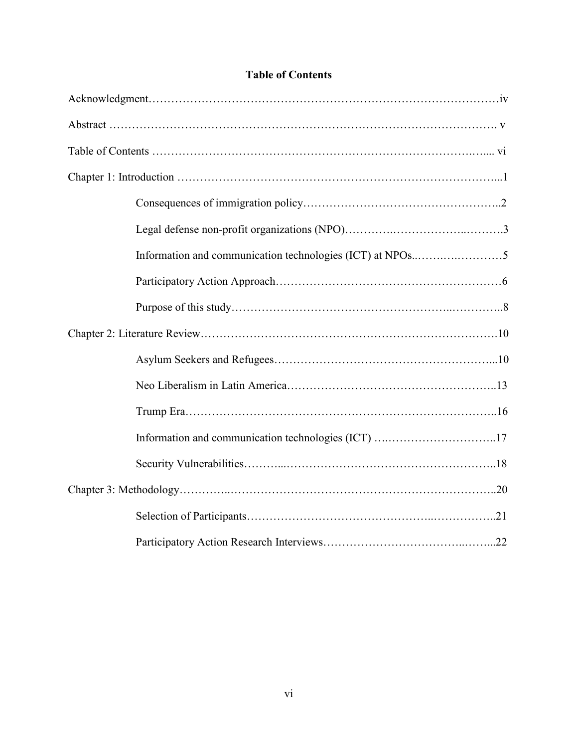## Table of Contents

Acknowledgment……………………………………………………………………………iv

Abstract ………………………………………………………………………………………. v

Table of Contents ………………………………………………………………….….... vi

Chapter 1: Introduction …………………………………………………………………...1

- Consequences of immigration policy…………………………………………..2
- Legal defense non-profit organizations (NPO)………….………………..……….3
- Information and communication technologies (ICT) at NPOs..……….…………5
- Participatory Action Approach…………………………………………………6
- Purpose of this study…………………………………………..…………..8

Chapter 2: Literature Review………………………………………………………….……10

- Asylum Seekers and Refugees…………………………………………………...10
- Neo Liberalism in Latin America……………………………………………..13
- Trump Era……………………………………………………………………..16
- Information and communication technologies (ICT) ….………………………..17
- Security Vulnerabilities………...………………………………………………..18

Chapter 3: Methodology…………..…………………………………………………………..20

- Selection of Participants………………………………………..……………..21
- Participatory Action Research Interviews……………………………..……...22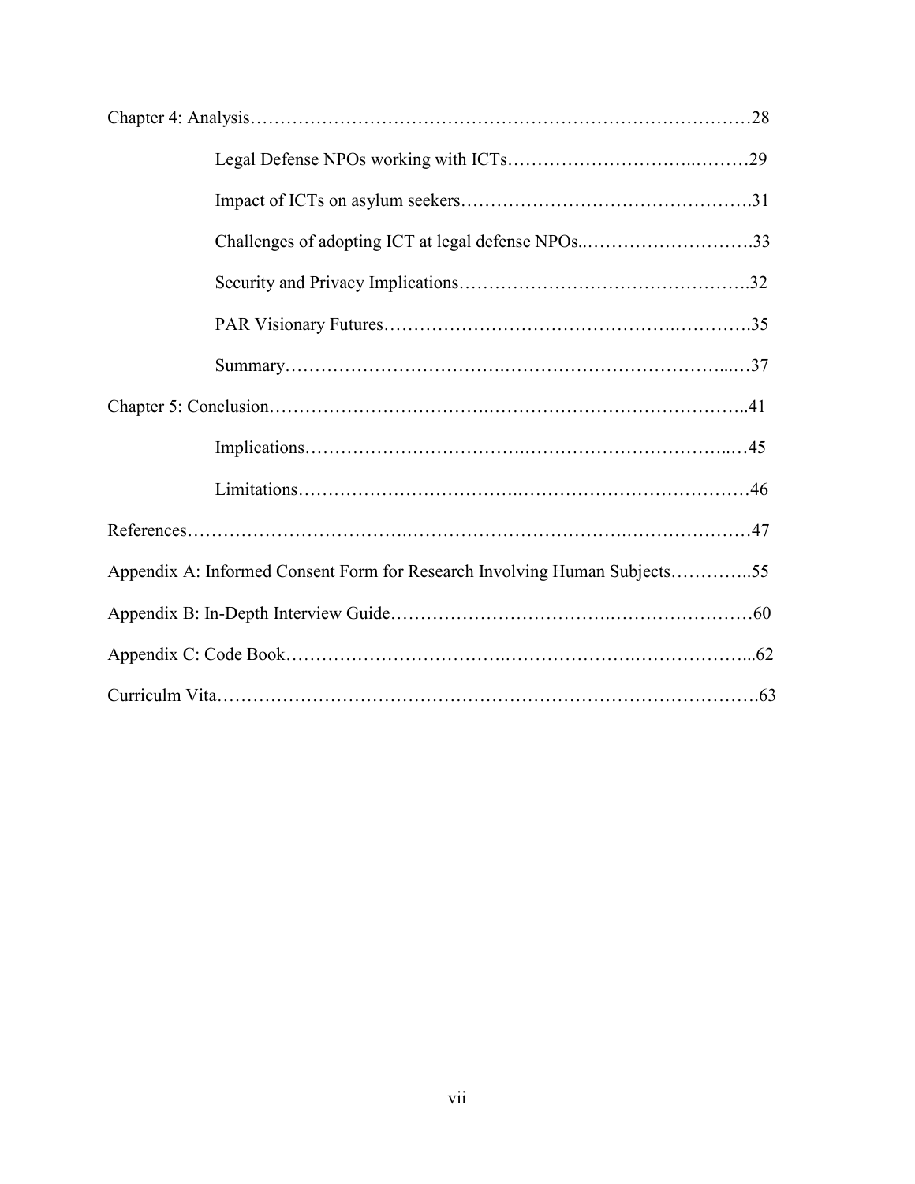Chapter 4: Analysis……………………………………………………………………………28

Legal Defense NPOs working with ICTs…………………………..………29

Impact of ICTs on asylum seekers……………………………………….31

Challenges of adopting ICT at legal defense NPOs..……………………….33

Security and Privacy Implications……………………………………….32

PAR Visionary Futures………………………………………….………….35

Summary…………………………………………………………………...…37

Chapter 5: Conclusion……………………………………………………………………..41

Implications……………………………………………………………..…45

Limitations…………………………………………………………………46

References……………………………………………………………………………………47

Appendix A: Informed Consent Form for Research Involving Human Subjects…………..55

Appendix B: In-Depth Interview Guide……………………………………………………60

Appendix C: Code Book…………………………………………………………………...62

Curriculm Vita……………………………………………………………………………….63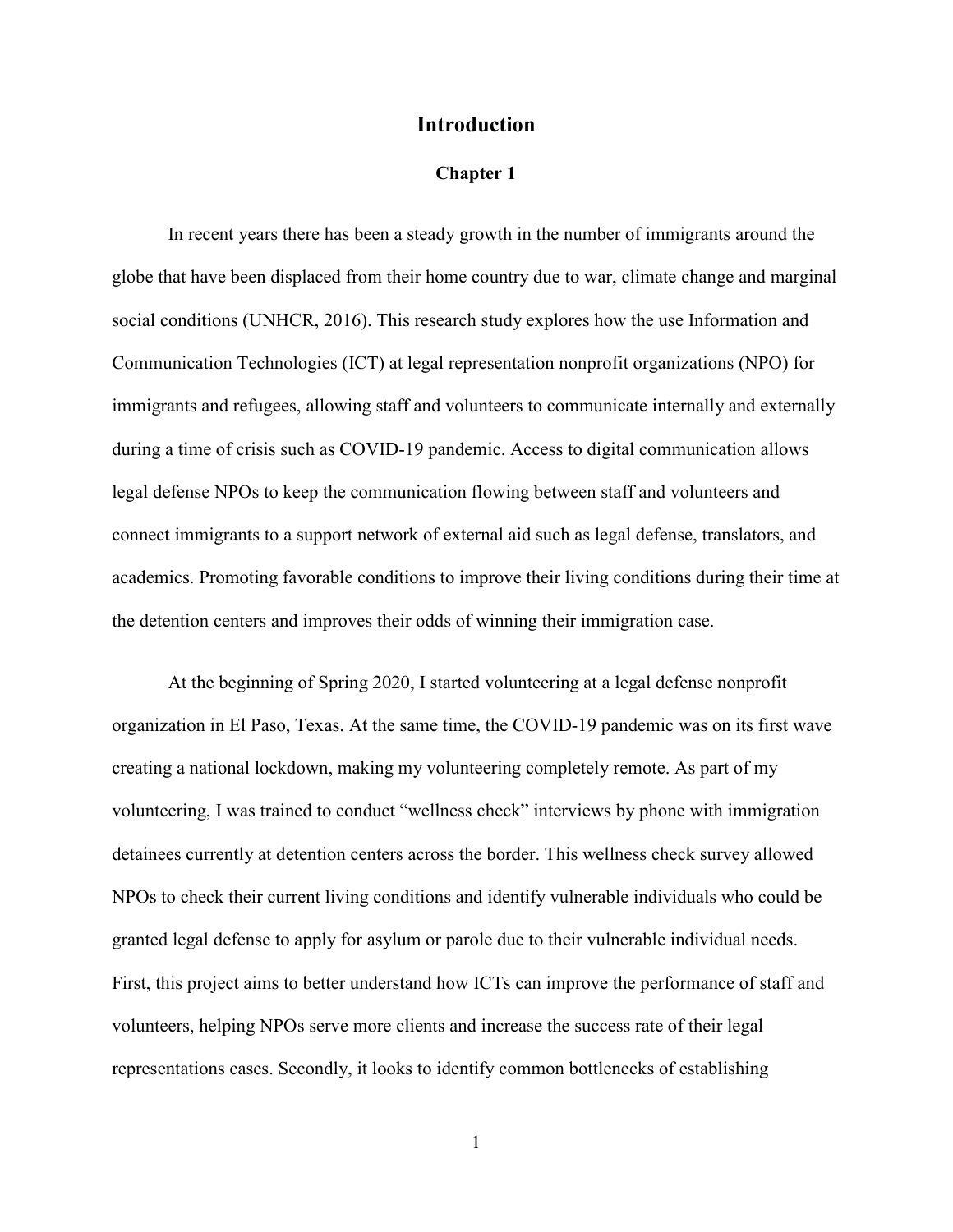# Introduction

## Chapter 1

In recent years there has been a steady growth in the number of immigrants around the globe that have been displaced from their home country due to war, climate change and marginal social conditions (UNHCR, 2016). This research study explores how the use Information and Communication Technologies (ICT) at legal representation nonprofit organizations (NPO) for immigrants and refugees, allowing staff and volunteers to communicate internally and externally during a time of crisis such as COVID-19 pandemic. Access to digital communication allows legal defense NPOs to keep the communication flowing between staff and volunteers and connect immigrants to a support network of external aid such as legal defense, translators, and academics. Promoting favorable conditions to improve their living conditions during their time at the detention centers and improves their odds of winning their immigration case.

At the beginning of Spring 2020, I started volunteering at a legal defense nonprofit organization in El Paso, Texas. At the same time, the COVID-19 pandemic was on its first wave creating a national lockdown, making my volunteering completely remote. As part of my volunteering, I was trained to conduct "wellness check" interviews by phone with immigration detainees currently at detention centers across the border. This wellness check survey allowed NPOs to check their current living conditions and identify vulnerable individuals who could be granted legal defense to apply for asylum or parole due to their vulnerable individual needs. First, this project aims to better understand how ICTs can improve the performance of staff and volunteers, helping NPOs serve more clients and increase the success rate of their legal representations cases. Secondly, it looks to identify common bottlenecks of establishing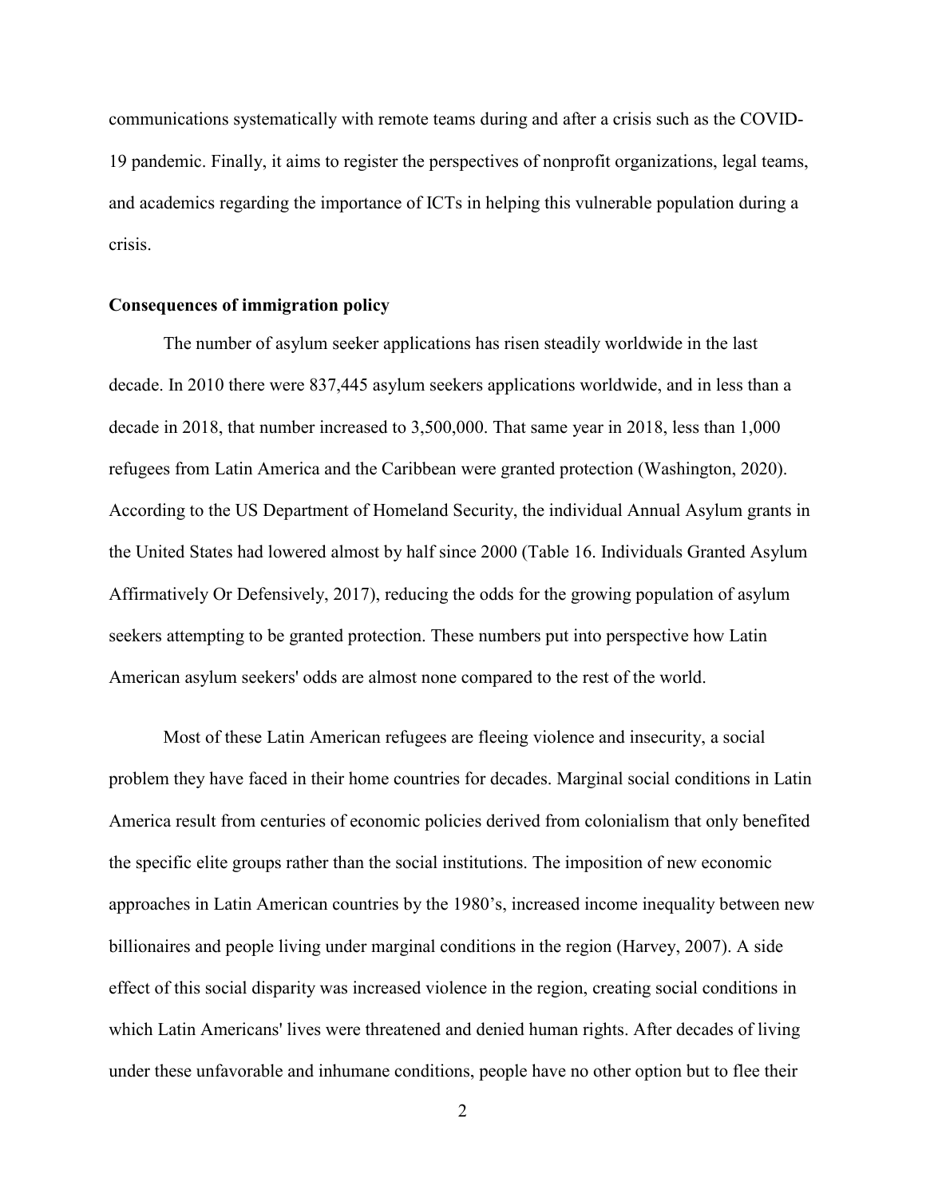communications systematically with remote teams during and after a crisis such as the COVID-19 pandemic. Finally, it aims to register the perspectives of nonprofit organizations, legal teams, and academics regarding the importance of ICTs in helping this vulnerable population during a crisis.

**Consequences of immigration policy**

The number of asylum seeker applications has risen steadily worldwide in the last decade. In 2010 there were 837,445 asylum seekers applications worldwide, and in less than a decade in 2018, that number increased to 3,500,000. That same year in 2018, less than 1,000 refugees from Latin America and the Caribbean were granted protection (Washington, 2020). According to the US Department of Homeland Security, the individual Annual Asylum grants in the United States had lowered almost by half since 2000 (Table 16. Individuals Granted Asylum Affirmatively Or Defensively, 2017), reducing the odds for the growing population of asylum seekers attempting to be granted protection. These numbers put into perspective how Latin American asylum seekers' odds are almost none compared to the rest of the world.

Most of these Latin American refugees are fleeing violence and insecurity, a social problem they have faced in their home countries for decades. Marginal social conditions in Latin America result from centuries of economic policies derived from colonialism that only benefited the specific elite groups rather than the social institutions. The imposition of new economic approaches in Latin American countries by the 1980's, increased income inequality between new billionaires and people living under marginal conditions in the region (Harvey, 2007). A side effect of this social disparity was increased violence in the region, creating social conditions in which Latin Americans' lives were threatened and denied human rights. After decades of living under these unfavorable and inhumane conditions, people have no other option but to flee their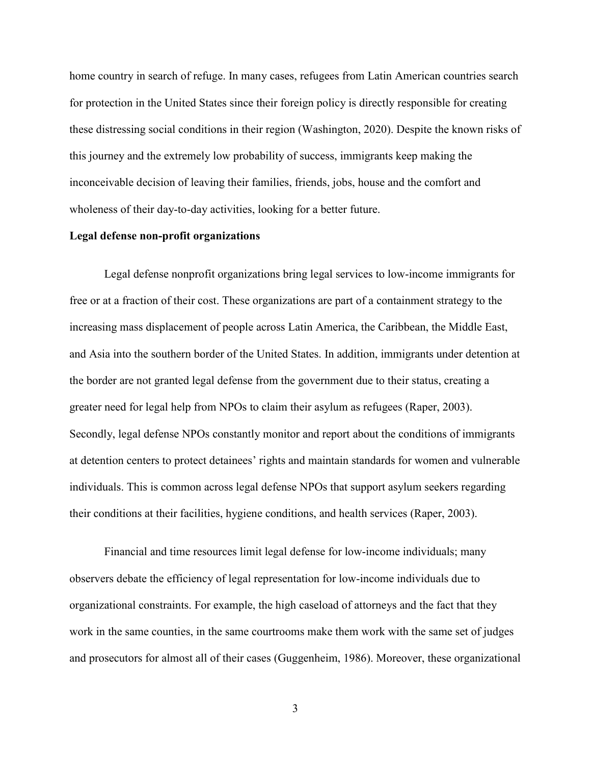home country in search of refuge. In many cases, refugees from Latin American countries search for protection in the United States since their foreign policy is directly responsible for creating these distressing social conditions in their region (Washington, 2020). Despite the known risks of this journey and the extremely low probability of success, immigrants keep making the inconceivable decision of leaving their families, friends, jobs, house and the comfort and wholeness of their day-to-day activities, looking for a better future.

**Legal defense non-profit organizations**

Legal defense nonprofit organizations bring legal services to low-income immigrants for free or at a fraction of their cost. These organizations are part of a containment strategy to the increasing mass displacement of people across Latin America, the Caribbean, the Middle East, and Asia into the southern border of the United States. In addition, immigrants under detention at the border are not granted legal defense from the government due to their status, creating a greater need for legal help from NPOs to claim their asylum as refugees (Raper, 2003). Secondly, legal defense NPOs constantly monitor and report about the conditions of immigrants at detention centers to protect detainees' rights and maintain standards for women and vulnerable individuals. This is common across legal defense NPOs that support asylum seekers regarding their conditions at their facilities, hygiene conditions, and health services (Raper, 2003).

Financial and time resources limit legal defense for low-income individuals; many observers debate the efficiency of legal representation for low-income individuals due to organizational constraints. For example, the high caseload of attorneys and the fact that they work in the same counties, in the same courtrooms make them work with the same set of judges and prosecutors for almost all of their cases (Guggenheim, 1986). Moreover, these organizational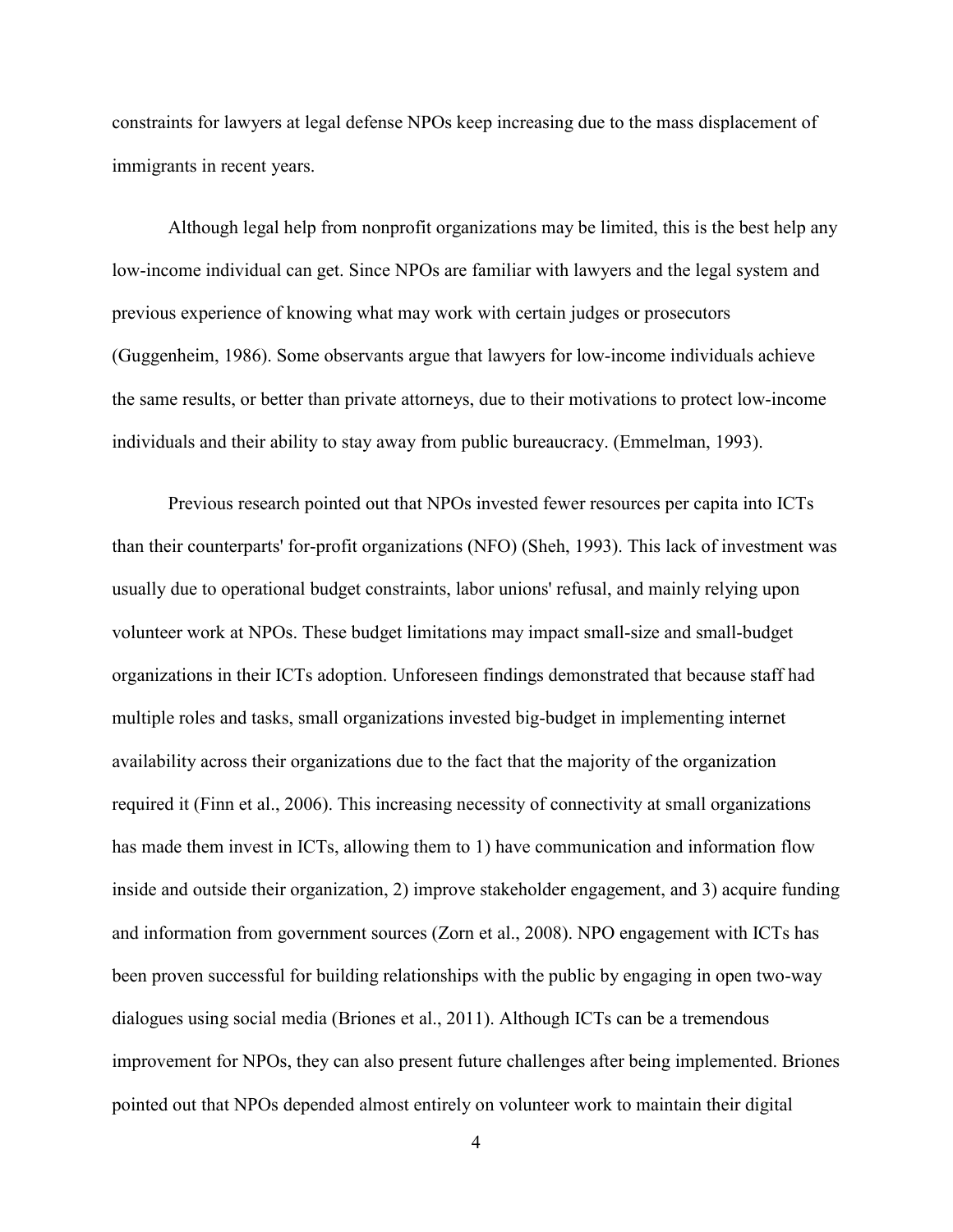constraints for lawyers at legal defense NPOs keep increasing due to the mass displacement of immigrants in recent years.

Although legal help from nonprofit organizations may be limited, this is the best help any low-income individual can get. Since NPOs are familiar with lawyers and the legal system and previous experience of knowing what may work with certain judges or prosecutors (Guggenheim, 1986). Some observants argue that lawyers for low-income individuals achieve the same results, or better than private attorneys, due to their motivations to protect low-income individuals and their ability to stay away from public bureaucracy. (Emmelman, 1993).

Previous research pointed out that NPOs invested fewer resources per capita into ICTs than their counterparts' for-profit organizations (NFO) (Sheh, 1993). This lack of investment was usually due to operational budget constraints, labor unions' refusal, and mainly relying upon volunteer work at NPOs. These budget limitations may impact small-size and small-budget organizations in their ICTs adoption. Unforeseen findings demonstrated that because staff had multiple roles and tasks, small organizations invested big-budget in implementing internet availability across their organizations due to the fact that the majority of the organization required it (Finn et al., 2006). This increasing necessity of connectivity at small organizations has made them invest in ICTs, allowing them to 1) have communication and information flow inside and outside their organization, 2) improve stakeholder engagement, and 3) acquire funding and information from government sources (Zorn et al., 2008). NPO engagement with ICTs has been proven successful for building relationships with the public by engaging in open two-way dialogues using social media (Briones et al., 2011). Although ICTs can be a tremendous improvement for NPOs, they can also present future challenges after being implemented. Briones pointed out that NPOs depended almost entirely on volunteer work to maintain their digital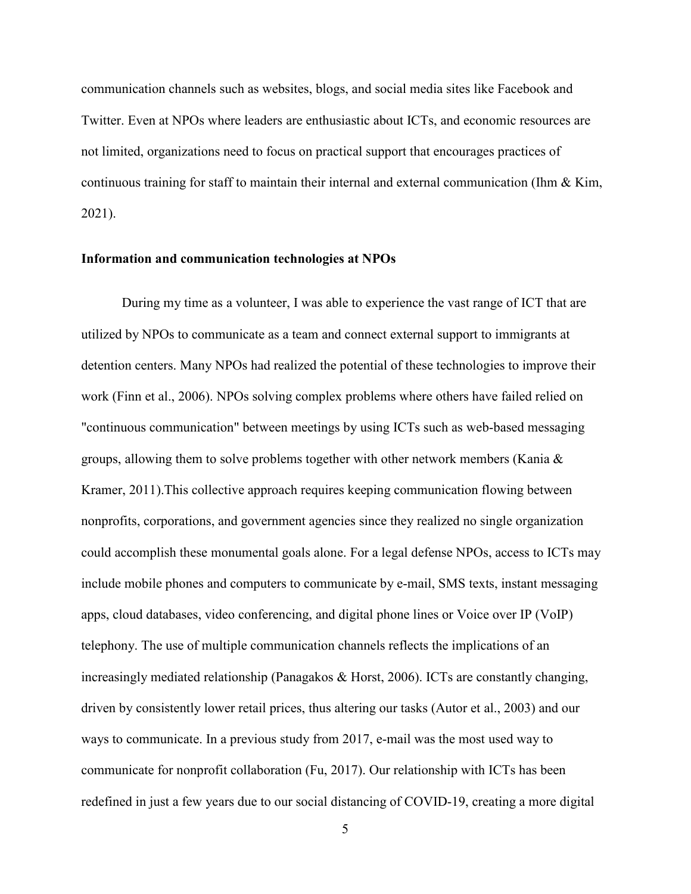communication channels such as websites, blogs, and social media sites like Facebook and Twitter. Even at NPOs where leaders are enthusiastic about ICTs, and economic resources are not limited, organizations need to focus on practical support that encourages practices of continuous training for staff to maintain their internal and external communication (Ihm & Kim, 2021).

### Information and communication technologies at NPOs

During my time as a volunteer, I was able to experience the vast range of ICT that are utilized by NPOs to communicate as a team and connect external support to immigrants at detention centers. Many NPOs had realized the potential of these technologies to improve their work (Finn et al., 2006). NPOs solving complex problems where others have failed relied on "continuous communication" between meetings by using ICTs such as web-based messaging groups, allowing them to solve problems together with other network members (Kania & Kramer, 2011).This collective approach requires keeping communication flowing between nonprofits, corporations, and government agencies since they realized no single organization could accomplish these monumental goals alone. For a legal defense NPOs, access to ICTs may include mobile phones and computers to communicate by e-mail, SMS texts, instant messaging apps, cloud databases, video conferencing, and digital phone lines or Voice over IP (VoIP) telephony. The use of multiple communication channels reflects the implications of an increasingly mediated relationship (Panagakos & Horst, 2006). ICTs are constantly changing, driven by consistently lower retail prices, thus altering our tasks (Autor et al., 2003) and our ways to communicate. In a previous study from 2017, e-mail was the most used way to communicate for nonprofit collaboration (Fu, 2017). Our relationship with ICTs has been redefined in just a few years due to our social distancing of COVID-19, creating a more digital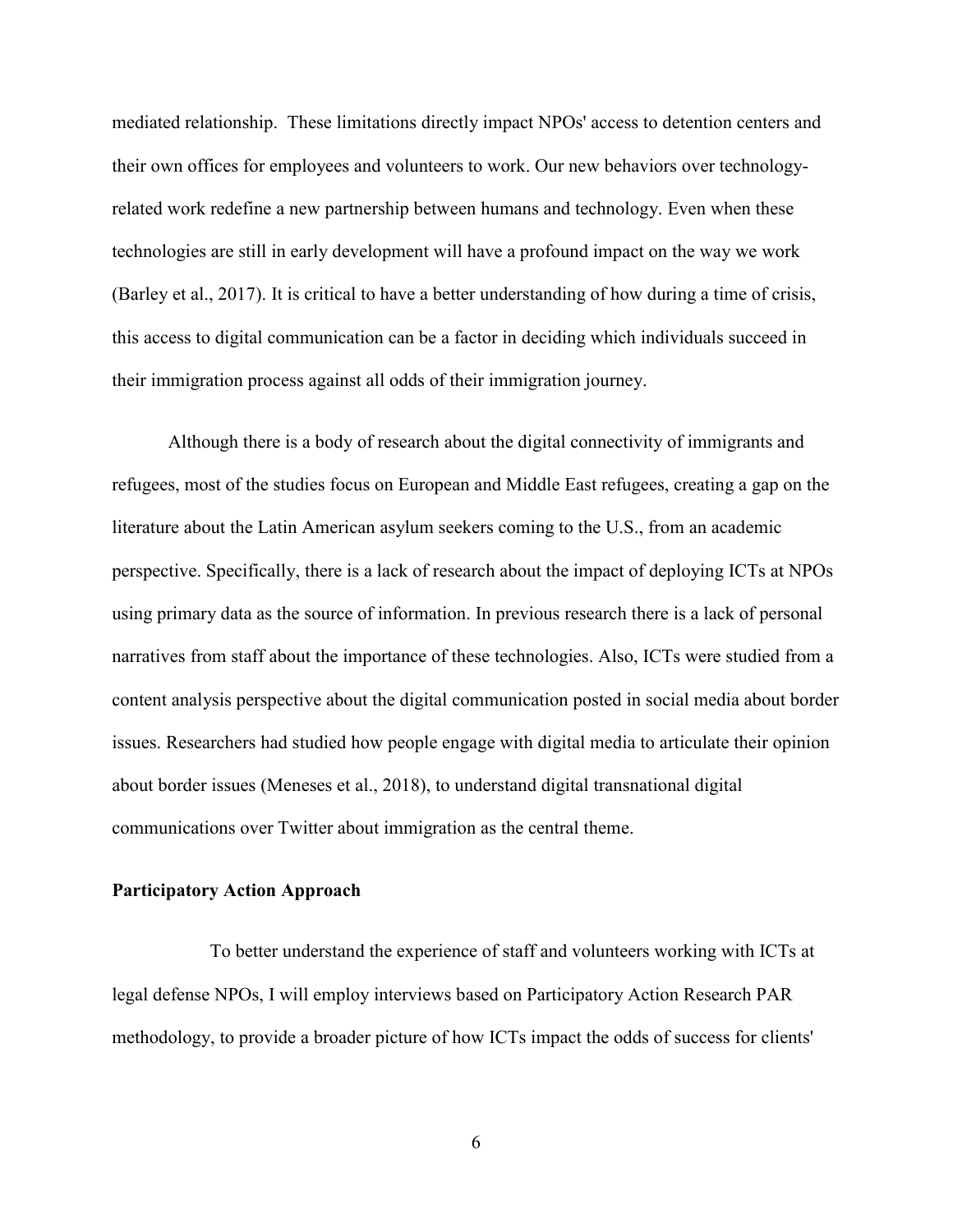mediated relationship. These limitations directly impact NPOs' access to detention centers and their own offices for employees and volunteers to work. Our new behaviors over technology-related work redefine a new partnership between humans and technology. Even when these technologies are still in early development will have a profound impact on the way we work (Barley et al., 2017). It is critical to have a better understanding of how during a time of crisis, this access to digital communication can be a factor in deciding which individuals succeed in their immigration process against all odds of their immigration journey.

Although there is a body of research about the digital connectivity of immigrants and refugees, most of the studies focus on European and Middle East refugees, creating a gap on the literature about the Latin American asylum seekers coming to the U.S., from an academic perspective. Specifically, there is a lack of research about the impact of deploying ICTs at NPOs using primary data as the source of information. In previous research there is a lack of personal narratives from staff about the importance of these technologies. Also, ICTs were studied from a content analysis perspective about the digital communication posted in social media about border issues. Researchers had studied how people engage with digital media to articulate their opinion about border issues (Meneses et al., 2018), to understand digital transnational digital communications over Twitter about immigration as the central theme.

**Participatory Action Approach**

To better understand the experience of staff and volunteers working with ICTs at legal defense NPOs, I will employ interviews based on Participatory Action Research PAR methodology, to provide a broader picture of how ICTs impact the odds of success for clients'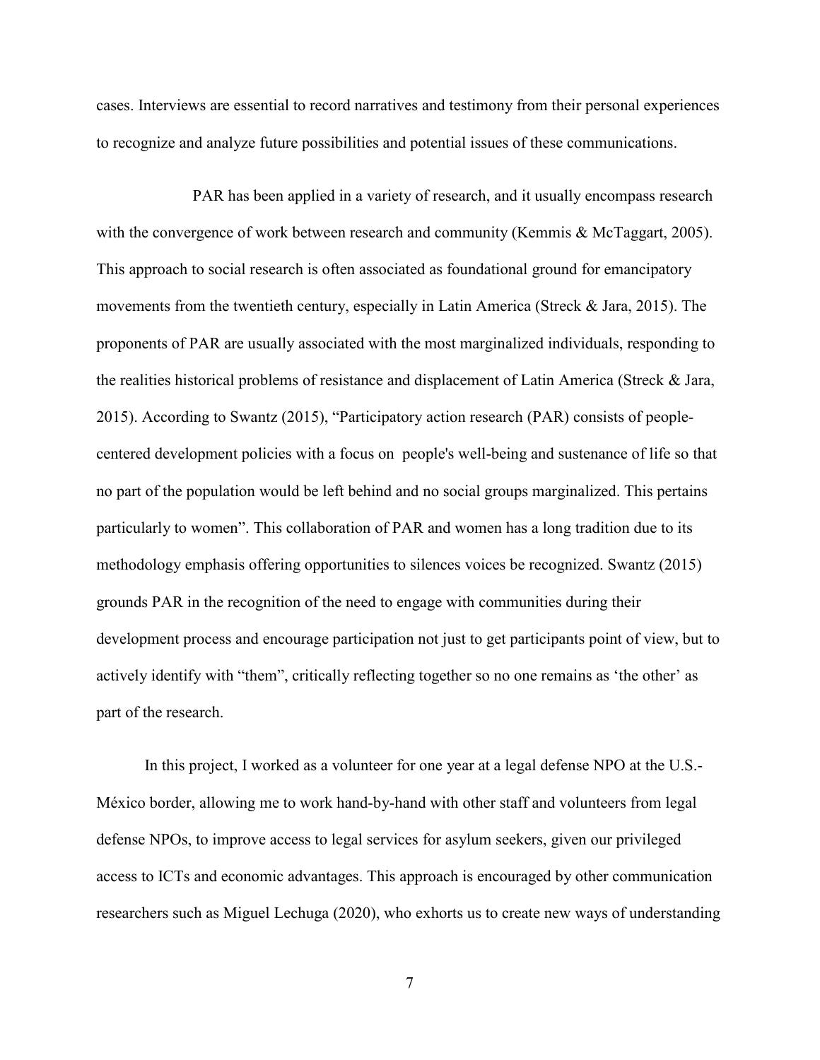cases. Interviews are essential to record narratives and testimony from their personal experiences to recognize and analyze future possibilities and potential issues of these communications.

PAR has been applied in a variety of research, and it usually encompass research with the convergence of work between research and community (Kemmis & McTaggart, 2005). This approach to social research is often associated as foundational ground for emancipatory movements from the twentieth century, especially in Latin America (Streck & Jara, 2015). The proponents of PAR are usually associated with the most marginalized individuals, responding to the realities historical problems of resistance and displacement of Latin America (Streck & Jara, 2015). According to Swantz (2015), "Participatory action research (PAR) consists of people-centered development policies with a focus on people's well-being and sustenance of life so that no part of the population would be left behind and no social groups marginalized. This pertains particularly to women". This collaboration of PAR and women has a long tradition due to its methodology emphasis offering opportunities to silences voices be recognized. Swantz (2015) grounds PAR in the recognition of the need to engage with communities during their development process and encourage participation not just to get participants point of view, but to actively identify with "them", critically reflecting together so no one remains as 'the other' as part of the research.

In this project, I worked as a volunteer for one year at a legal defense NPO at the U.S.-México border, allowing me to work hand-by-hand with other staff and volunteers from legal defense NPOs, to improve access to legal services for asylum seekers, given our privileged access to ICTs and economic advantages. This approach is encouraged by other communication researchers such as Miguel Lechuga (2020), who exhorts us to create new ways of understanding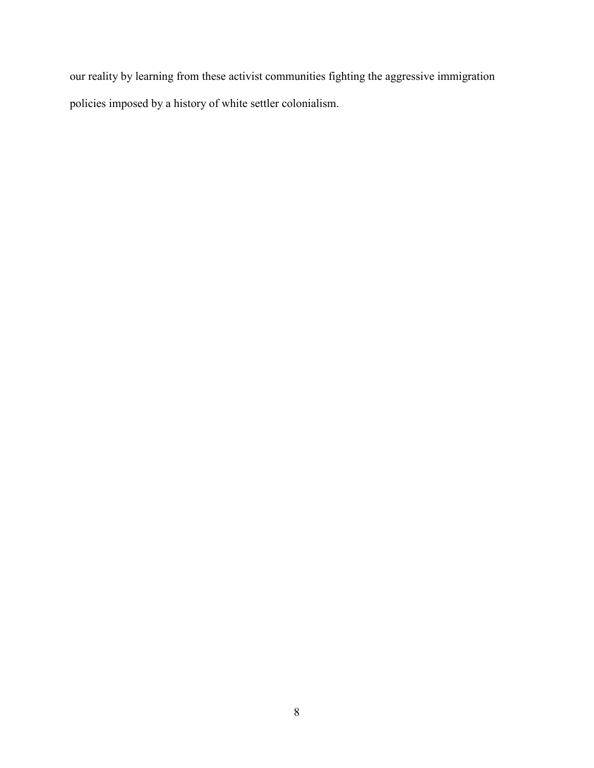our reality by learning from these activist communities fighting the aggressive immigration policies imposed by a history of white settler colonialism.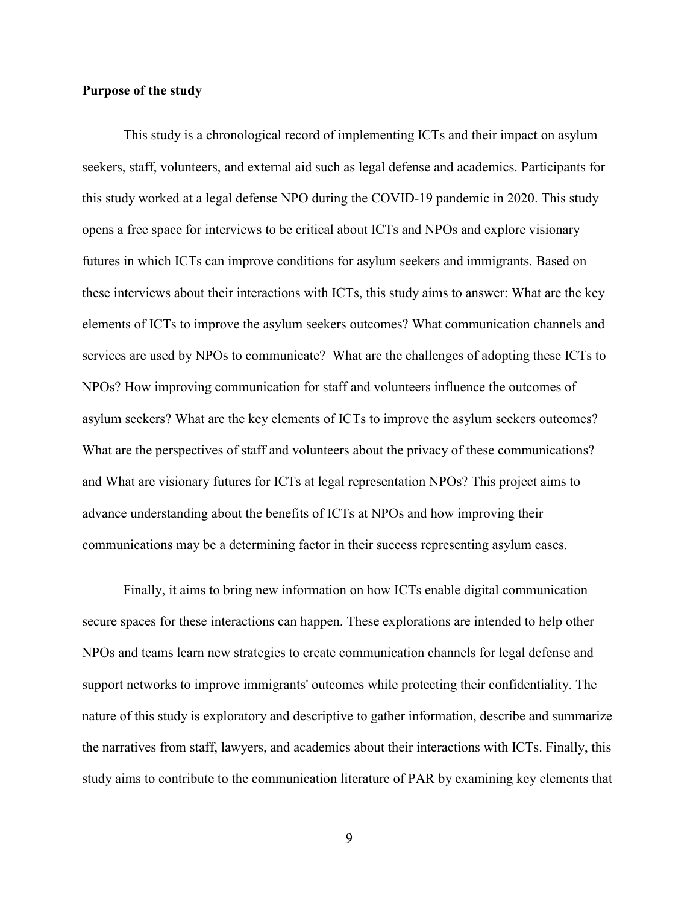**Purpose of the study**

This study is a chronological record of implementing ICTs and their impact on asylum seekers, staff, volunteers, and external aid such as legal defense and academics. Participants for this study worked at a legal defense NPO during the COVID-19 pandemic in 2020. This study opens a free space for interviews to be critical about ICTs and NPOs and explore visionary futures in which ICTs can improve conditions for asylum seekers and immigrants. Based on these interviews about their interactions with ICTs, this study aims to answer: What are the key elements of ICTs to improve the asylum seekers outcomes? What communication channels and services are used by NPOs to communicate? What are the challenges of adopting these ICTs to NPOs? How improving communication for staff and volunteers influence the outcomes of asylum seekers? What are the key elements of ICTs to improve the asylum seekers outcomes? What are the perspectives of staff and volunteers about the privacy of these communications? and What are visionary futures for ICTs at legal representation NPOs? This project aims to advance understanding about the benefits of ICTs at NPOs and how improving their communications may be a determining factor in their success representing asylum cases.

Finally, it aims to bring new information on how ICTs enable digital communication secure spaces for these interactions can happen. These explorations are intended to help other NPOs and teams learn new strategies to create communication channels for legal defense and support networks to improve immigrants' outcomes while protecting their confidentiality. The nature of this study is exploratory and descriptive to gather information, describe and summarize the narratives from staff, lawyers, and academics about their interactions with ICTs. Finally, this study aims to contribute to the communication literature of PAR by examining key elements that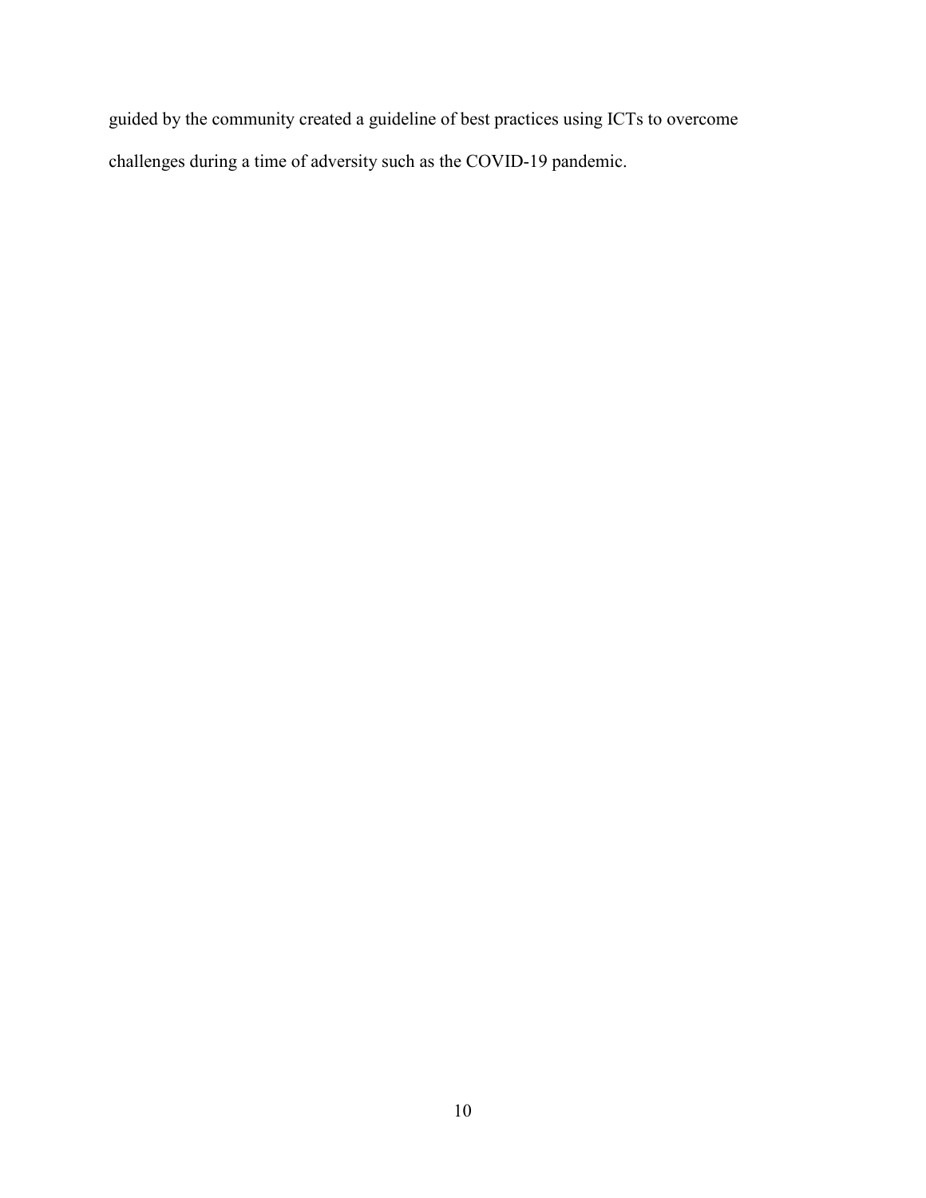guided by the community created a guideline of best practices using ICTs to overcome challenges during a time of adversity such as the COVID-19 pandemic.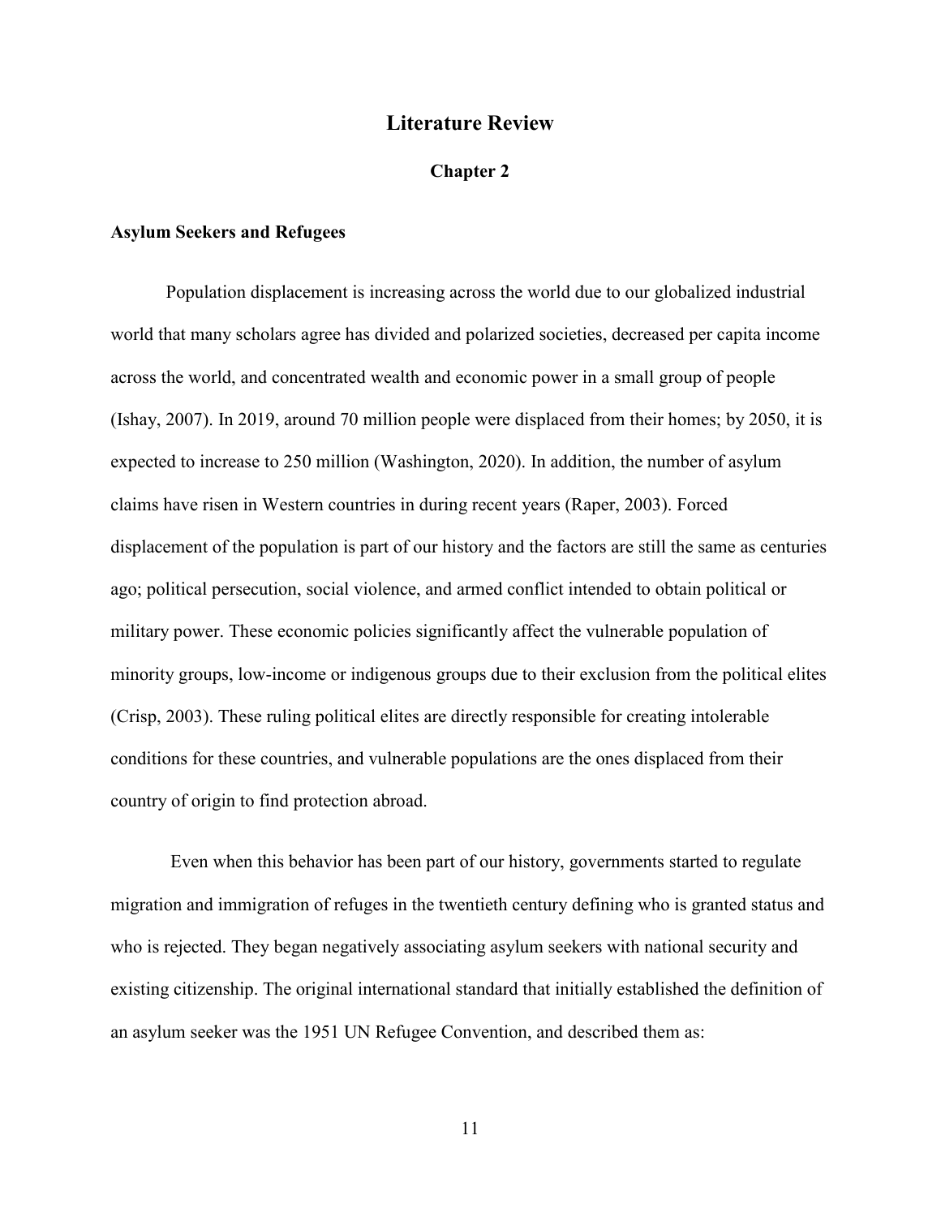# Literature Review

## Chapter 2

### Asylum Seekers and Refugees

Population displacement is increasing across the world due to our globalized industrial world that many scholars agree has divided and polarized societies, decreased per capita income across the world, and concentrated wealth and economic power in a small group of people (Ishay, 2007). In 2019, around 70 million people were displaced from their homes; by 2050, it is expected to increase to 250 million (Washington, 2020). In addition, the number of asylum claims have risen in Western countries in during recent years (Raper, 2003). Forced displacement of the population is part of our history and the factors are still the same as centuries ago; political persecution, social violence, and armed conflict intended to obtain political or military power. These economic policies significantly affect the vulnerable population of minority groups, low-income or indigenous groups due to their exclusion from the political elites (Crisp, 2003). These ruling political elites are directly responsible for creating intolerable conditions for these countries, and vulnerable populations are the ones displaced from their country of origin to find protection abroad.

Even when this behavior has been part of our history, governments started to regulate migration and immigration of refuges in the twentieth century defining who is granted status and who is rejected. They began negatively associating asylum seekers with national security and existing citizenship. The original international standard that initially established the definition of an asylum seeker was the 1951 UN Refugee Convention, and described them as: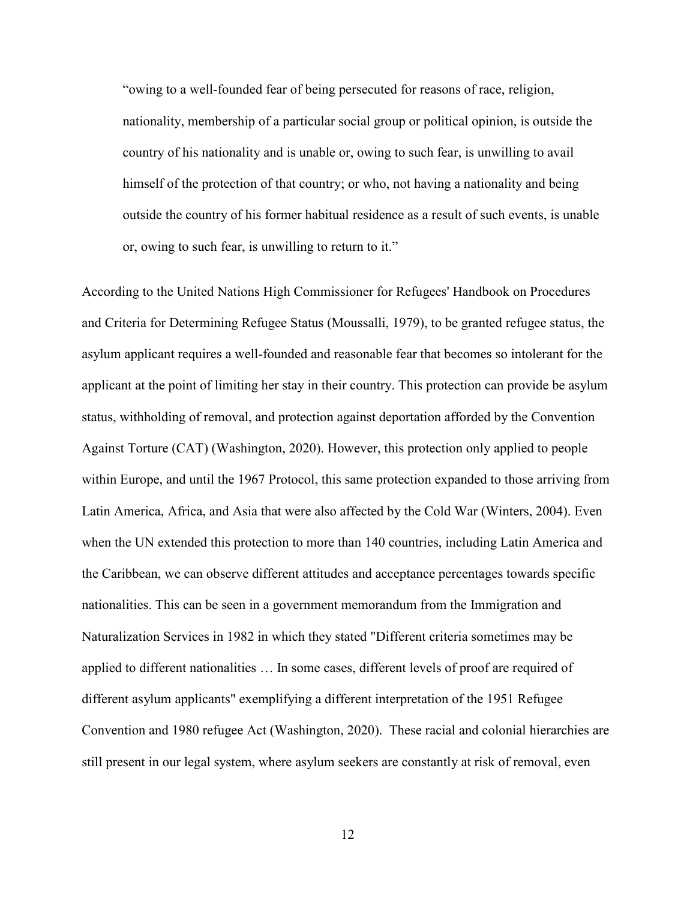> "owing to a well-founded fear of being persecuted for reasons of race, religion, nationality, membership of a particular social group or political opinion, is outside the country of his nationality and is unable or, owing to such fear, is unwilling to avail himself of the protection of that country; or who, not having a nationality and being outside the country of his former habitual residence as a result of such events, is unable or, owing to such fear, is unwilling to return to it."

According to the United Nations High Commissioner for Refugees' Handbook on Procedures and Criteria for Determining Refugee Status (Moussalli, 1979), to be granted refugee status, the asylum applicant requires a well-founded and reasonable fear that becomes so intolerant for the applicant at the point of limiting her stay in their country. This protection can provide be asylum status, withholding of removal, and protection against deportation afforded by the Convention Against Torture (CAT) (Washington, 2020). However, this protection only applied to people within Europe, and until the 1967 Protocol, this same protection expanded to those arriving from Latin America, Africa, and Asia that were also affected by the Cold War (Winters, 2004). Even when the UN extended this protection to more than 140 countries, including Latin America and the Caribbean, we can observe different attitudes and acceptance percentages towards specific nationalities. This can be seen in a government memorandum from the Immigration and Naturalization Services in 1982 in which they stated "Different criteria sometimes may be applied to different nationalities … In some cases, different levels of proof are required of different asylum applicants" exemplifying a different interpretation of the 1951 Refugee Convention and 1980 refugee Act (Washington, 2020). These racial and colonial hierarchies are still present in our legal system, where asylum seekers are constantly at risk of removal, even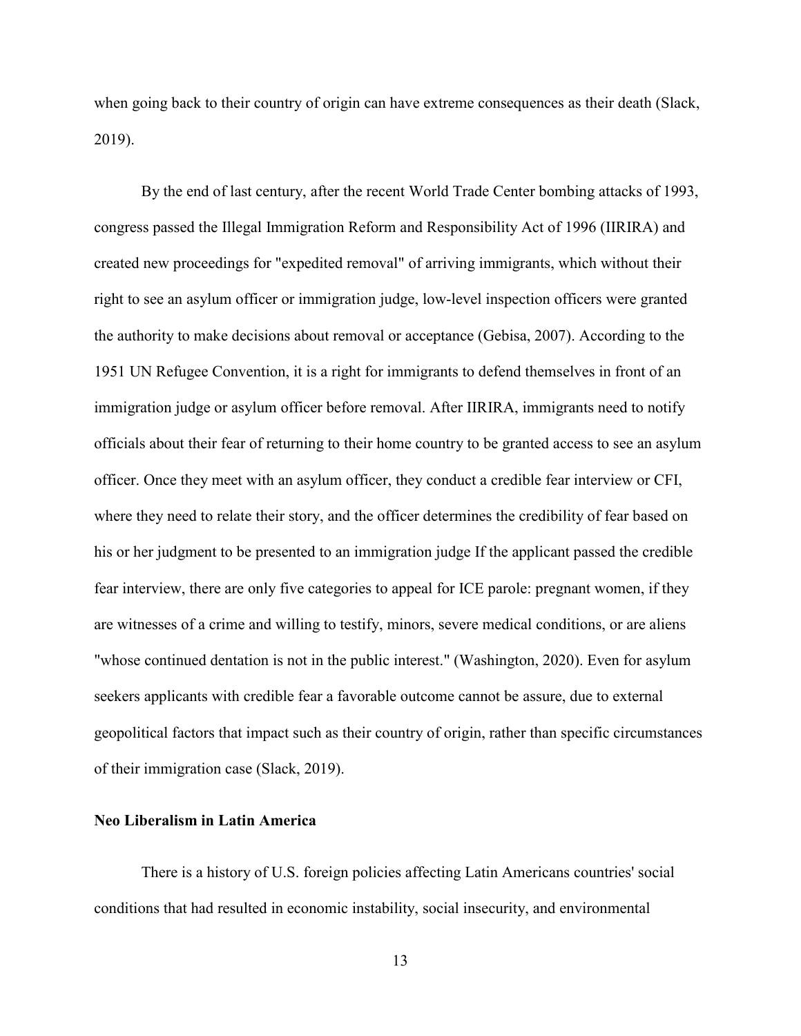when going back to their country of origin can have extreme consequences as their death (Slack, 2019).

By the end of last century, after the recent World Trade Center bombing attacks of 1993, congress passed the Illegal Immigration Reform and Responsibility Act of 1996 (IIRIRA) and created new proceedings for "expedited removal" of arriving immigrants, which without their right to see an asylum officer or immigration judge, low-level inspection officers were granted the authority to make decisions about removal or acceptance (Gebisa, 2007). According to the 1951 UN Refugee Convention, it is a right for immigrants to defend themselves in front of an immigration judge or asylum officer before removal. After IIRIRA, immigrants need to notify officials about their fear of returning to their home country to be granted access to see an asylum officer. Once they meet with an asylum officer, they conduct a credible fear interview or CFI, where they need to relate their story, and the officer determines the credibility of fear based on his or her judgment to be presented to an immigration judge If the applicant passed the credible fear interview, there are only five categories to appeal for ICE parole: pregnant women, if they are witnesses of a crime and willing to testify, minors, severe medical conditions, or are aliens "whose continued dentation is not in the public interest." (Washington, 2020). Even for asylum seekers applicants with credible fear a favorable outcome cannot be assure, due to external geopolitical factors that impact such as their country of origin, rather than specific circumstances of their immigration case (Slack, 2019).

**Neo Liberalism in Latin America**

There is a history of U.S. foreign policies affecting Latin Americans countries' social conditions that had resulted in economic instability, social insecurity, and environmental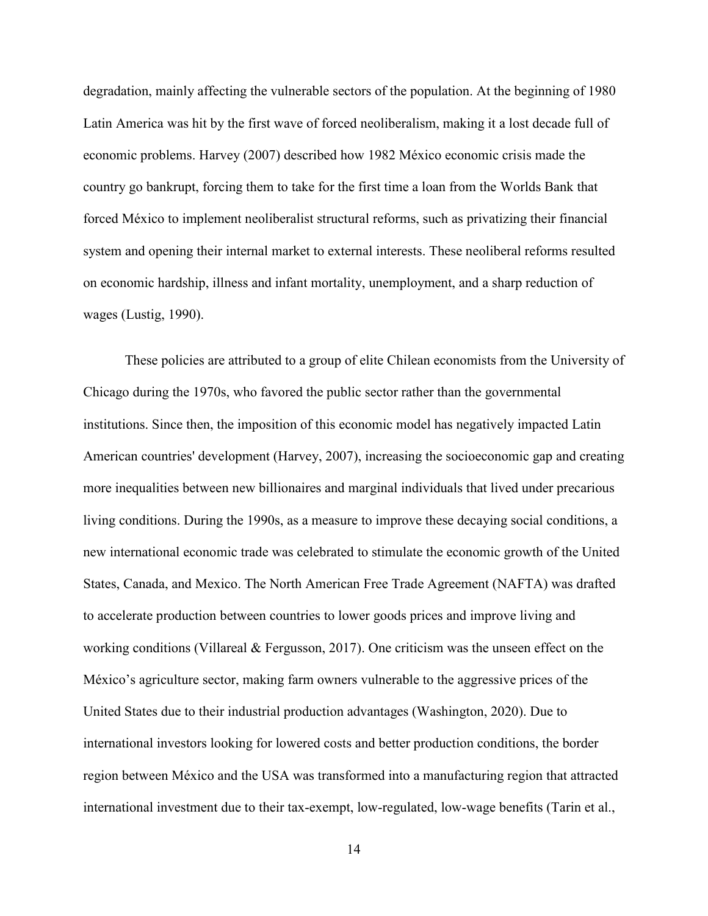degradation, mainly affecting the vulnerable sectors of the population. At the beginning of 1980 Latin America was hit by the first wave of forced neoliberalism, making it a lost decade full of economic problems. Harvey (2007) described how 1982 México economic crisis made the country go bankrupt, forcing them to take for the first time a loan from the Worlds Bank that forced México to implement neoliberalist structural reforms, such as privatizing their financial system and opening their internal market to external interests. These neoliberal reforms resulted on economic hardship, illness and infant mortality, unemployment, and a sharp reduction of wages (Lustig, 1990).

These policies are attributed to a group of elite Chilean economists from the University of Chicago during the 1970s, who favored the public sector rather than the governmental institutions. Since then, the imposition of this economic model has negatively impacted Latin American countries' development (Harvey, 2007), increasing the socioeconomic gap and creating more inequalities between new billionaires and marginal individuals that lived under precarious living conditions. During the 1990s, as a measure to improve these decaying social conditions, a new international economic trade was celebrated to stimulate the economic growth of the United States, Canada, and Mexico. The North American Free Trade Agreement (NAFTA) was drafted to accelerate production between countries to lower goods prices and improve living and working conditions (Villareal & Fergusson, 2017). One criticism was the unseen effect on the México's agriculture sector, making farm owners vulnerable to the aggressive prices of the United States due to their industrial production advantages (Washington, 2020). Due to international investors looking for lowered costs and better production conditions, the border region between México and the USA was transformed into a manufacturing region that attracted international investment due to their tax-exempt, low-regulated, low-wage benefits (Tarin et al.,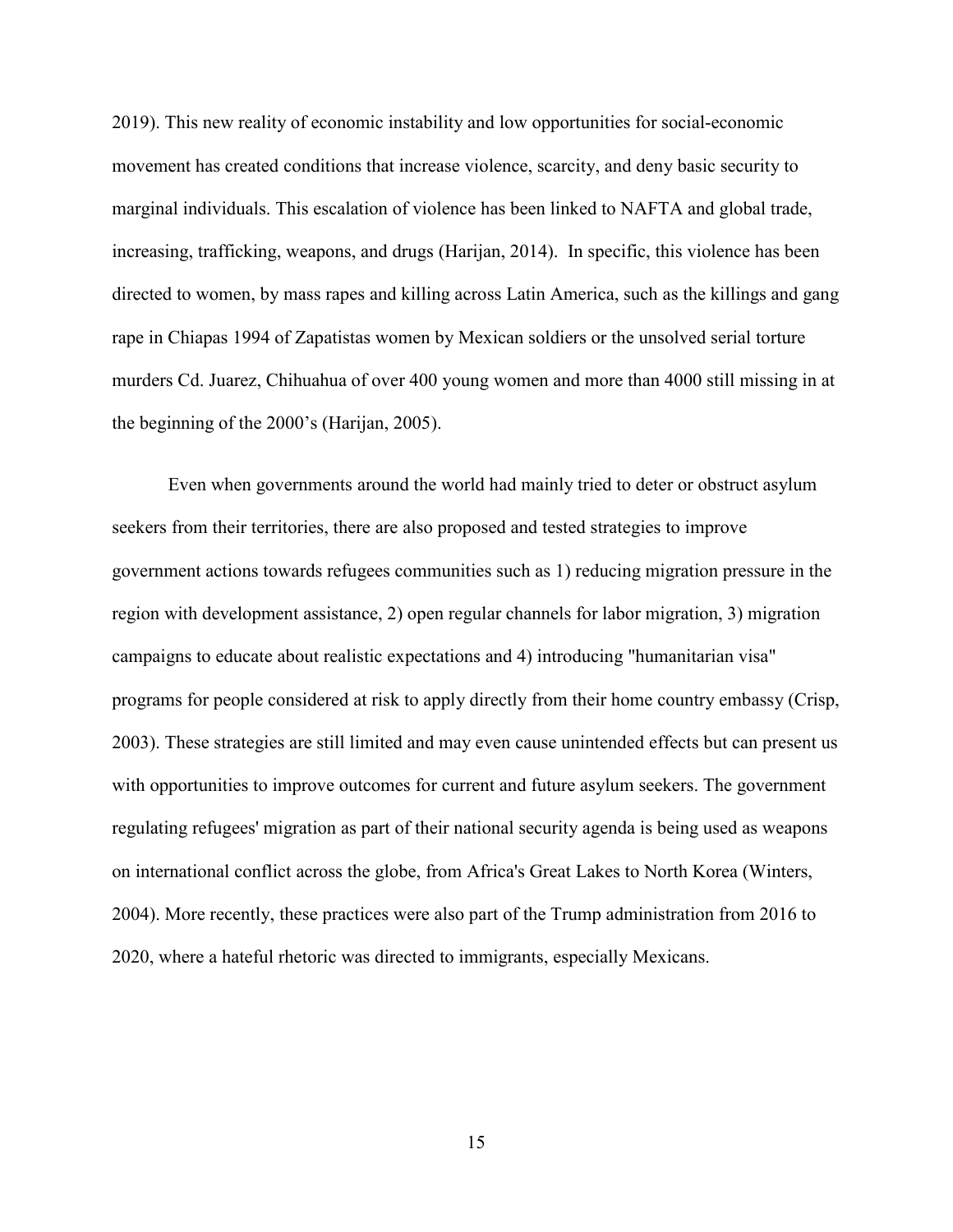2019). This new reality of economic instability and low opportunities for social-economic movement has created conditions that increase violence, scarcity, and deny basic security to marginal individuals. This escalation of violence has been linked to NAFTA and global trade, increasing, trafficking, weapons, and drugs (Harijan, 2014). In specific, this violence has been directed to women, by mass rapes and killing across Latin America, such as the killings and gang rape in Chiapas 1994 of Zapatistas women by Mexican soldiers or the unsolved serial torture murders Cd. Juarez, Chihuahua of over 400 young women and more than 4000 still missing in at the beginning of the 2000's (Harijan, 2005).

Even when governments around the world had mainly tried to deter or obstruct asylum seekers from their territories, there are also proposed and tested strategies to improve government actions towards refugees communities such as 1) reducing migration pressure in the region with development assistance, 2) open regular channels for labor migration, 3) migration campaigns to educate about realistic expectations and 4) introducing "humanitarian visa" programs for people considered at risk to apply directly from their home country embassy (Crisp, 2003). These strategies are still limited and may even cause unintended effects but can present us with opportunities to improve outcomes for current and future asylum seekers. The government regulating refugees' migration as part of their national security agenda is being used as weapons on international conflict across the globe, from Africa's Great Lakes to North Korea (Winters, 2004). More recently, these practices were also part of the Trump administration from 2016 to 2020, where a hateful rhetoric was directed to immigrants, especially Mexicans.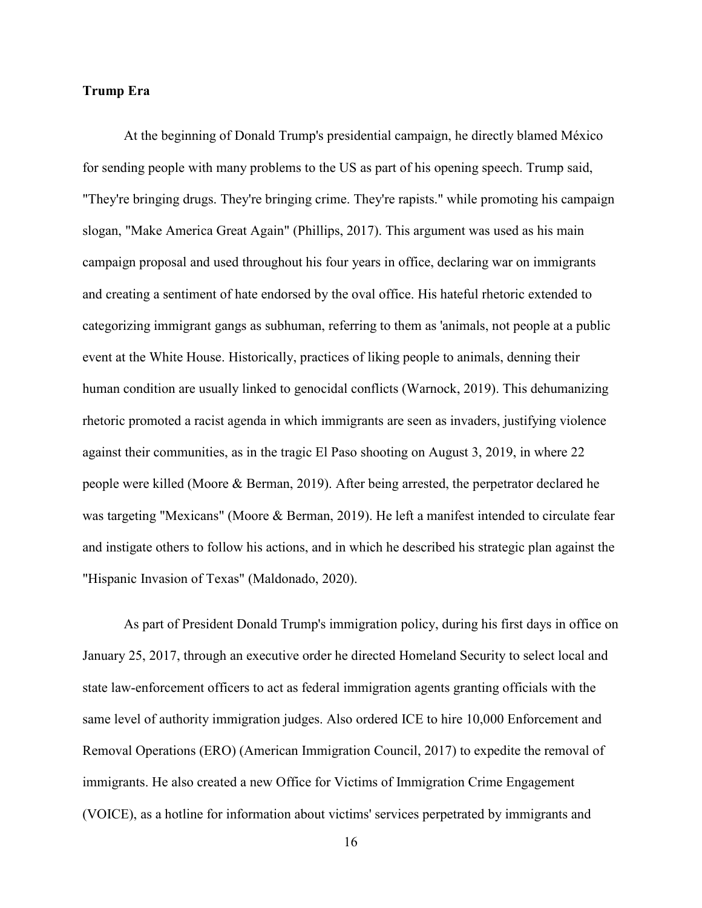**Trump Era**

At the beginning of Donald Trump's presidential campaign, he directly blamed México for sending people with many problems to the US as part of his opening speech. Trump said, "They're bringing drugs. They're bringing crime. They're rapists." while promoting his campaign slogan, "Make America Great Again" (Phillips, 2017). This argument was used as his main campaign proposal and used throughout his four years in office, declaring war on immigrants and creating a sentiment of hate endorsed by the oval office. His hateful rhetoric extended to categorizing immigrant gangs as subhuman, referring to them as 'animals, not people at a public event at the White House. Historically, practices of liking people to animals, denning their human condition are usually linked to genocidal conflicts (Warnock, 2019). This dehumanizing rhetoric promoted a racist agenda in which immigrants are seen as invaders, justifying violence against their communities, as in the tragic El Paso shooting on August 3, 2019, in where 22 people were killed (Moore & Berman, 2019). After being arrested, the perpetrator declared he was targeting "Mexicans" (Moore & Berman, 2019). He left a manifest intended to circulate fear and instigate others to follow his actions, and in which he described his strategic plan against the "Hispanic Invasion of Texas" (Maldonado, 2020).

As part of President Donald Trump's immigration policy, during his first days in office on January 25, 2017, through an executive order he directed Homeland Security to select local and state law-enforcement officers to act as federal immigration agents granting officials with the same level of authority immigration judges. Also ordered ICE to hire 10,000 Enforcement and Removal Operations (ERO) (American Immigration Council, 2017) to expedite the removal of immigrants. He also created a new Office for Victims of Immigration Crime Engagement (VOICE), as a hotline for information about victims' services perpetrated by immigrants and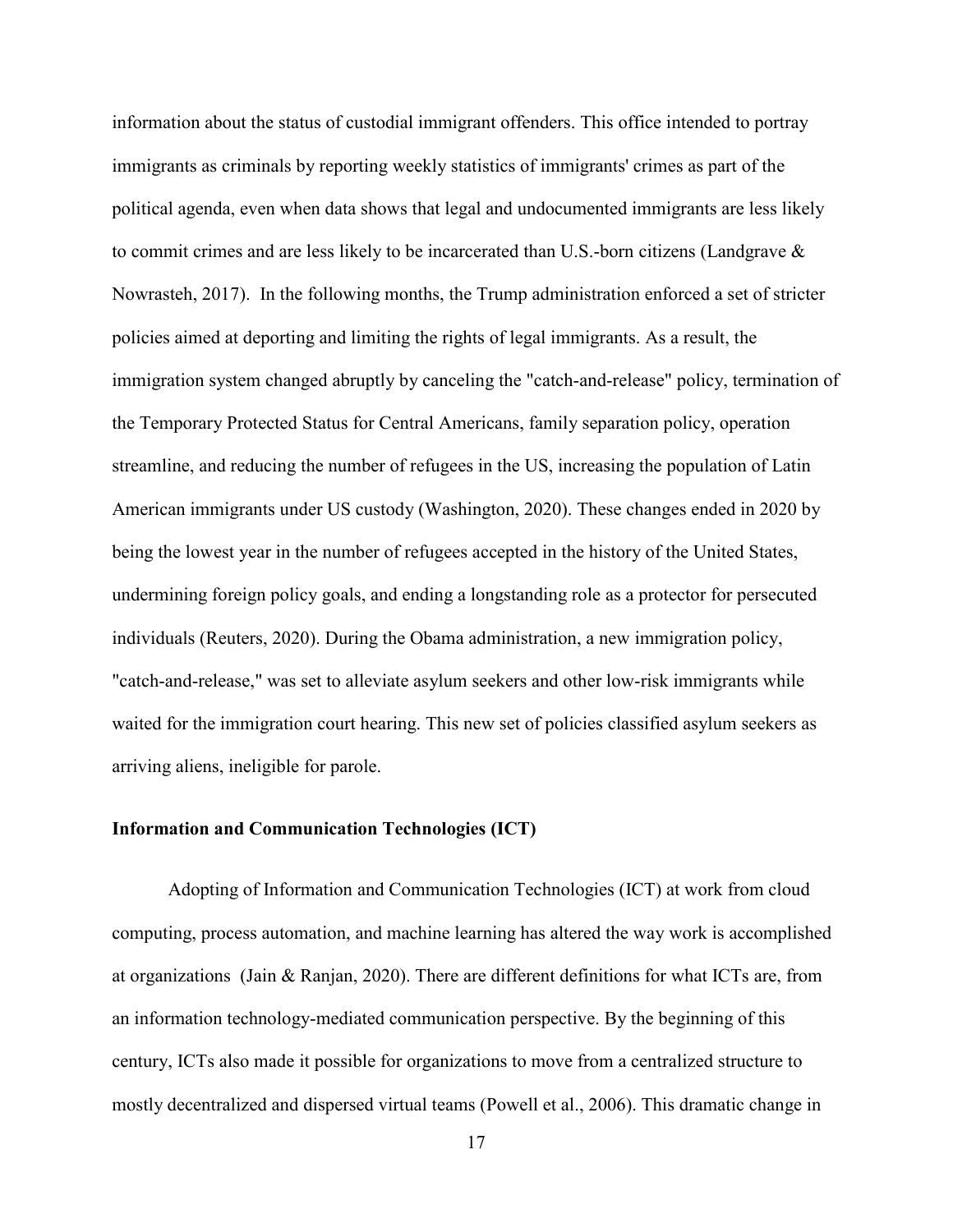information about the status of custodial immigrant offenders. This office intended to portray immigrants as criminals by reporting weekly statistics of immigrants' crimes as part of the political agenda, even when data shows that legal and undocumented immigrants are less likely to commit crimes and are less likely to be incarcerated than U.S.-born citizens (Landgrave & Nowrasteh, 2017). In the following months, the Trump administration enforced a set of stricter policies aimed at deporting and limiting the rights of legal immigrants. As a result, the immigration system changed abruptly by canceling the "catch-and-release" policy, termination of the Temporary Protected Status for Central Americans, family separation policy, operation streamline, and reducing the number of refugees in the US, increasing the population of Latin American immigrants under US custody (Washington, 2020). These changes ended in 2020 by being the lowest year in the number of refugees accepted in the history of the United States, undermining foreign policy goals, and ending a longstanding role as a protector for persecuted individuals (Reuters, 2020). During the Obama administration, a new immigration policy, "catch-and-release," was set to alleviate asylum seekers and other low-risk immigrants while waited for the immigration court hearing. This new set of policies classified asylum seekers as arriving aliens, ineligible for parole.

### Information and Communication Technologies (ICT)

Adopting of Information and Communication Technologies (ICT) at work from cloud computing, process automation, and machine learning has altered the way work is accomplished at organizations (Jain & Ranjan, 2020). There are different definitions for what ICTs are, from an information technology-mediated communication perspective. By the beginning of this century, ICTs also made it possible for organizations to move from a centralized structure to mostly decentralized and dispersed virtual teams (Powell et al., 2006). This dramatic change in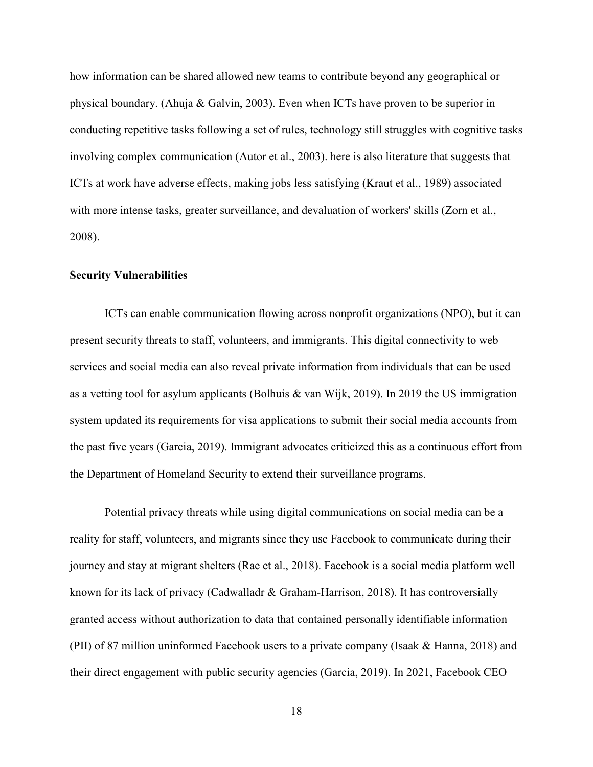how information can be shared allowed new teams to contribute beyond any geographical or physical boundary. (Ahuja & Galvin, 2003). Even when ICTs have proven to be superior in conducting repetitive tasks following a set of rules, technology still struggles with cognitive tasks involving complex communication (Autor et al., 2003). here is also literature that suggests that ICTs at work have adverse effects, making jobs less satisfying (Kraut et al., 1989) associated with more intense tasks, greater surveillance, and devaluation of workers' skills (Zorn et al., 2008).

**Security Vulnerabilities**

ICTs can enable communication flowing across nonprofit organizations (NPO), but it can present security threats to staff, volunteers, and immigrants. This digital connectivity to web services and social media can also reveal private information from individuals that can be used as a vetting tool for asylum applicants (Bolhuis & van Wijk, 2019). In 2019 the US immigration system updated its requirements for visa applications to submit their social media accounts from the past five years (Garcia, 2019). Immigrant advocates criticized this as a continuous effort from the Department of Homeland Security to extend their surveillance programs.

Potential privacy threats while using digital communications on social media can be a reality for staff, volunteers, and migrants since they use Facebook to communicate during their journey and stay at migrant shelters (Rae et al., 2018). Facebook is a social media platform well known for its lack of privacy (Cadwalladr & Graham-Harrison, 2018). It has controversially granted access without authorization to data that contained personally identifiable information (PII) of 87 million uninformed Facebook users to a private company (Isaak & Hanna, 2018) and their direct engagement with public security agencies (Garcia, 2019). In 2021, Facebook CEO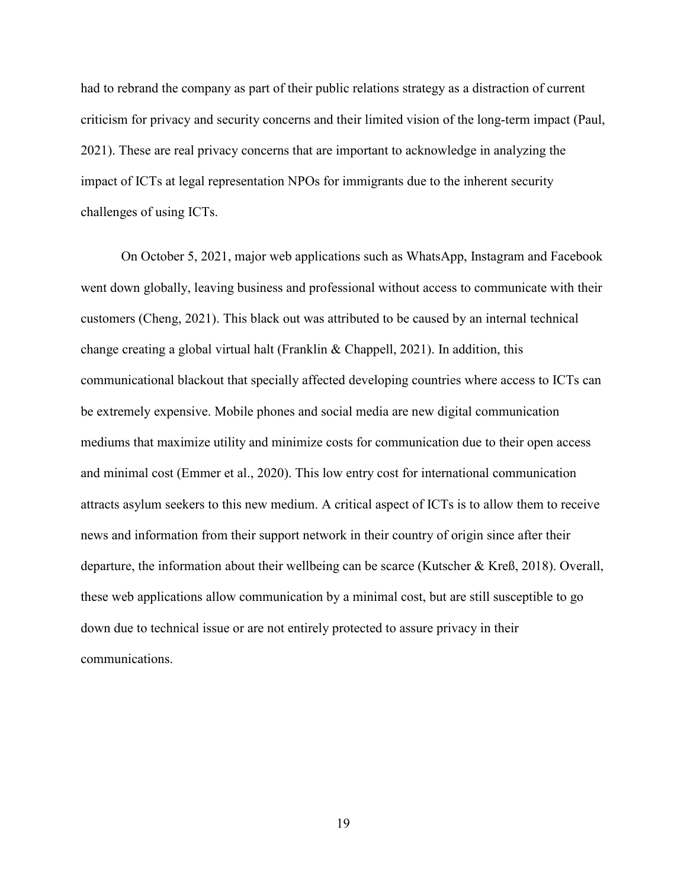had to rebrand the company as part of their public relations strategy as a distraction of current criticism for privacy and security concerns and their limited vision of the long-term impact (Paul, 2021). These are real privacy concerns that are important to acknowledge in analyzing the impact of ICTs at legal representation NPOs for immigrants due to the inherent security challenges of using ICTs.

On October 5, 2021, major web applications such as WhatsApp, Instagram and Facebook went down globally, leaving business and professional without access to communicate with their customers (Cheng, 2021). This black out was attributed to be caused by an internal technical change creating a global virtual halt (Franklin & Chappell, 2021). In addition, this communicational blackout that specially affected developing countries where access to ICTs can be extremely expensive. Mobile phones and social media are new digital communication mediums that maximize utility and minimize costs for communication due to their open access and minimal cost (Emmer et al., 2020). This low entry cost for international communication attracts asylum seekers to this new medium. A critical aspect of ICTs is to allow them to receive news and information from their support network in their country of origin since after their departure, the information about their wellbeing can be scarce (Kutscher & Kreß, 2018). Overall, these web applications allow communication by a minimal cost, but are still susceptible to go down due to technical issue or are not entirely protected to assure privacy in their communications.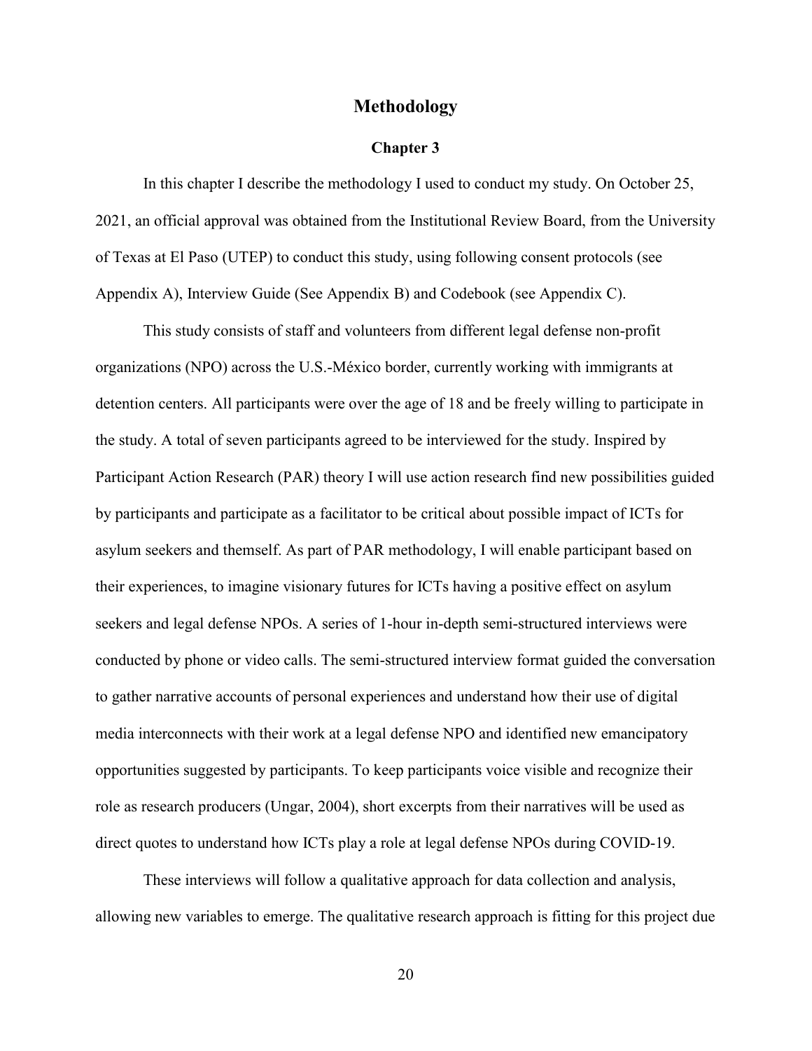# Methodology

## Chapter 3

In this chapter I describe the methodology I used to conduct my study. On October 25, 2021, an official approval was obtained from the Institutional Review Board, from the University of Texas at El Paso (UTEP) to conduct this study, using following consent protocols (see Appendix A), Interview Guide (See Appendix B) and Codebook (see Appendix C).

This study consists of staff and volunteers from different legal defense non-profit organizations (NPO) across the U.S.-México border, currently working with immigrants at detention centers. All participants were over the age of 18 and be freely willing to participate in the study. A total of seven participants agreed to be interviewed for the study. Inspired by Participant Action Research (PAR) theory I will use action research find new possibilities guided by participants and participate as a facilitator to be critical about possible impact of ICTs for asylum seekers and themself. As part of PAR methodology, I will enable participant based on their experiences, to imagine visionary futures for ICTs having a positive effect on asylum seekers and legal defense NPOs. A series of 1-hour in-depth semi-structured interviews were conducted by phone or video calls. The semi-structured interview format guided the conversation to gather narrative accounts of personal experiences and understand how their use of digital media interconnects with their work at a legal defense NPO and identified new emancipatory opportunities suggested by participants. To keep participants voice visible and recognize their role as research producers (Ungar, 2004), short excerpts from their narratives will be used as direct quotes to understand how ICTs play a role at legal defense NPOs during COVID-19.

These interviews will follow a qualitative approach for data collection and analysis, allowing new variables to emerge. The qualitative research approach is fitting for this project due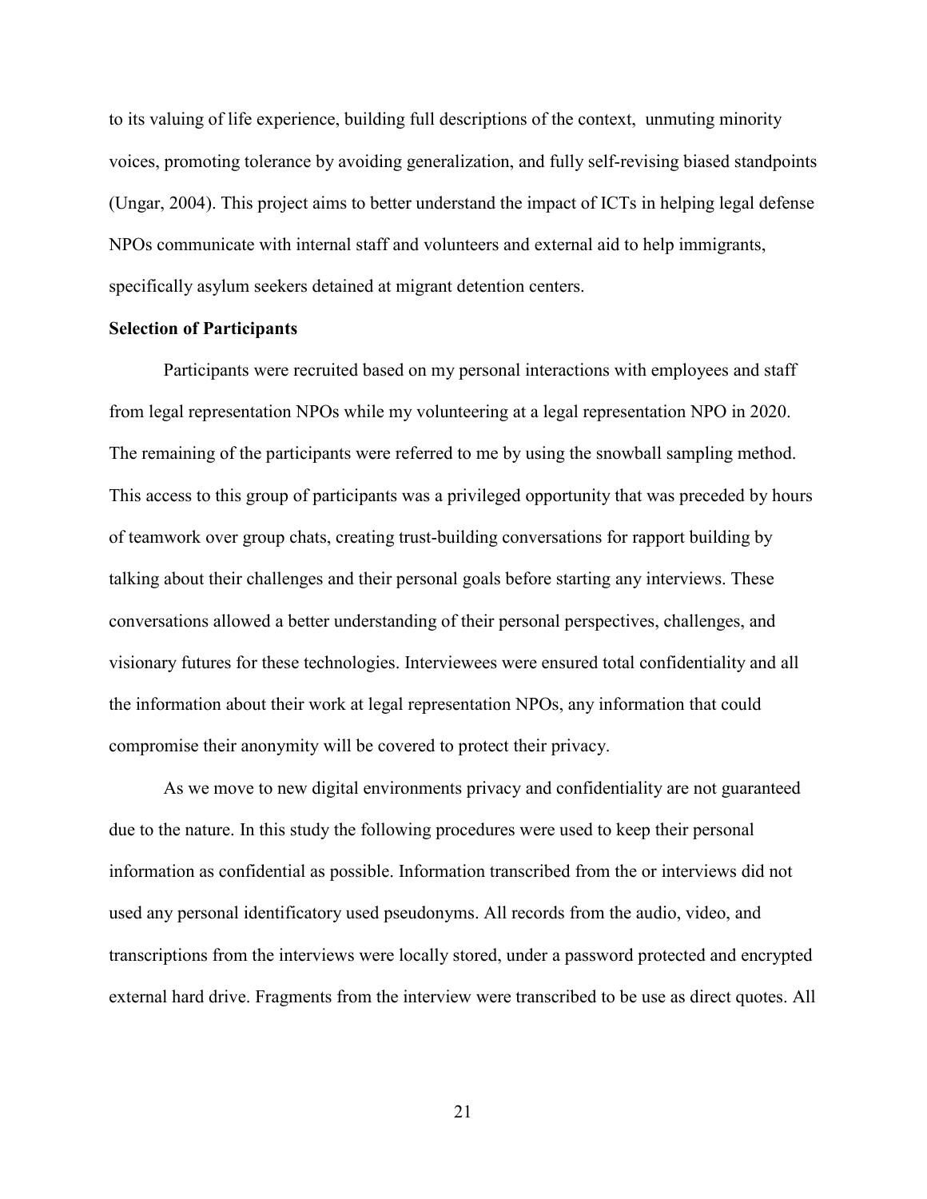to its valuing of life experience, building full descriptions of the context, unmuting minority voices, promoting tolerance by avoiding generalization, and fully self-revising biased standpoints (Ungar, 2004). This project aims to better understand the impact of ICTs in helping legal defense NPOs communicate with internal staff and volunteers and external aid to help immigrants, specifically asylum seekers detained at migrant detention centers.

**Selection of Participants**

Participants were recruited based on my personal interactions with employees and staff from legal representation NPOs while my volunteering at a legal representation NPO in 2020. The remaining of the participants were referred to me by using the snowball sampling method. This access to this group of participants was a privileged opportunity that was preceded by hours of teamwork over group chats, creating trust-building conversations for rapport building by talking about their challenges and their personal goals before starting any interviews. These conversations allowed a better understanding of their personal perspectives, challenges, and visionary futures for these technologies. Interviewees were ensured total confidentiality and all the information about their work at legal representation NPOs, any information that could compromise their anonymity will be covered to protect their privacy.

As we move to new digital environments privacy and confidentiality are not guaranteed due to the nature. In this study the following procedures were used to keep their personal information as confidential as possible. Information transcribed from the or interviews did not used any personal identificatory used pseudonyms. All records from the audio, video, and transcriptions from the interviews were locally stored, under a password protected and encrypted external hard drive. Fragments from the interview were transcribed to be use as direct quotes. All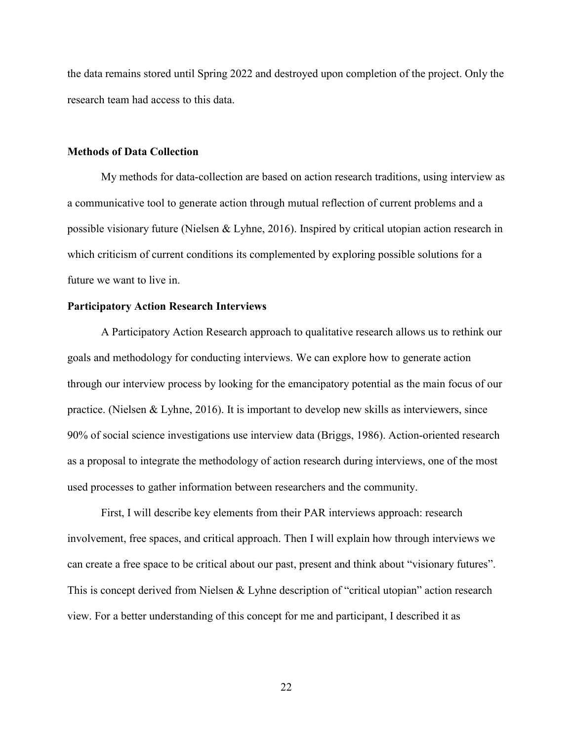the data remains stored until Spring 2022 and destroyed upon completion of the project. Only the research team had access to this data.

## Methods of Data Collection

My methods for data-collection are based on action research traditions, using interview as a communicative tool to generate action through mutual reflection of current problems and a possible visionary future (Nielsen & Lyhne, 2016). Inspired by critical utopian action research in which criticism of current conditions its complemented by exploring possible solutions for a future we want to live in.

### Participatory Action Research Interviews

A Participatory Action Research approach to qualitative research allows us to rethink our goals and methodology for conducting interviews. We can explore how to generate action through our interview process by looking for the emancipatory potential as the main focus of our practice. (Nielsen & Lyhne, 2016). It is important to develop new skills as interviewers, since 90% of social science investigations use interview data (Briggs, 1986). Action-oriented research as a proposal to integrate the methodology of action research during interviews, one of the most used processes to gather information between researchers and the community.

First, I will describe key elements from their PAR interviews approach: research involvement, free spaces, and critical approach. Then I will explain how through interviews we can create a free space to be critical about our past, present and think about "visionary futures". This is concept derived from Nielsen & Lyhne description of "critical utopian" action research view. For a better understanding of this concept for me and participant, I described it as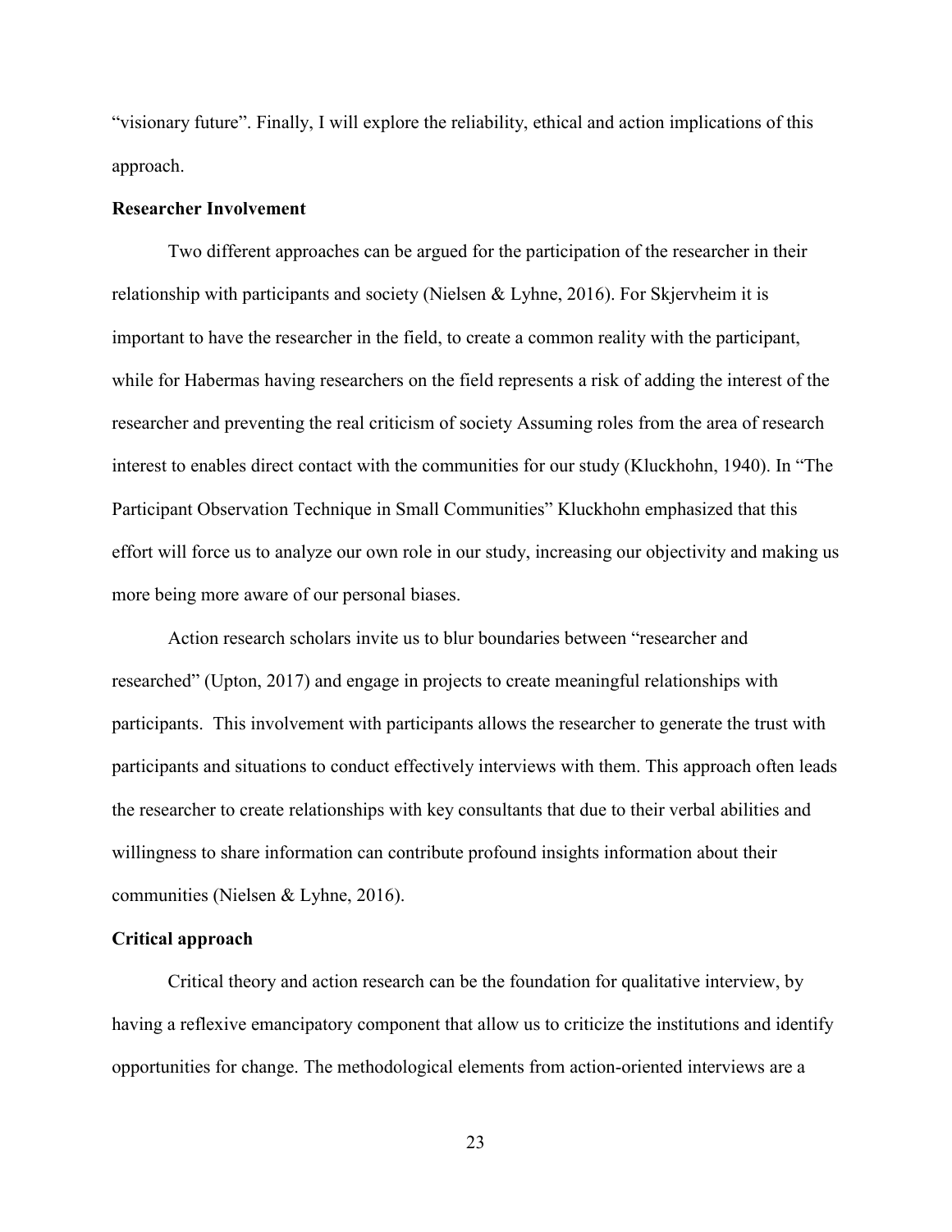"visionary future". Finally, I will explore the reliability, ethical and action implications of this approach.

**Researcher Involvement**

Two different approaches can be argued for the participation of the researcher in their relationship with participants and society (Nielsen & Lyhne, 2016). For Skjervheim it is important to have the researcher in the field, to create a common reality with the participant, while for Habermas having researchers on the field represents a risk of adding the interest of the researcher and preventing the real criticism of society Assuming roles from the area of research interest to enables direct contact with the communities for our study (Kluckhohn, 1940). In "The Participant Observation Technique in Small Communities" Kluckhohn emphasized that this effort will force us to analyze our own role in our study, increasing our objectivity and making us more being more aware of our personal biases.

Action research scholars invite us to blur boundaries between "researcher and researched" (Upton, 2017) and engage in projects to create meaningful relationships with participants. This involvement with participants allows the researcher to generate the trust with participants and situations to conduct effectively interviews with them. This approach often leads the researcher to create relationships with key consultants that due to their verbal abilities and willingness to share information can contribute profound insights information about their communities (Nielsen & Lyhne, 2016).

**Critical approach**

Critical theory and action research can be the foundation for qualitative interview, by having a reflexive emancipatory component that allow us to criticize the institutions and identify opportunities for change. The methodological elements from action-oriented interviews are a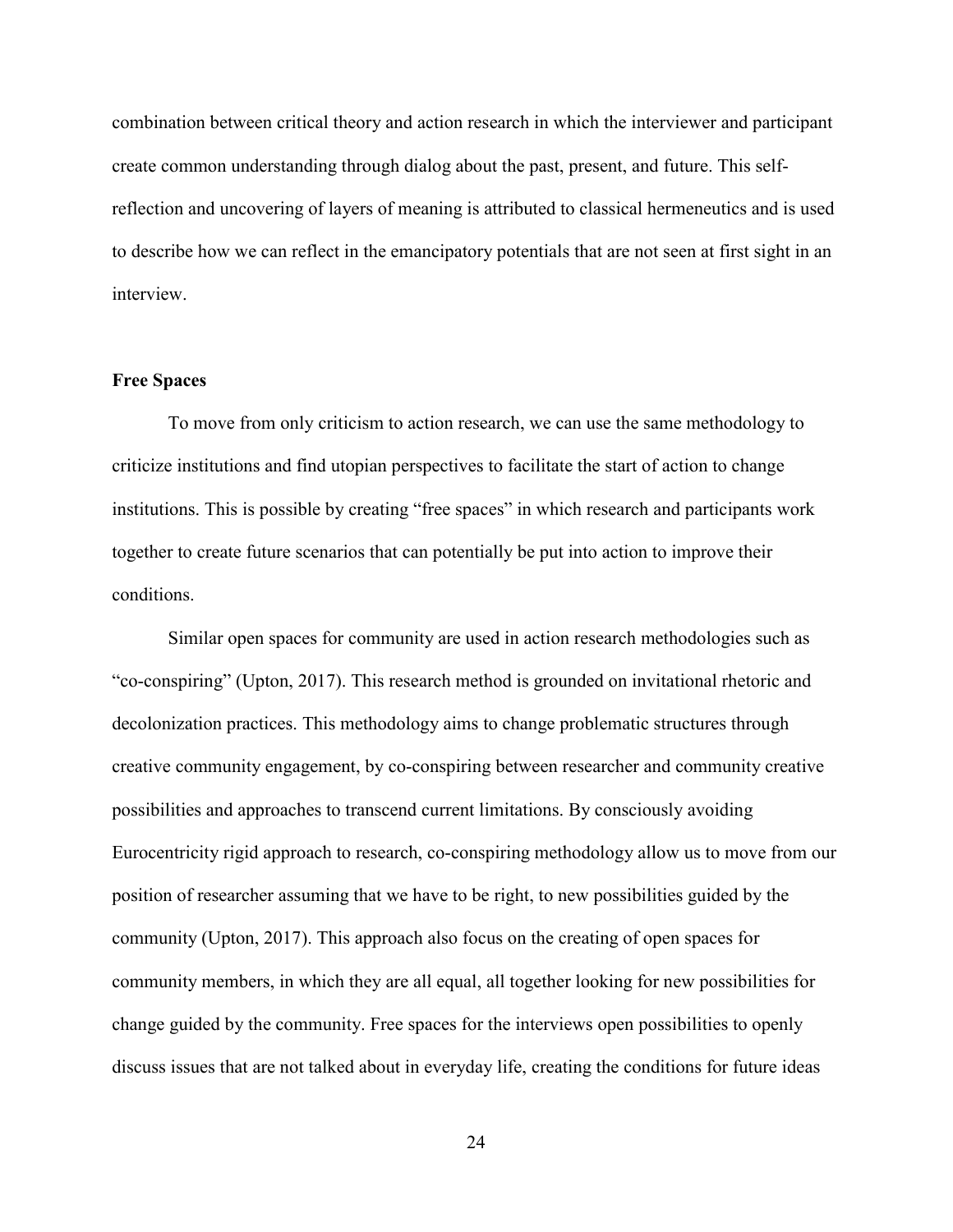combination between critical theory and action research in which the interviewer and participant create common understanding through dialog about the past, present, and future. This self-reflection and uncovering of layers of meaning is attributed to classical hermeneutics and is used to describe how we can reflect in the emancipatory potentials that are not seen at first sight in an interview.

### Free Spaces

To move from only criticism to action research, we can use the same methodology to criticize institutions and find utopian perspectives to facilitate the start of action to change institutions. This is possible by creating "free spaces" in which research and participants work together to create future scenarios that can potentially be put into action to improve their conditions.

Similar open spaces for community are used in action research methodologies such as "co-conspiring" (Upton, 2017). This research method is grounded on invitational rhetoric and decolonization practices. This methodology aims to change problematic structures through creative community engagement, by co-conspiring between researcher and community creative possibilities and approaches to transcend current limitations. By consciously avoiding Eurocentricity rigid approach to research, co-conspiring methodology allow us to move from our position of researcher assuming that we have to be right, to new possibilities guided by the community (Upton, 2017). This approach also focus on the creating of open spaces for community members, in which they are all equal, all together looking for new possibilities for change guided by the community. Free spaces for the interviews open possibilities to openly discuss issues that are not talked about in everyday life, creating the conditions for future ideas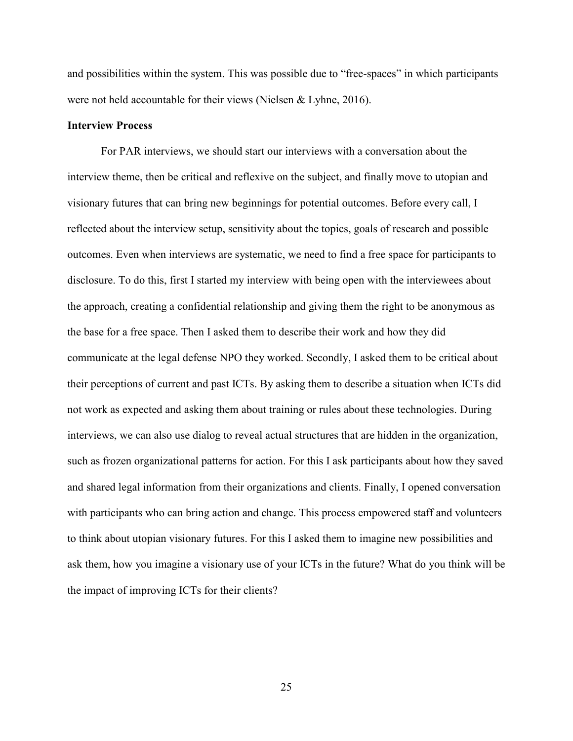and possibilities within the system. This was possible due to "free-spaces" in which participants were not held accountable for their views (Nielsen & Lyhne, 2016).

**Interview Process**

For PAR interviews, we should start our interviews with a conversation about the interview theme, then be critical and reflexive on the subject, and finally move to utopian and visionary futures that can bring new beginnings for potential outcomes. Before every call, I reflected about the interview setup, sensitivity about the topics, goals of research and possible outcomes. Even when interviews are systematic, we need to find a free space for participants to disclosure. To do this, first I started my interview with being open with the interviewees about the approach, creating a confidential relationship and giving them the right to be anonymous as the base for a free space. Then I asked them to describe their work and how they did communicate at the legal defense NPO they worked. Secondly, I asked them to be critical about their perceptions of current and past ICTs. By asking them to describe a situation when ICTs did not work as expected and asking them about training or rules about these technologies. During interviews, we can also use dialog to reveal actual structures that are hidden in the organization, such as frozen organizational patterns for action. For this I ask participants about how they saved and shared legal information from their organizations and clients. Finally, I opened conversation with participants who can bring action and change. This process empowered staff and volunteers to think about utopian visionary futures. For this I asked them to imagine new possibilities and ask them, how you imagine a visionary use of your ICTs in the future? What do you think will be the impact of improving ICTs for their clients?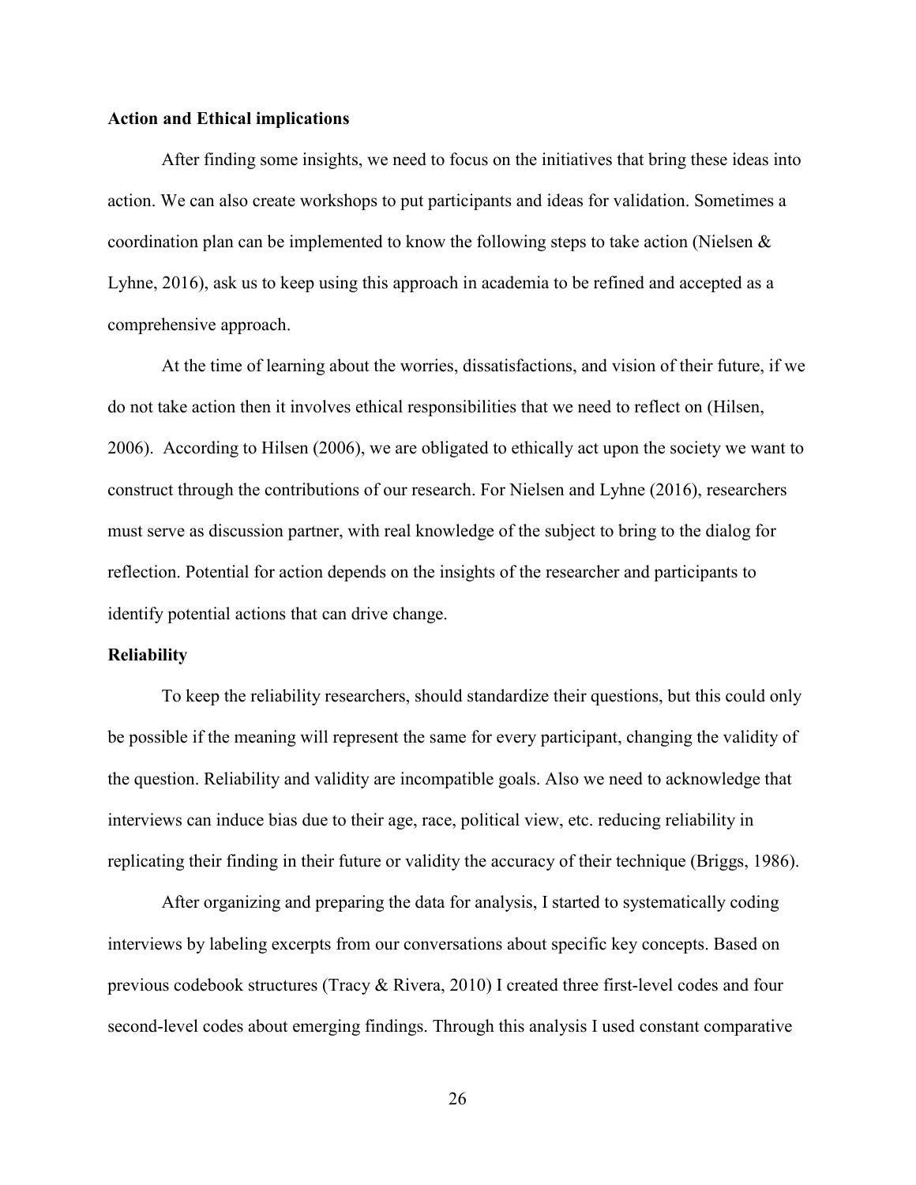**Action and Ethical implications**

After finding some insights, we need to focus on the initiatives that bring these ideas into action. We can also create workshops to put participants and ideas for validation. Sometimes a coordination plan can be implemented to know the following steps to take action (Nielsen & Lyhne, 2016), ask us to keep using this approach in academia to be refined and accepted as a comprehensive approach.

At the time of learning about the worries, dissatisfactions, and vision of their future, if we do not take action then it involves ethical responsibilities that we need to reflect on (Hilsen, 2006). According to Hilsen (2006), we are obligated to ethically act upon the society we want to construct through the contributions of our research. For Nielsen and Lyhne (2016), researchers must serve as discussion partner, with real knowledge of the subject to bring to the dialog for reflection. Potential for action depends on the insights of the researcher and participants to identify potential actions that can drive change.

**Reliability**

To keep the reliability researchers, should standardize their questions, but this could only be possible if the meaning will represent the same for every participant, changing the validity of the question. Reliability and validity are incompatible goals. Also we need to acknowledge that interviews can induce bias due to their age, race, political view, etc. reducing reliability in replicating their finding in their future or validity the accuracy of their technique (Briggs, 1986).

After organizing and preparing the data for analysis, I started to systematically coding interviews by labeling excerpts from our conversations about specific key concepts. Based on previous codebook structures (Tracy & Rivera, 2010) I created three first-level codes and four second-level codes about emerging findings. Through this analysis I used constant comparative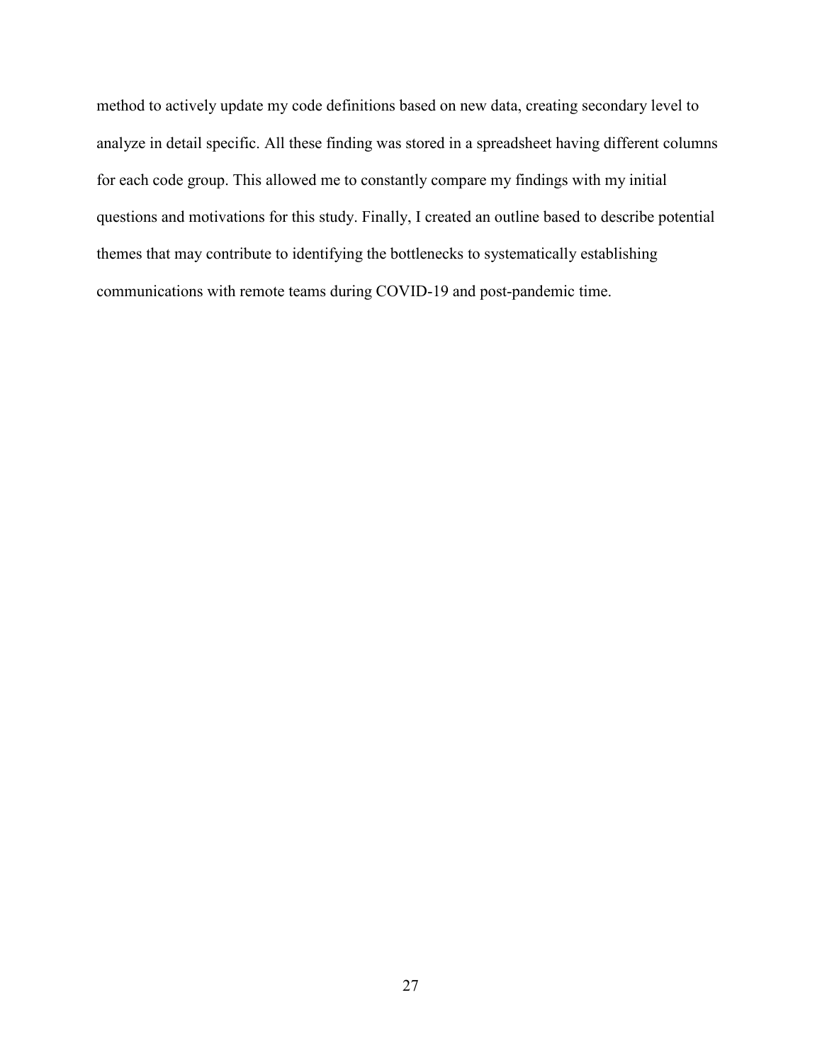method to actively update my code definitions based on new data, creating secondary level to analyze in detail specific. All these finding was stored in a spreadsheet having different columns for each code group. This allowed me to constantly compare my findings with my initial questions and motivations for this study. Finally, I created an outline based to describe potential themes that may contribute to identifying the bottlenecks to systematically establishing communications with remote teams during COVID-19 and post-pandemic time.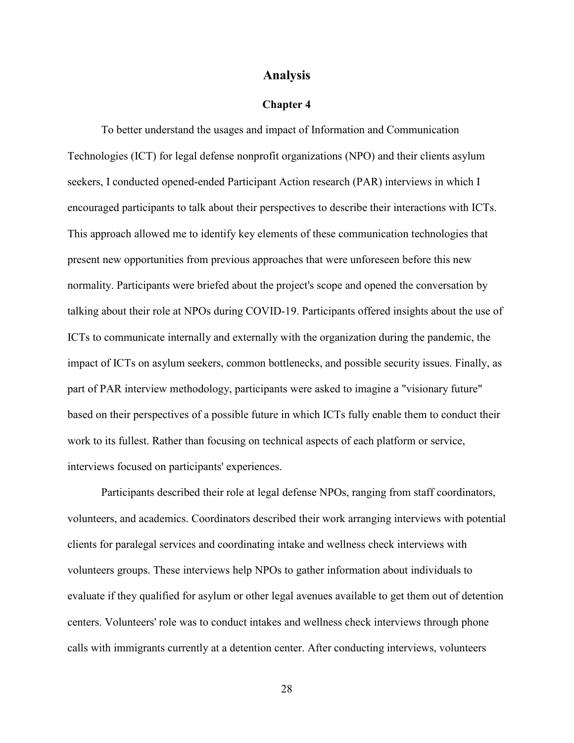# Analysis

## Chapter 4

To better understand the usages and impact of Information and Communication Technologies (ICT) for legal defense nonprofit organizations (NPO) and their clients asylum seekers, I conducted opened-ended Participant Action research (PAR) interviews in which I encouraged participants to talk about their perspectives to describe their interactions with ICTs. This approach allowed me to identify key elements of these communication technologies that present new opportunities from previous approaches that were unforeseen before this new normality. Participants were briefed about the project's scope and opened the conversation by talking about their role at NPOs during COVID-19. Participants offered insights about the use of ICTs to communicate internally and externally with the organization during the pandemic, the impact of ICTs on asylum seekers, common bottlenecks, and possible security issues. Finally, as part of PAR interview methodology, participants were asked to imagine a "visionary future" based on their perspectives of a possible future in which ICTs fully enable them to conduct their work to its fullest. Rather than focusing on technical aspects of each platform or service, interviews focused on participants' experiences.

Participants described their role at legal defense NPOs, ranging from staff coordinators, volunteers, and academics. Coordinators described their work arranging interviews with potential clients for paralegal services and coordinating intake and wellness check interviews with volunteers groups. These interviews help NPOs to gather information about individuals to evaluate if they qualified for asylum or other legal avenues available to get them out of detention centers. Volunteers' role was to conduct intakes and wellness check interviews through phone calls with immigrants currently at a detention center. After conducting interviews, volunteers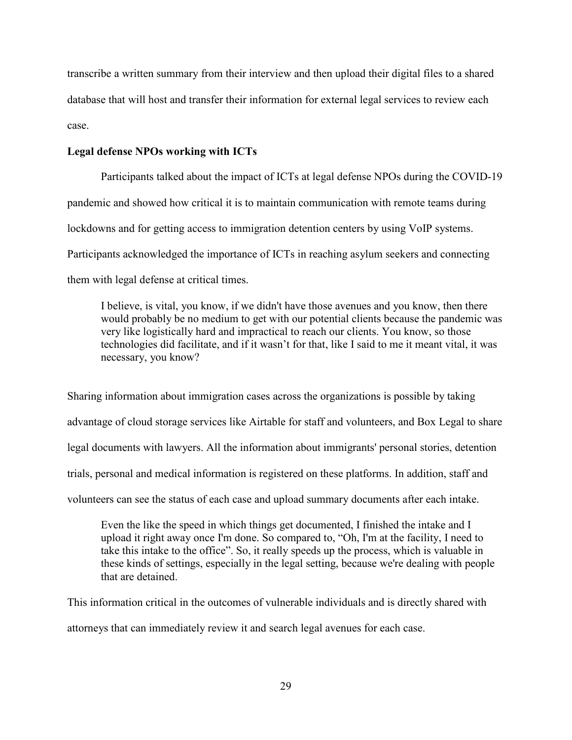transcribe a written summary from their interview and then upload their digital files to a shared database that will host and transfer their information for external legal services to review each case.

**Legal defense NPOs working with ICTs**

Participants talked about the impact of ICTs at legal defense NPOs during the COVID-19 pandemic and showed how critical it is to maintain communication with remote teams during lockdowns and for getting access to immigration detention centers by using VoIP systems. Participants acknowledged the importance of ICTs in reaching asylum seekers and connecting them with legal defense at critical times.

> I believe, is vital, you know, if we didn't have those avenues and you know, then there would probably be no medium to get with our potential clients because the pandemic was very like logistically hard and impractical to reach our clients. You know, so those technologies did facilitate, and if it wasn't for that, like I said to me it meant vital, it was necessary, you know?

Sharing information about immigration cases across the organizations is possible by taking advantage of cloud storage services like Airtable for staff and volunteers, and Box Legal to share legal documents with lawyers. All the information about immigrants' personal stories, detention trials, personal and medical information is registered on these platforms. In addition, staff and volunteers can see the status of each case and upload summary documents after each intake.

> Even the like the speed in which things get documented, I finished the intake and I upload it right away once I'm done. So compared to, "Oh, I'm at the facility, I need to take this intake to the office". So, it really speeds up the process, which is valuable in these kinds of settings, especially in the legal setting, because we're dealing with people that are detained.

This information critical in the outcomes of vulnerable individuals and is directly shared with attorneys that can immediately review it and search legal avenues for each case.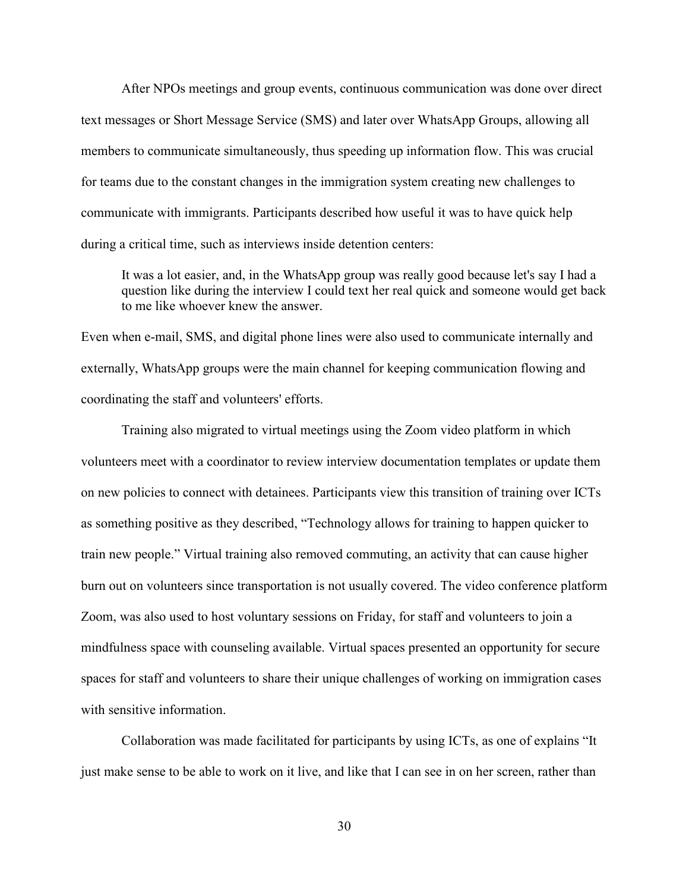After NPOs meetings and group events, continuous communication was done over direct text messages or Short Message Service (SMS) and later over WhatsApp Groups, allowing all members to communicate simultaneously, thus speeding up information flow. This was crucial for teams due to the constant changes in the immigration system creating new challenges to communicate with immigrants. Participants described how useful it was to have quick help during a critical time, such as interviews inside detention centers:

> It was a lot easier, and, in the WhatsApp group was really good because let's say I had a question like during the interview I could text her real quick and someone would get back to me like whoever knew the answer.

Even when e-mail, SMS, and digital phone lines were also used to communicate internally and externally, WhatsApp groups were the main channel for keeping communication flowing and coordinating the staff and volunteers' efforts.

Training also migrated to virtual meetings using the Zoom video platform in which volunteers meet with a coordinator to review interview documentation templates or update them on new policies to connect with detainees. Participants view this transition of training over ICTs as something positive as they described, "Technology allows for training to happen quicker to train new people." Virtual training also removed commuting, an activity that can cause higher burn out on volunteers since transportation is not usually covered. The video conference platform Zoom, was also used to host voluntary sessions on Friday, for staff and volunteers to join a mindfulness space with counseling available. Virtual spaces presented an opportunity for secure spaces for staff and volunteers to share their unique challenges of working on immigration cases with sensitive information.

Collaboration was made facilitated for participants by using ICTs, as one of explains "It just make sense to be able to work on it live, and like that I can see in on her screen, rather than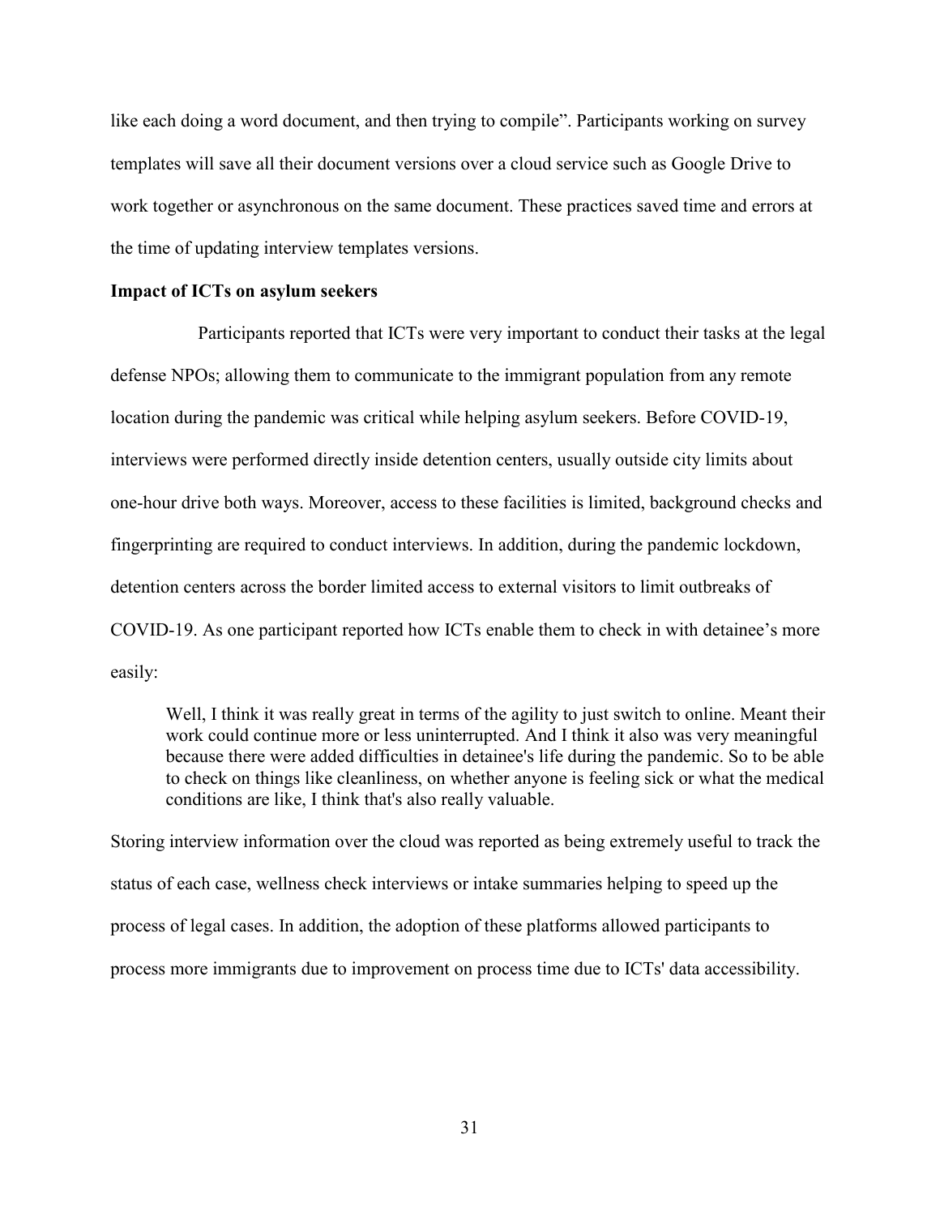like each doing a word document, and then trying to compile". Participants working on survey templates will save all their document versions over a cloud service such as Google Drive to work together or asynchronous on the same document. These practices saved time and errors at the time of updating interview templates versions.

**Impact of ICTs on asylum seekers**

Participants reported that ICTs were very important to conduct their tasks at the legal defense NPOs; allowing them to communicate to the immigrant population from any remote location during the pandemic was critical while helping asylum seekers. Before COVID-19, interviews were performed directly inside detention centers, usually outside city limits about one-hour drive both ways. Moreover, access to these facilities is limited, background checks and fingerprinting are required to conduct interviews. In addition, during the pandemic lockdown, detention centers across the border limited access to external visitors to limit outbreaks of COVID-19. As one participant reported how ICTs enable them to check in with detainee's more easily:

> Well, I think it was really great in terms of the agility to just switch to online. Meant their work could continue more or less uninterrupted. And I think it also was very meaningful because there were added difficulties in detainee's life during the pandemic. So to be able to check on things like cleanliness, on whether anyone is feeling sick or what the medical conditions are like, I think that's also really valuable.

Storing interview information over the cloud was reported as being extremely useful to track the status of each case, wellness check interviews or intake summaries helping to speed up the process of legal cases. In addition, the adoption of these platforms allowed participants to process more immigrants due to improvement on process time due to ICTs' data accessibility.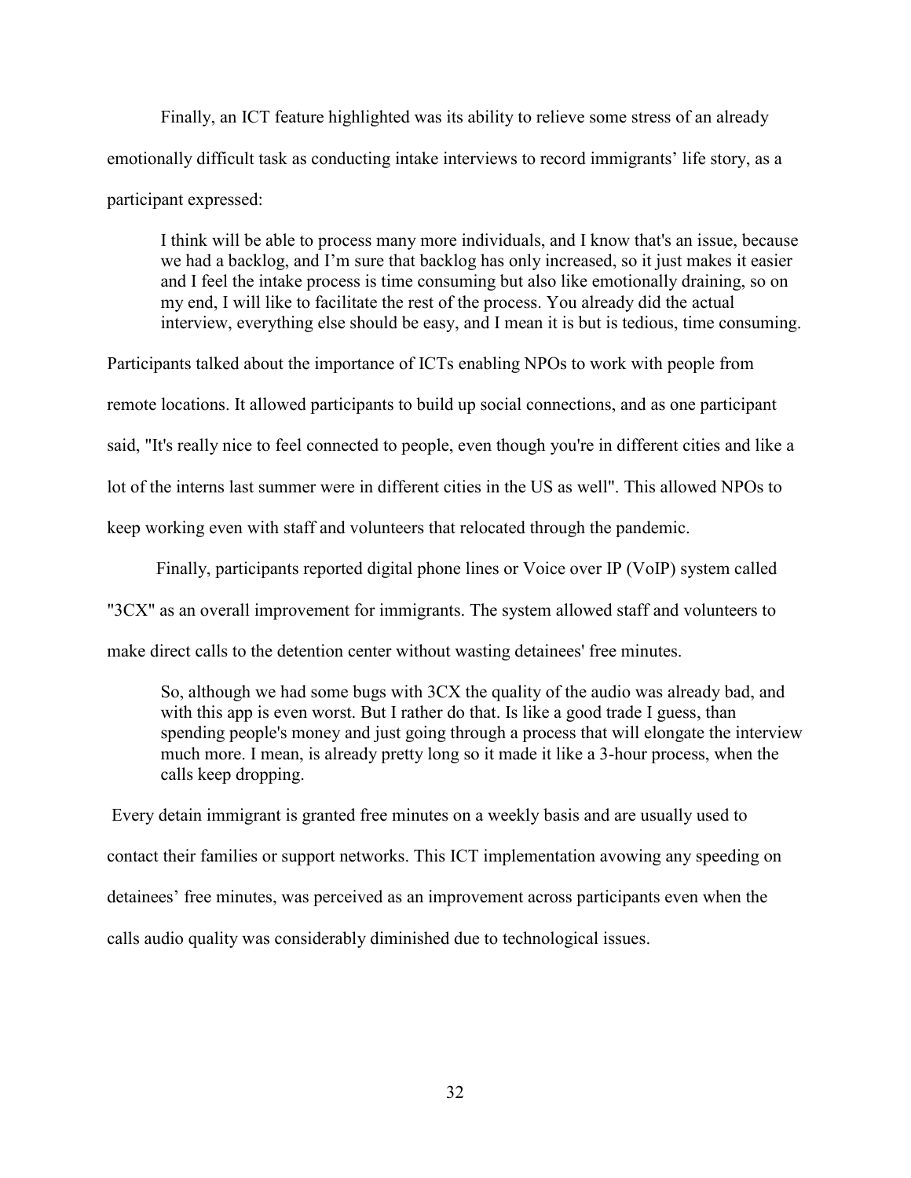Finally, an ICT feature highlighted was its ability to relieve some stress of an already emotionally difficult task as conducting intake interviews to record immigrants' life story, as a participant expressed:

> I think will be able to process many more individuals, and I know that's an issue, because we had a backlog, and I'm sure that backlog has only increased, so it just makes it easier and I feel the intake process is time consuming but also like emotionally draining, so on my end, I will like to facilitate the rest of the process. You already did the actual interview, everything else should be easy, and I mean it is but is tedious, time consuming.

Participants talked about the importance of ICTs enabling NPOs to work with people from remote locations. It allowed participants to build up social connections, and as one participant said, "It's really nice to feel connected to people, even though you're in different cities and like a lot of the interns last summer were in different cities in the US as well". This allowed NPOs to keep working even with staff and volunteers that relocated through the pandemic.

Finally, participants reported digital phone lines or Voice over IP (VoIP) system called "3CX" as an overall improvement for immigrants. The system allowed staff and volunteers to make direct calls to the detention center without wasting detainees' free minutes.

> So, although we had some bugs with 3CX the quality of the audio was already bad, and with this app is even worst. But I rather do that. Is like a good trade I guess, than spending people's money and just going through a process that will elongate the interview much more. I mean, is already pretty long so it made it like a 3-hour process, when the calls keep dropping.

Every detain immigrant is granted free minutes on a weekly basis and are usually used to contact their families or support networks. This ICT implementation avowing any speeding on detainees' free minutes, was perceived as an improvement across participants even when the calls audio quality was considerably diminished due to technological issues.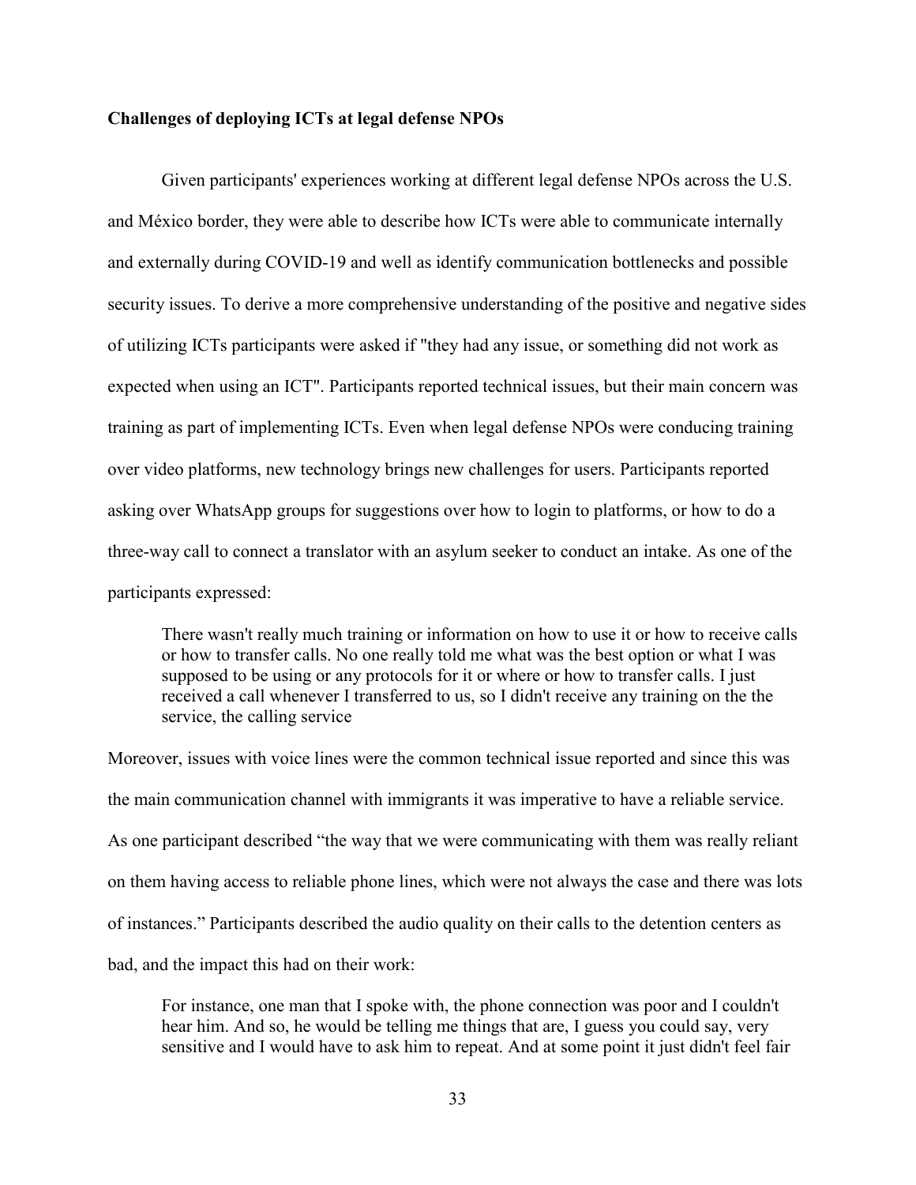**Challenges of deploying ICTs at legal defense NPOs**

Given participants' experiences working at different legal defense NPOs across the U.S. and México border, they were able to describe how ICTs were able to communicate internally and externally during COVID-19 and well as identify communication bottlenecks and possible security issues. To derive a more comprehensive understanding of the positive and negative sides of utilizing ICTs participants were asked if "they had any issue, or something did not work as expected when using an ICT". Participants reported technical issues, but their main concern was training as part of implementing ICTs. Even when legal defense NPOs were conducing training over video platforms, new technology brings new challenges for users. Participants reported asking over WhatsApp groups for suggestions over how to login to platforms, or how to do a three-way call to connect a translator with an asylum seeker to conduct an intake. As one of the participants expressed:

> There wasn't really much training or information on how to use it or how to receive calls or how to transfer calls. No one really told me what was the best option or what I was supposed to be using or any protocols for it or where or how to transfer calls. I just received a call whenever I transferred to us, so I didn't receive any training on the the service, the calling service

Moreover, issues with voice lines were the common technical issue reported and since this was the main communication channel with immigrants it was imperative to have a reliable service. As one participant described "the way that we were communicating with them was really reliant on them having access to reliable phone lines, which were not always the case and there was lots of instances." Participants described the audio quality on their calls to the detention centers as bad, and the impact this had on their work:

> For instance, one man that I spoke with, the phone connection was poor and I couldn't hear him. And so, he would be telling me things that are, I guess you could say, very sensitive and I would have to ask him to repeat. And at some point it just didn't feel fair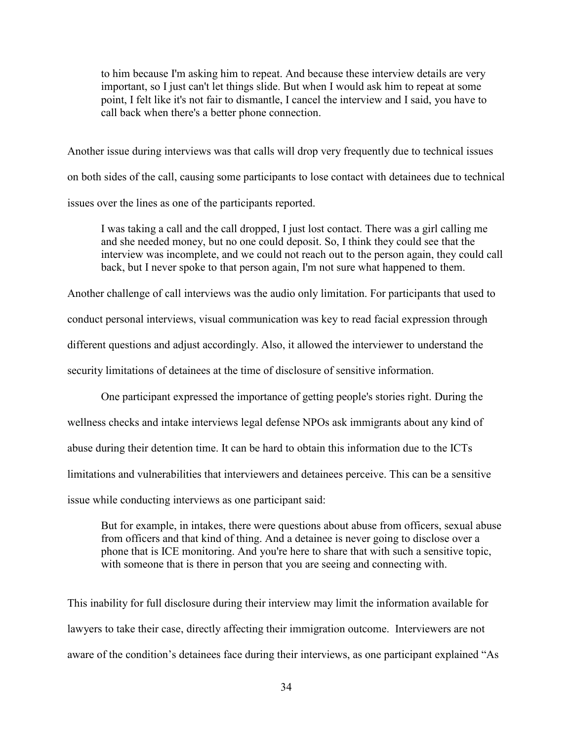> to him because I'm asking him to repeat. And because these interview details are very important, so I just can't let things slide. But when I would ask him to repeat at some point, I felt like it's not fair to dismantle, I cancel the interview and I said, you have to call back when there's a better phone connection.

Another issue during interviews was that calls will drop very frequently due to technical issues on both sides of the call, causing some participants to lose contact with detainees due to technical issues over the lines as one of the participants reported.

> I was taking a call and the call dropped, I just lost contact. There was a girl calling me and she needed money, but no one could deposit. So, I think they could see that the interview was incomplete, and we could not reach out to the person again, they could call back, but I never spoke to that person again, I'm not sure what happened to them.

Another challenge of call interviews was the audio only limitation. For participants that used to conduct personal interviews, visual communication was key to read facial expression through different questions and adjust accordingly. Also, it allowed the interviewer to understand the security limitations of detainees at the time of disclosure of sensitive information.

One participant expressed the importance of getting people's stories right. During the wellness checks and intake interviews legal defense NPOs ask immigrants about any kind of abuse during their detention time. It can be hard to obtain this information due to the ICTs limitations and vulnerabilities that interviewers and detainees perceive. This can be a sensitive issue while conducting interviews as one participant said:

> But for example, in intakes, there were questions about abuse from officers, sexual abuse from officers and that kind of thing. And a detainee is never going to disclose over a phone that is ICE monitoring. And you're here to share that with such a sensitive topic, with someone that is there in person that you are seeing and connecting with.

This inability for full disclosure during their interview may limit the information available for lawyers to take their case, directly affecting their immigration outcome. Interviewers are not aware of the condition's detainees face during their interviews, as one participant explained "As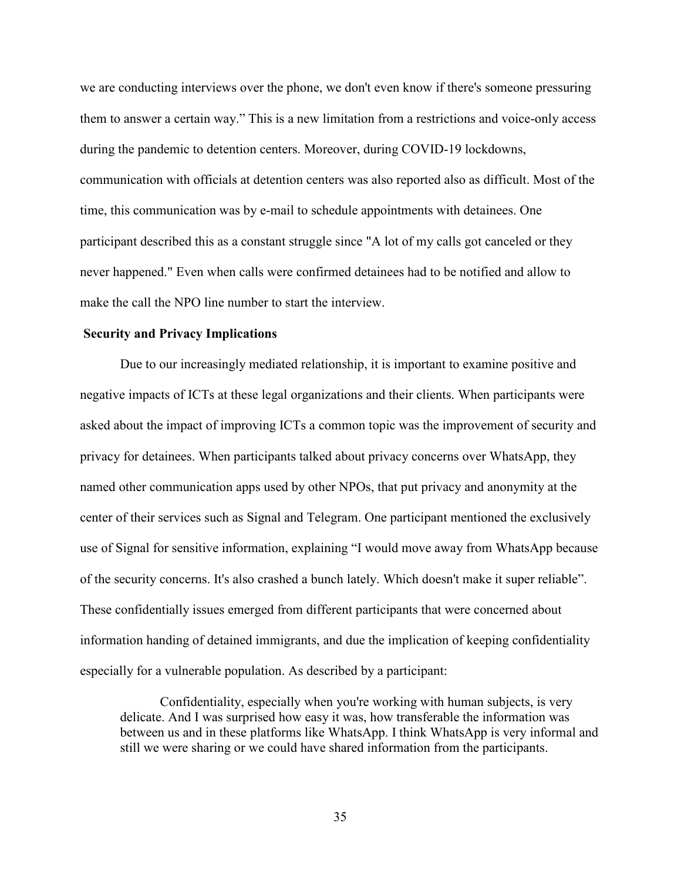we are conducting interviews over the phone, we don't even know if there's someone pressuring them to answer a certain way." This is a new limitation from a restrictions and voice-only access during the pandemic to detention centers. Moreover, during COVID-19 lockdowns, communication with officials at detention centers was also reported also as difficult. Most of the time, this communication was by e-mail to schedule appointments with detainees. One participant described this as a constant struggle since "A lot of my calls got canceled or they never happened." Even when calls were confirmed detainees had to be notified and allow to make the call the NPO line number to start the interview.

### Security and Privacy Implications

Due to our increasingly mediated relationship, it is important to examine positive and negative impacts of ICTs at these legal organizations and their clients. When participants were asked about the impact of improving ICTs a common topic was the improvement of security and privacy for detainees. When participants talked about privacy concerns over WhatsApp, they named other communication apps used by other NPOs, that put privacy and anonymity at the center of their services such as Signal and Telegram. One participant mentioned the exclusively use of Signal for sensitive information, explaining "I would move away from WhatsApp because of the security concerns. It's also crashed a bunch lately. Which doesn't make it super reliable". These confidentially issues emerged from different participants that were concerned about information handing of detained immigrants, and due the implication of keeping confidentiality especially for a vulnerable population. As described by a participant:

> Confidentiality, especially when you're working with human subjects, is very delicate. And I was surprised how easy it was, how transferable the information was between us and in these platforms like WhatsApp. I think WhatsApp is very informal and still we were sharing or we could have shared information from the participants.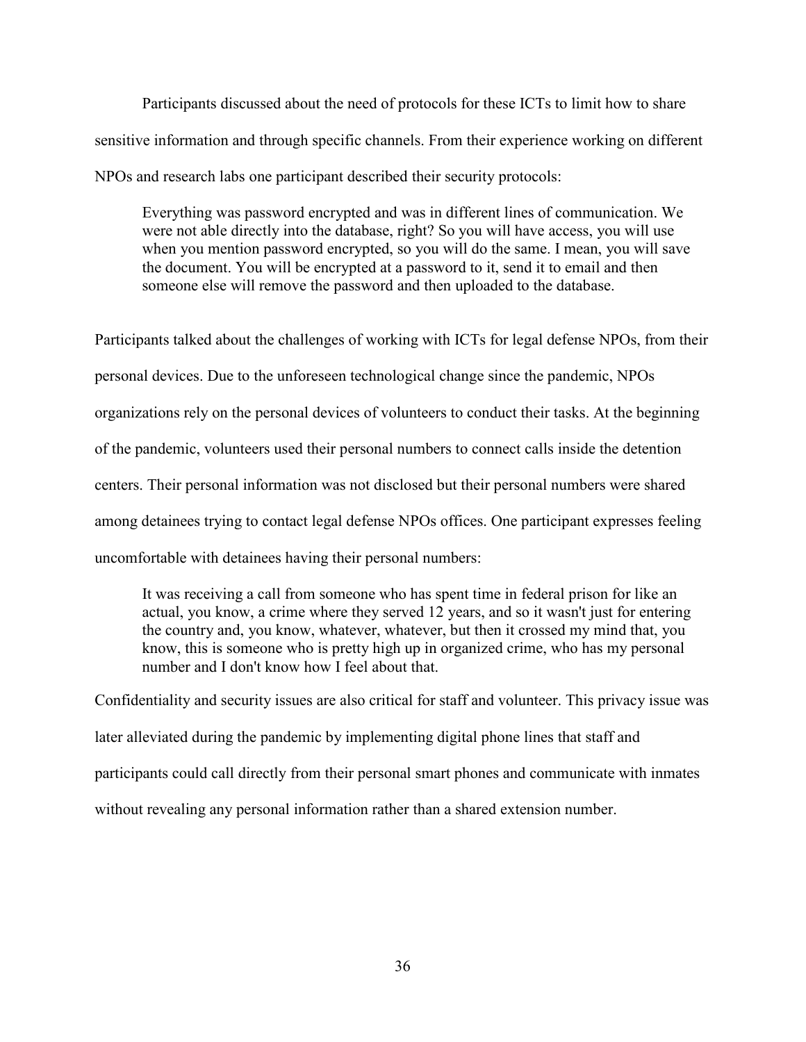Participants discussed about the need of protocols for these ICTs to limit how to share sensitive information and through specific channels. From their experience working on different NPOs and research labs one participant described their security protocols:

> Everything was password encrypted and was in different lines of communication. We were not able directly into the database, right? So you will have access, you will use when you mention password encrypted, so you will do the same. I mean, you will save the document. You will be encrypted at a password to it, send it to email and then someone else will remove the password and then uploaded to the database.

Participants talked about the challenges of working with ICTs for legal defense NPOs, from their personal devices. Due to the unforeseen technological change since the pandemic, NPOs organizations rely on the personal devices of volunteers to conduct their tasks. At the beginning of the pandemic, volunteers used their personal numbers to connect calls inside the detention centers. Their personal information was not disclosed but their personal numbers were shared among detainees trying to contact legal defense NPOs offices. One participant expresses feeling uncomfortable with detainees having their personal numbers:

> It was receiving a call from someone who has spent time in federal prison for like an actual, you know, a crime where they served 12 years, and so it wasn't just for entering the country and, you know, whatever, whatever, but then it crossed my mind that, you know, this is someone who is pretty high up in organized crime, who has my personal number and I don't know how I feel about that.

Confidentiality and security issues are also critical for staff and volunteer. This privacy issue was later alleviated during the pandemic by implementing digital phone lines that staff and participants could call directly from their personal smart phones and communicate with inmates without revealing any personal information rather than a shared extension number.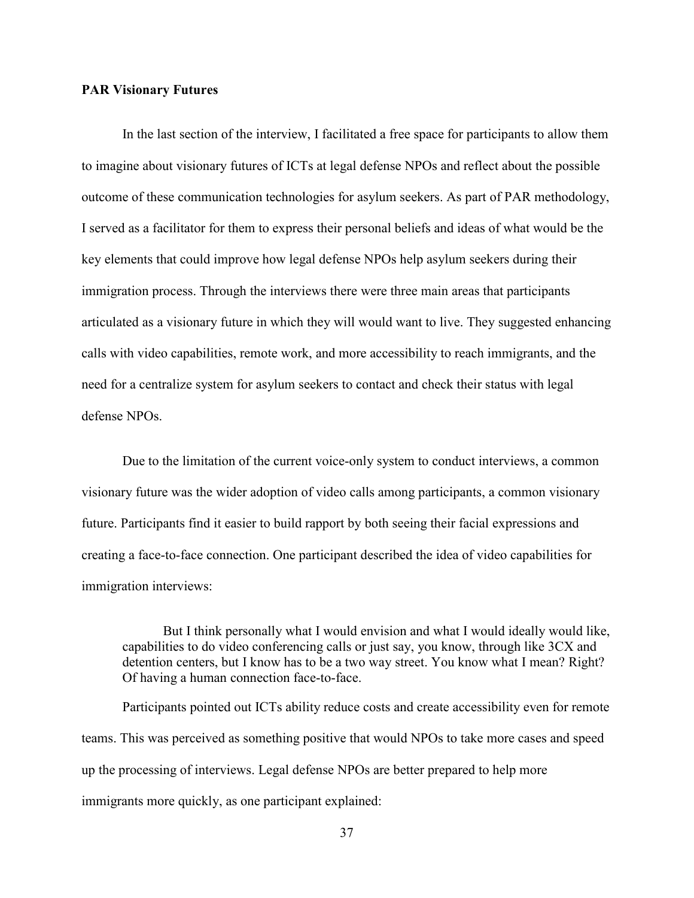**PAR Visionary Futures**

In the last section of the interview, I facilitated a free space for participants to allow them to imagine about visionary futures of ICTs at legal defense NPOs and reflect about the possible outcome of these communication technologies for asylum seekers. As part of PAR methodology, I served as a facilitator for them to express their personal beliefs and ideas of what would be the key elements that could improve how legal defense NPOs help asylum seekers during their immigration process. Through the interviews there were three main areas that participants articulated as a visionary future in which they will would want to live. They suggested enhancing calls with video capabilities, remote work, and more accessibility to reach immigrants, and the need for a centralize system for asylum seekers to contact and check their status with legal defense NPOs.

Due to the limitation of the current voice-only system to conduct interviews, a common visionary future was the wider adoption of video calls among participants, a common visionary future. Participants find it easier to build rapport by both seeing their facial expressions and creating a face-to-face connection. One participant described the idea of video capabilities for immigration interviews:

> But I think personally what I would envision and what I would ideally would like, capabilities to do video conferencing calls or just say, you know, through like 3CX and detention centers, but I know has to be a two way street. You know what I mean? Right? Of having a human connection face-to-face.

Participants pointed out ICTs ability reduce costs and create accessibility even for remote teams. This was perceived as something positive that would NPOs to take more cases and speed up the processing of interviews. Legal defense NPOs are better prepared to help more immigrants more quickly, as one participant explained: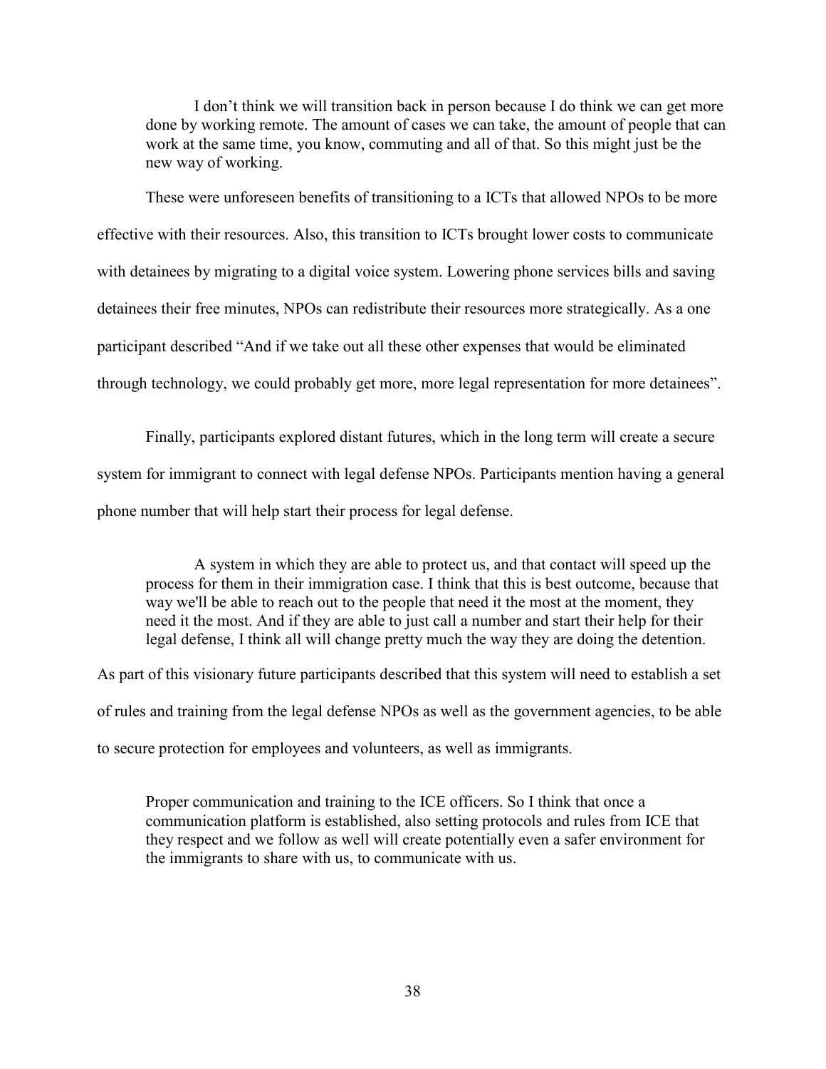> I don't think we will transition back in person because I do think we can get more done by working remote. The amount of cases we can take, the amount of people that can work at the same time, you know, commuting and all of that. So this might just be the new way of working.

These were unforeseen benefits of transitioning to a ICTs that allowed NPOs to be more effective with their resources. Also, this transition to ICTs brought lower costs to communicate with detainees by migrating to a digital voice system. Lowering phone services bills and saving detainees their free minutes, NPOs can redistribute their resources more strategically. As a one participant described "And if we take out all these other expenses that would be eliminated through technology, we could probably get more, more legal representation for more detainees".

Finally, participants explored distant futures, which in the long term will create a secure system for immigrant to connect with legal defense NPOs. Participants mention having a general phone number that will help start their process for legal defense.

> A system in which they are able to protect us, and that contact will speed up the process for them in their immigration case. I think that this is best outcome, because that way we'll be able to reach out to the people that need it the most at the moment, they need it the most. And if they are able to just call a number and start their help for their legal defense, I think all will change pretty much the way they are doing the detention.

As part of this visionary future participants described that this system will need to establish a set of rules and training from the legal defense NPOs as well as the government agencies, to be able to secure protection for employees and volunteers, as well as immigrants.

> Proper communication and training to the ICE officers. So I think that once a communication platform is established, also setting protocols and rules from ICE that they respect and we follow as well will create potentially even a safer environment for the immigrants to share with us, to communicate with us.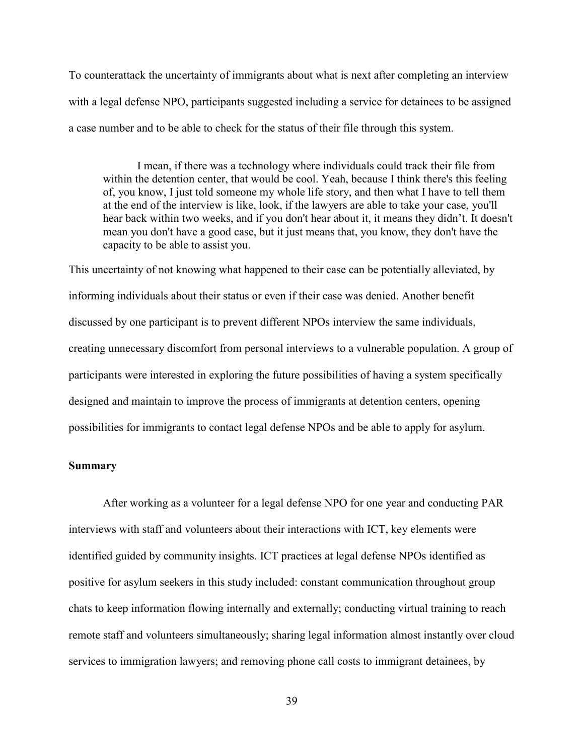To counterattack the uncertainty of immigrants about what is next after completing an interview with a legal defense NPO, participants suggested including a service for detainees to be assigned a case number and to be able to check for the status of their file through this system.

> I mean, if there was a technology where individuals could track their file from within the detention center, that would be cool. Yeah, because I think there's this feeling of, you know, I just told someone my whole life story, and then what I have to tell them at the end of the interview is like, look, if the lawyers are able to take your case, you'll hear back within two weeks, and if you don't hear about it, it means they didn't. It doesn't mean you don't have a good case, but it just means that, you know, they don't have the capacity to be able to assist you.

This uncertainty of not knowing what happened to their case can be potentially alleviated, by informing individuals about their status or even if their case was denied. Another benefit discussed by one participant is to prevent different NPOs interview the same individuals, creating unnecessary discomfort from personal interviews to a vulnerable population. A group of participants were interested in exploring the future possibilities of having a system specifically designed and maintain to improve the process of immigrants at detention centers, opening possibilities for immigrants to contact legal defense NPOs and be able to apply for asylum.

**Summary**

After working as a volunteer for a legal defense NPO for one year and conducting PAR interviews with staff and volunteers about their interactions with ICT, key elements were identified guided by community insights. ICT practices at legal defense NPOs identified as positive for asylum seekers in this study included: constant communication throughout group chats to keep information flowing internally and externally; conducting virtual training to reach remote staff and volunteers simultaneously; sharing legal information almost instantly over cloud services to immigration lawyers; and removing phone call costs to immigrant detainees, by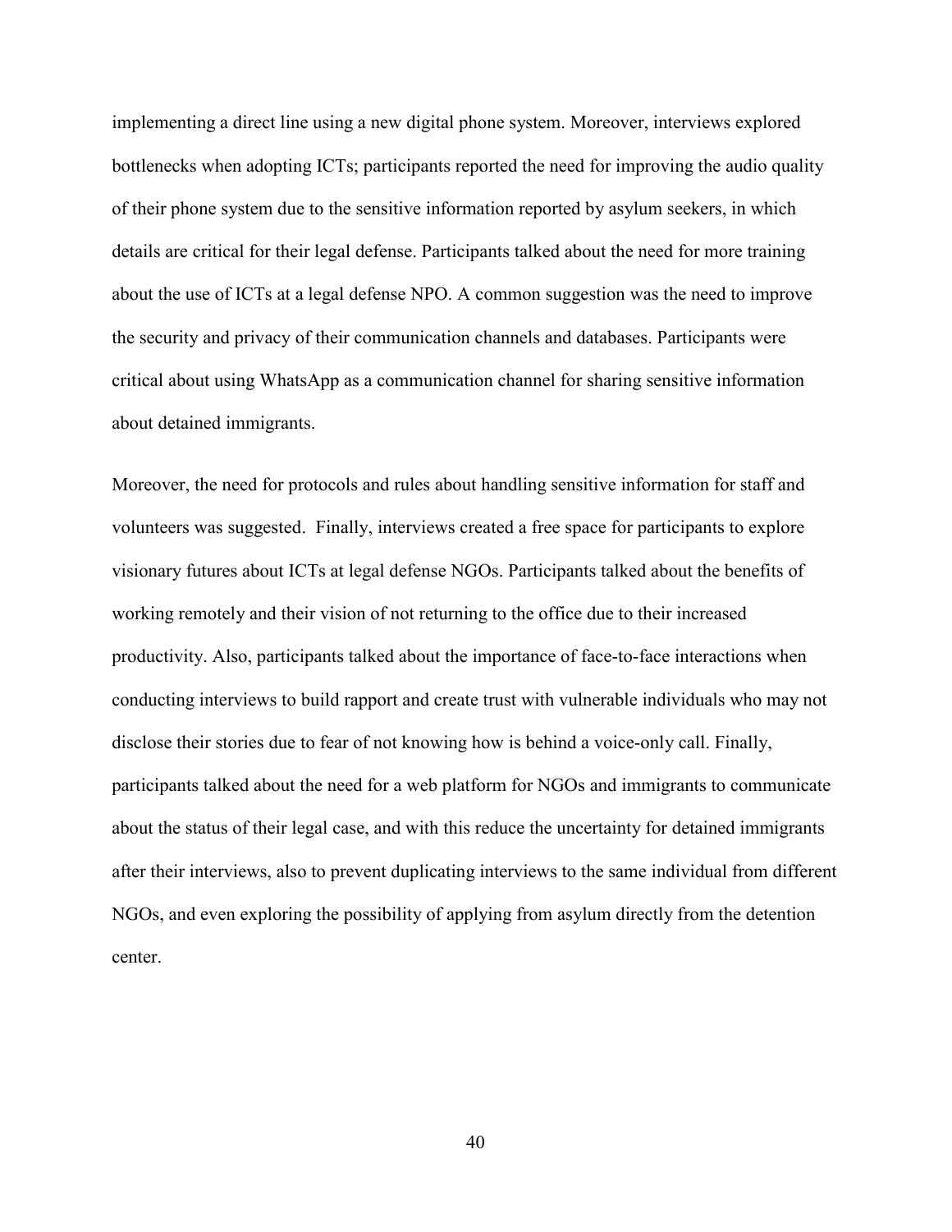implementing a direct line using a new digital phone system. Moreover, interviews explored bottlenecks when adopting ICTs; participants reported the need for improving the audio quality of their phone system due to the sensitive information reported by asylum seekers, in which details are critical for their legal defense. Participants talked about the need for more training about the use of ICTs at a legal defense NPO. A common suggestion was the need to improve the security and privacy of their communication channels and databases. Participants were critical about using WhatsApp as a communication channel for sharing sensitive information about detained immigrants.

Moreover, the need for protocols and rules about handling sensitive information for staff and volunteers was suggested. Finally, interviews created a free space for participants to explore visionary futures about ICTs at legal defense NGOs. Participants talked about the benefits of working remotely and their vision of not returning to the office due to their increased productivity. Also, participants talked about the importance of face-to-face interactions when conducting interviews to build rapport and create trust with vulnerable individuals who may not disclose their stories due to fear of not knowing how is behind a voice-only call. Finally, participants talked about the need for a web platform for NGOs and immigrants to communicate about the status of their legal case, and with this reduce the uncertainty for detained immigrants after their interviews, also to prevent duplicating interviews to the same individual from different NGOs, and even exploring the possibility of applying from asylum directly from the detention center.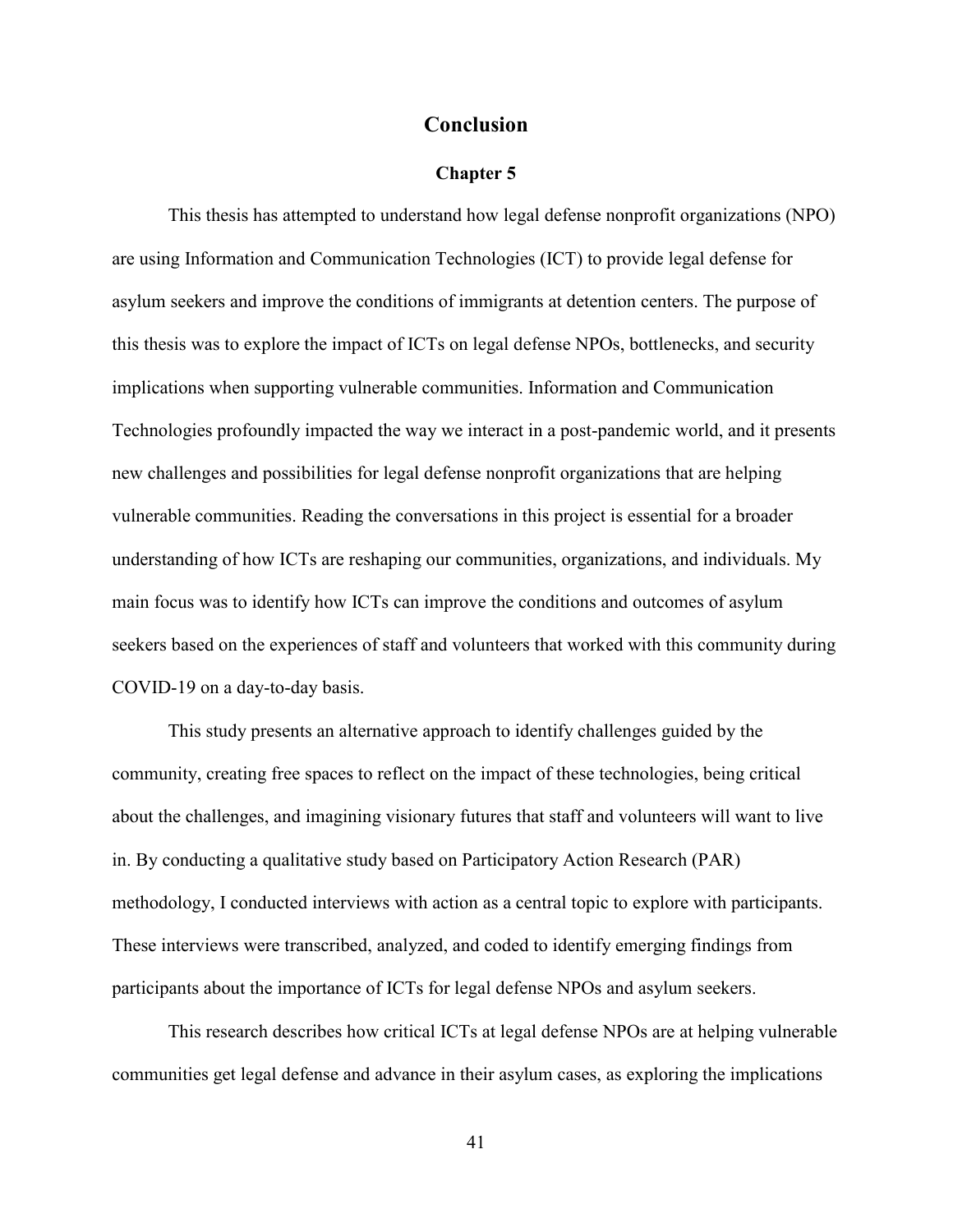# Conclusion

## Chapter 5

This thesis has attempted to understand how legal defense nonprofit organizations (NPO) are using Information and Communication Technologies (ICT) to provide legal defense for asylum seekers and improve the conditions of immigrants at detention centers. The purpose of this thesis was to explore the impact of ICTs on legal defense NPOs, bottlenecks, and security implications when supporting vulnerable communities. Information and Communication Technologies profoundly impacted the way we interact in a post-pandemic world, and it presents new challenges and possibilities for legal defense nonprofit organizations that are helping vulnerable communities. Reading the conversations in this project is essential for a broader understanding of how ICTs are reshaping our communities, organizations, and individuals. My main focus was to identify how ICTs can improve the conditions and outcomes of asylum seekers based on the experiences of staff and volunteers that worked with this community during COVID-19 on a day-to-day basis.

This study presents an alternative approach to identify challenges guided by the community, creating free spaces to reflect on the impact of these technologies, being critical about the challenges, and imagining visionary futures that staff and volunteers will want to live in. By conducting a qualitative study based on Participatory Action Research (PAR) methodology, I conducted interviews with action as a central topic to explore with participants. These interviews were transcribed, analyzed, and coded to identify emerging findings from participants about the importance of ICTs for legal defense NPOs and asylum seekers.

This research describes how critical ICTs at legal defense NPOs are at helping vulnerable communities get legal defense and advance in their asylum cases, as exploring the implications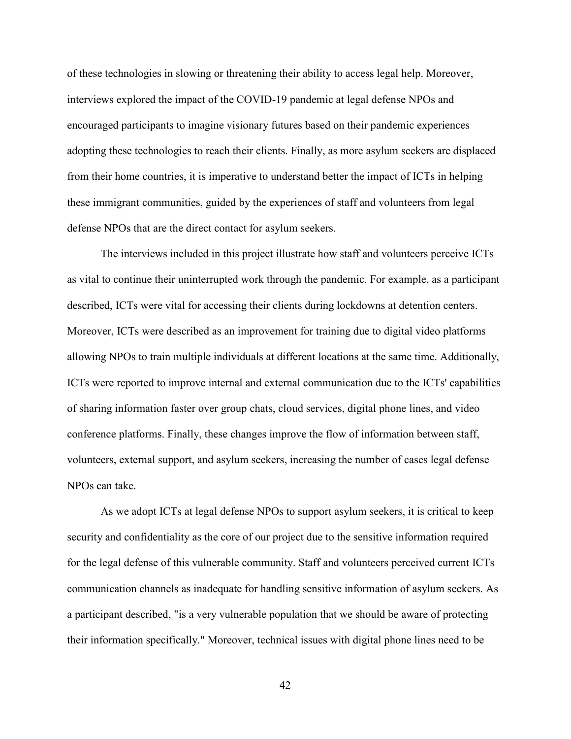of these technologies in slowing or threatening their ability to access legal help. Moreover, interviews explored the impact of the COVID-19 pandemic at legal defense NPOs and encouraged participants to imagine visionary futures based on their pandemic experiences adopting these technologies to reach their clients. Finally, as more asylum seekers are displaced from their home countries, it is imperative to understand better the impact of ICTs in helping these immigrant communities, guided by the experiences of staff and volunteers from legal defense NPOs that are the direct contact for asylum seekers.

The interviews included in this project illustrate how staff and volunteers perceive ICTs as vital to continue their uninterrupted work through the pandemic. For example, as a participant described, ICTs were vital for accessing their clients during lockdowns at detention centers. Moreover, ICTs were described as an improvement for training due to digital video platforms allowing NPOs to train multiple individuals at different locations at the same time. Additionally, ICTs were reported to improve internal and external communication due to the ICTs' capabilities of sharing information faster over group chats, cloud services, digital phone lines, and video conference platforms. Finally, these changes improve the flow of information between staff, volunteers, external support, and asylum seekers, increasing the number of cases legal defense NPOs can take.

As we adopt ICTs at legal defense NPOs to support asylum seekers, it is critical to keep security and confidentiality as the core of our project due to the sensitive information required for the legal defense of this vulnerable community. Staff and volunteers perceived current ICTs communication channels as inadequate for handling sensitive information of asylum seekers. As a participant described, "is a very vulnerable population that we should be aware of protecting their information specifically." Moreover, technical issues with digital phone lines need to be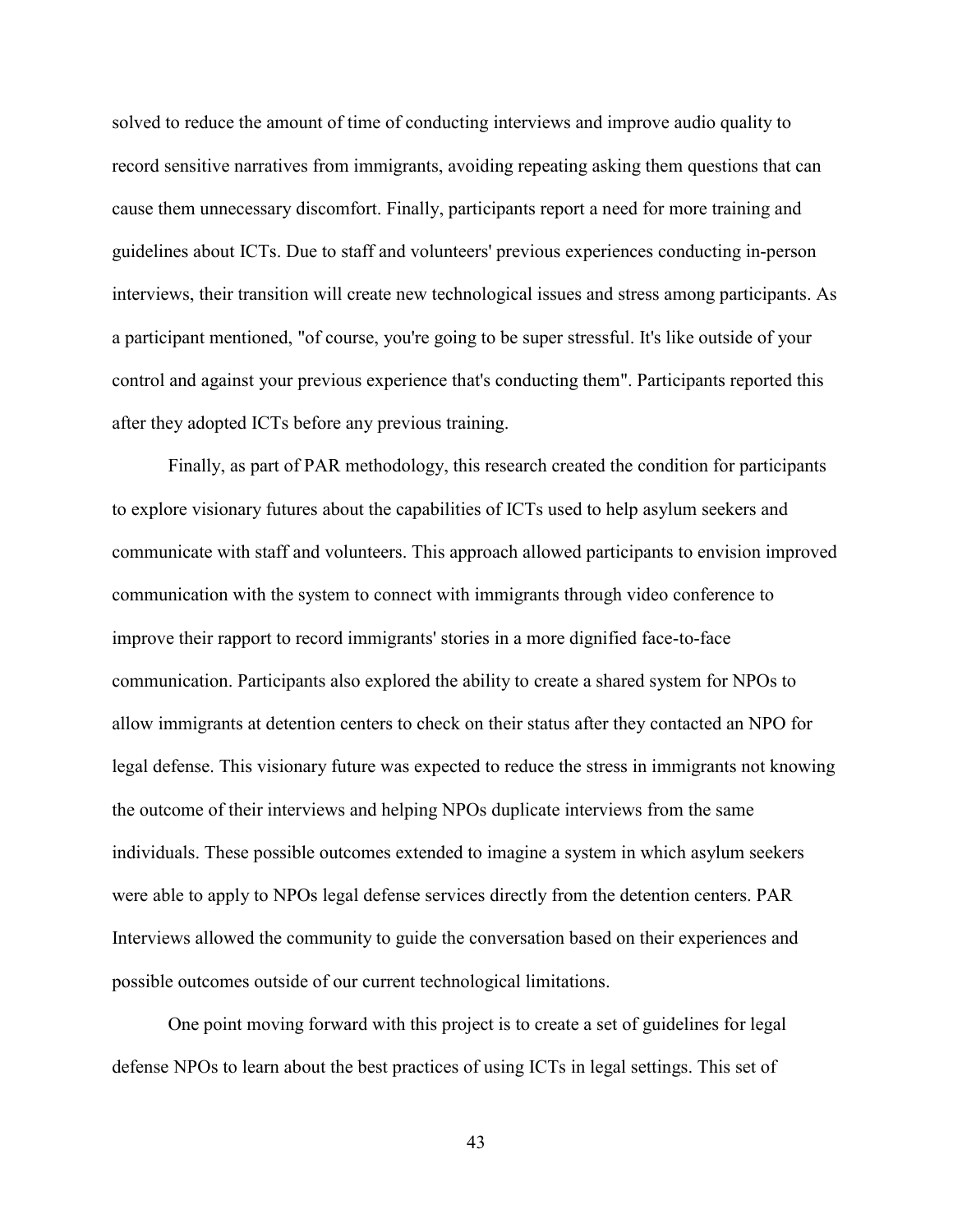solved to reduce the amount of time of conducting interviews and improve audio quality to record sensitive narratives from immigrants, avoiding repeating asking them questions that can cause them unnecessary discomfort. Finally, participants report a need for more training and guidelines about ICTs. Due to staff and volunteers' previous experiences conducting in-person interviews, their transition will create new technological issues and stress among participants. As a participant mentioned, "of course, you're going to be super stressful. It's like outside of your control and against your previous experience that's conducting them". Participants reported this after they adopted ICTs before any previous training.

Finally, as part of PAR methodology, this research created the condition for participants to explore visionary futures about the capabilities of ICTs used to help asylum seekers and communicate with staff and volunteers. This approach allowed participants to envision improved communication with the system to connect with immigrants through video conference to improve their rapport to record immigrants' stories in a more dignified face-to-face communication. Participants also explored the ability to create a shared system for NPOs to allow immigrants at detention centers to check on their status after they contacted an NPO for legal defense. This visionary future was expected to reduce the stress in immigrants not knowing the outcome of their interviews and helping NPOs duplicate interviews from the same individuals. These possible outcomes extended to imagine a system in which asylum seekers were able to apply to NPOs legal defense services directly from the detention centers. PAR Interviews allowed the community to guide the conversation based on their experiences and possible outcomes outside of our current technological limitations.

One point moving forward with this project is to create a set of guidelines for legal defense NPOs to learn about the best practices of using ICTs in legal settings. This set of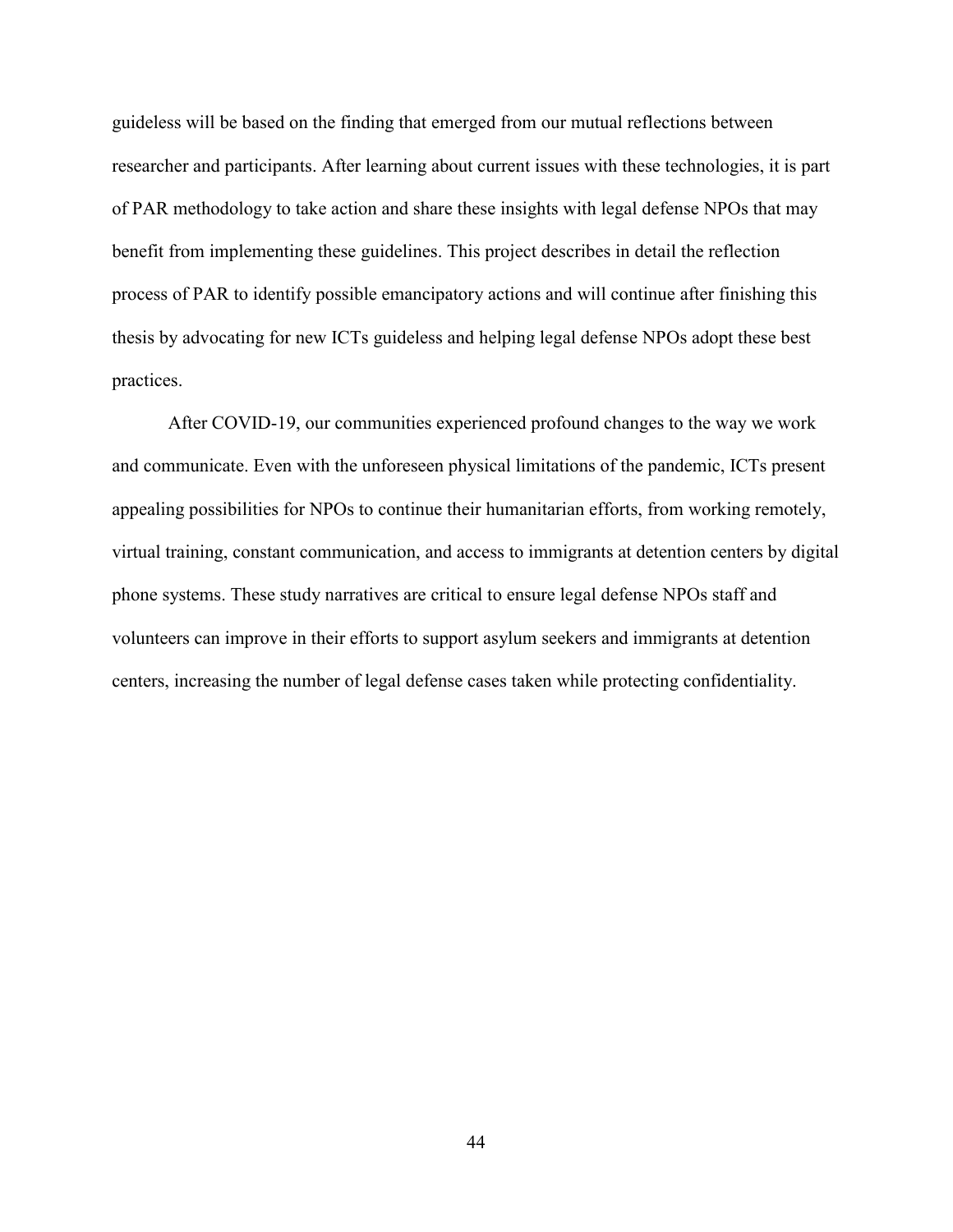guideless will be based on the finding that emerged from our mutual reflections between researcher and participants. After learning about current issues with these technologies, it is part of PAR methodology to take action and share these insights with legal defense NPOs that may benefit from implementing these guidelines. This project describes in detail the reflection process of PAR to identify possible emancipatory actions and will continue after finishing this thesis by advocating for new ICTs guideless and helping legal defense NPOs adopt these best practices.

After COVID-19, our communities experienced profound changes to the way we work and communicate. Even with the unforeseen physical limitations of the pandemic, ICTs present appealing possibilities for NPOs to continue their humanitarian efforts, from working remotely, virtual training, constant communication, and access to immigrants at detention centers by digital phone systems. These study narratives are critical to ensure legal defense NPOs staff and volunteers can improve in their efforts to support asylum seekers and immigrants at detention centers, increasing the number of legal defense cases taken while protecting confidentiality.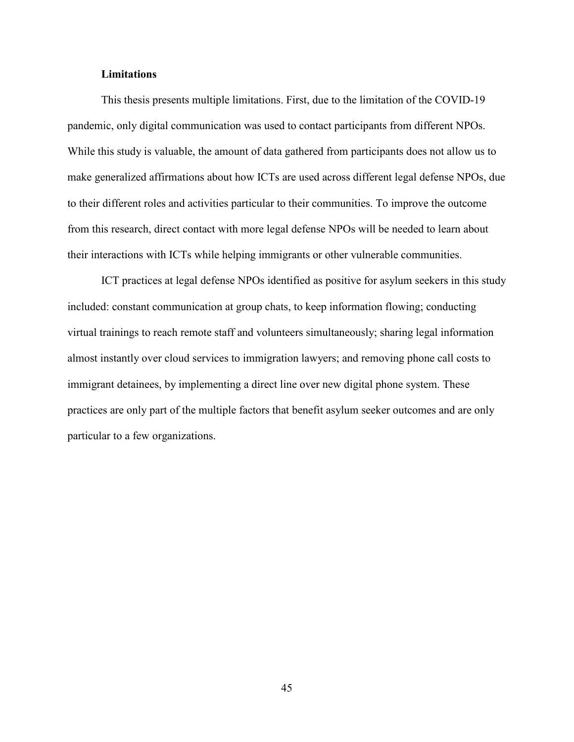### Limitations

This thesis presents multiple limitations. First, due to the limitation of the COVID-19 pandemic, only digital communication was used to contact participants from different NPOs. While this study is valuable, the amount of data gathered from participants does not allow us to make generalized affirmations about how ICTs are used across different legal defense NPOs, due to their different roles and activities particular to their communities. To improve the outcome from this research, direct contact with more legal defense NPOs will be needed to learn about their interactions with ICTs while helping immigrants or other vulnerable communities.

ICT practices at legal defense NPOs identified as positive for asylum seekers in this study included: constant communication at group chats, to keep information flowing; conducting virtual trainings to reach remote staff and volunteers simultaneously; sharing legal information almost instantly over cloud services to immigration lawyers; and removing phone call costs to immigrant detainees, by implementing a direct line over new digital phone system. These practices are only part of the multiple factors that benefit asylum seeker outcomes and are only particular to a few organizations.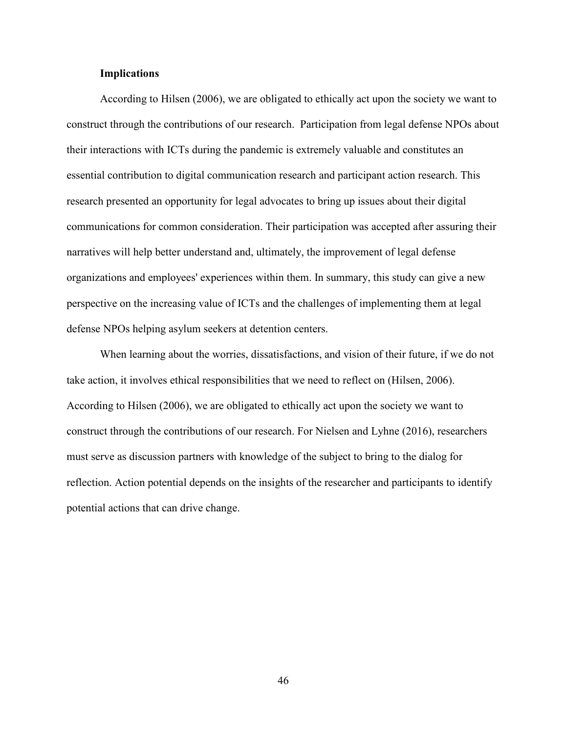### Implications

According to Hilsen (2006), we are obligated to ethically act upon the society we want to construct through the contributions of our research. Participation from legal defense NPOs about their interactions with ICTs during the pandemic is extremely valuable and constitutes an essential contribution to digital communication research and participant action research. This research presented an opportunity for legal advocates to bring up issues about their digital communications for common consideration. Their participation was accepted after assuring their narratives will help better understand and, ultimately, the improvement of legal defense organizations and employees' experiences within them. In summary, this study can give a new perspective on the increasing value of ICTs and the challenges of implementing them at legal defense NPOs helping asylum seekers at detention centers.

When learning about the worries, dissatisfactions, and vision of their future, if we do not take action, it involves ethical responsibilities that we need to reflect on (Hilsen, 2006). According to Hilsen (2006), we are obligated to ethically act upon the society we want to construct through the contributions of our research. For Nielsen and Lyhne (2016), researchers must serve as discussion partners with knowledge of the subject to bring to the dialog for reflection. Action potential depends on the insights of the researcher and participants to identify potential actions that can drive change.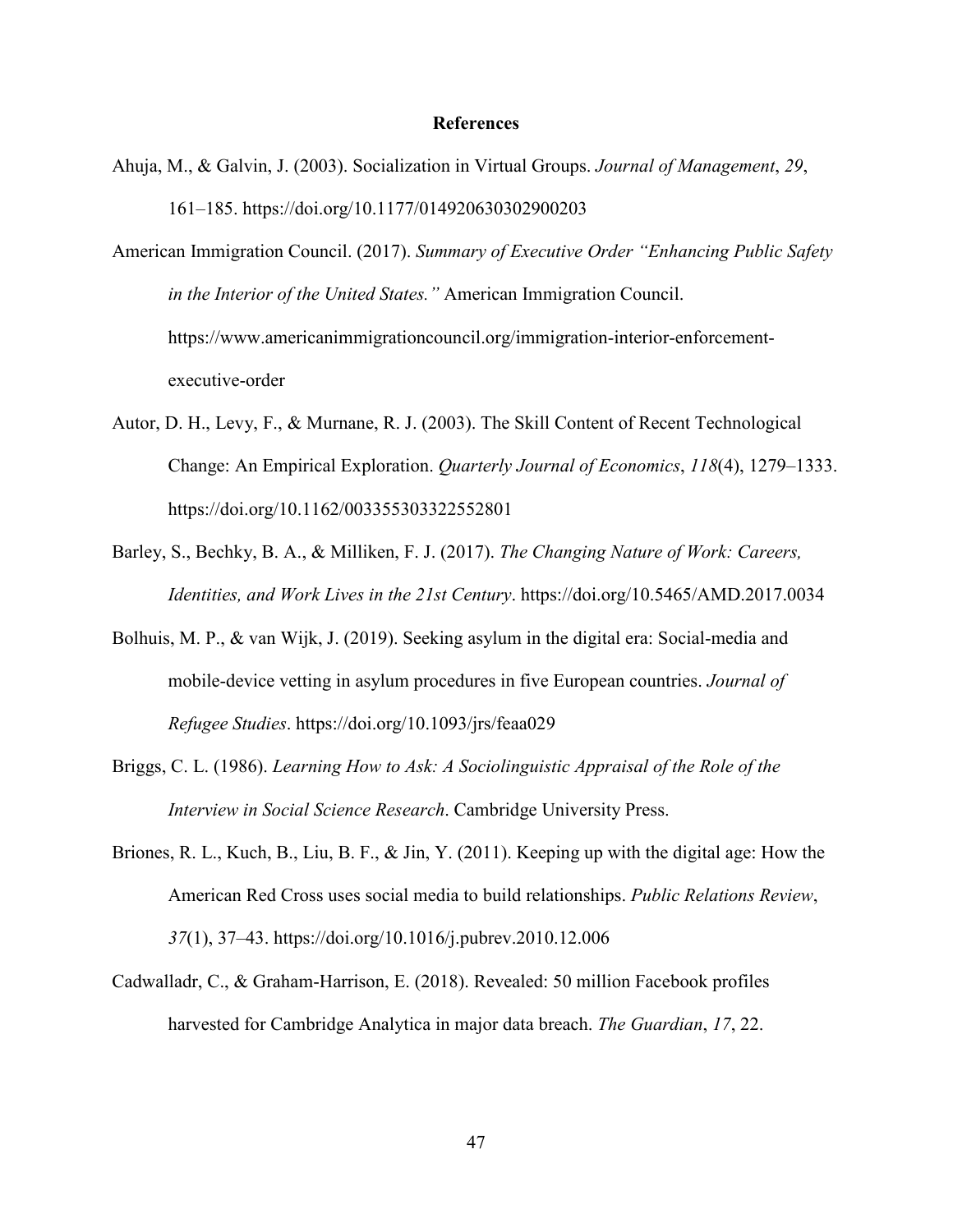## References

Ahuja, M., & Galvin, J. (2003). Socialization in Virtual Groups. *Journal of Management*, *29*, 161–185. https://doi.org/10.1177/014920630302900203

American Immigration Council. (2017). *Summary of Executive Order "Enhancing Public Safety in the Interior of the United States."* American Immigration Council. https://www.americanimmigrationcouncil.org/immigration-interior-enforcement-executive-order

Autor, D. H., Levy, F., & Murnane, R. J. (2003). The Skill Content of Recent Technological Change: An Empirical Exploration. *Quarterly Journal of Economics*, *118*(4), 1279–1333. https://doi.org/10.1162/003355303322552801

Barley, S., Bechky, B. A., & Milliken, F. J. (2017). *The Changing Nature of Work: Careers, Identities, and Work Lives in the 21st Century*. https://doi.org/10.5465/AMD.2017.0034

Bolhuis, M. P., & van Wijk, J. (2019). Seeking asylum in the digital era: Social-media and mobile-device vetting in asylum procedures in five European countries. *Journal of Refugee Studies*. https://doi.org/10.1093/jrs/feaa029

Briggs, C. L. (1986). *Learning How to Ask: A Sociolinguistic Appraisal of the Role of the Interview in Social Science Research*. Cambridge University Press.

Briones, R. L., Kuch, B., Liu, B. F., & Jin, Y. (2011). Keeping up with the digital age: How the American Red Cross uses social media to build relationships. *Public Relations Review*, *37*(1), 37–43. https://doi.org/10.1016/j.pubrev.2010.12.006

Cadwalladr, C., & Graham-Harrison, E. (2018). Revealed: 50 million Facebook profiles harvested for Cambridge Analytica in major data breach. *The Guardian*, *17*, 22.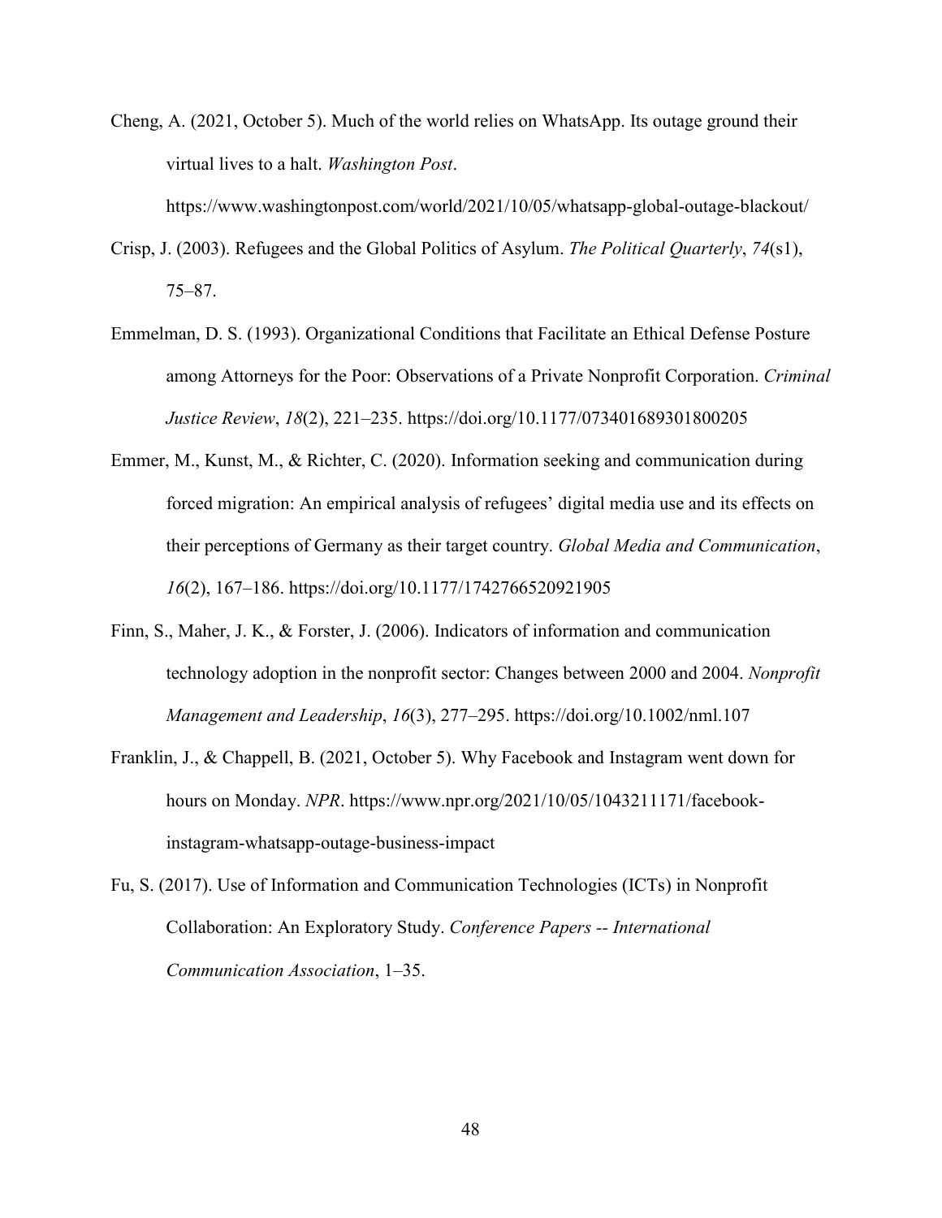Cheng, A. (2021, October 5). Much of the world relies on WhatsApp. Its outage ground their virtual lives to a halt. *Washington Post*. https://www.washingtonpost.com/world/2021/10/05/whatsapp-global-outage-blackout/

Crisp, J. (2003). Refugees and the Global Politics of Asylum. *The Political Quarterly*, *74*(s1), 75–87.

Emmelman, D. S. (1993). Organizational Conditions that Facilitate an Ethical Defense Posture among Attorneys for the Poor: Observations of a Private Nonprofit Corporation. *Criminal Justice Review*, *18*(2), 221–235. https://doi.org/10.1177/073401689301800205

Emmer, M., Kunst, M., & Richter, C. (2020). Information seeking and communication during forced migration: An empirical analysis of refugees' digital media use and its effects on their perceptions of Germany as their target country. *Global Media and Communication*, *16*(2), 167–186. https://doi.org/10.1177/1742766520921905

Finn, S., Maher, J. K., & Forster, J. (2006). Indicators of information and communication technology adoption in the nonprofit sector: Changes between 2000 and 2004. *Nonprofit Management and Leadership*, *16*(3), 277–295. https://doi.org/10.1002/nml.107

Franklin, J., & Chappell, B. (2021, October 5). Why Facebook and Instagram went down for hours on Monday. *NPR*. https://www.npr.org/2021/10/05/1043211171/facebook-instagram-whatsapp-outage-business-impact

Fu, S. (2017). Use of Information and Communication Technologies (ICTs) in Nonprofit Collaboration: An Exploratory Study. *Conference Papers -- International Communication Association*, 1–35.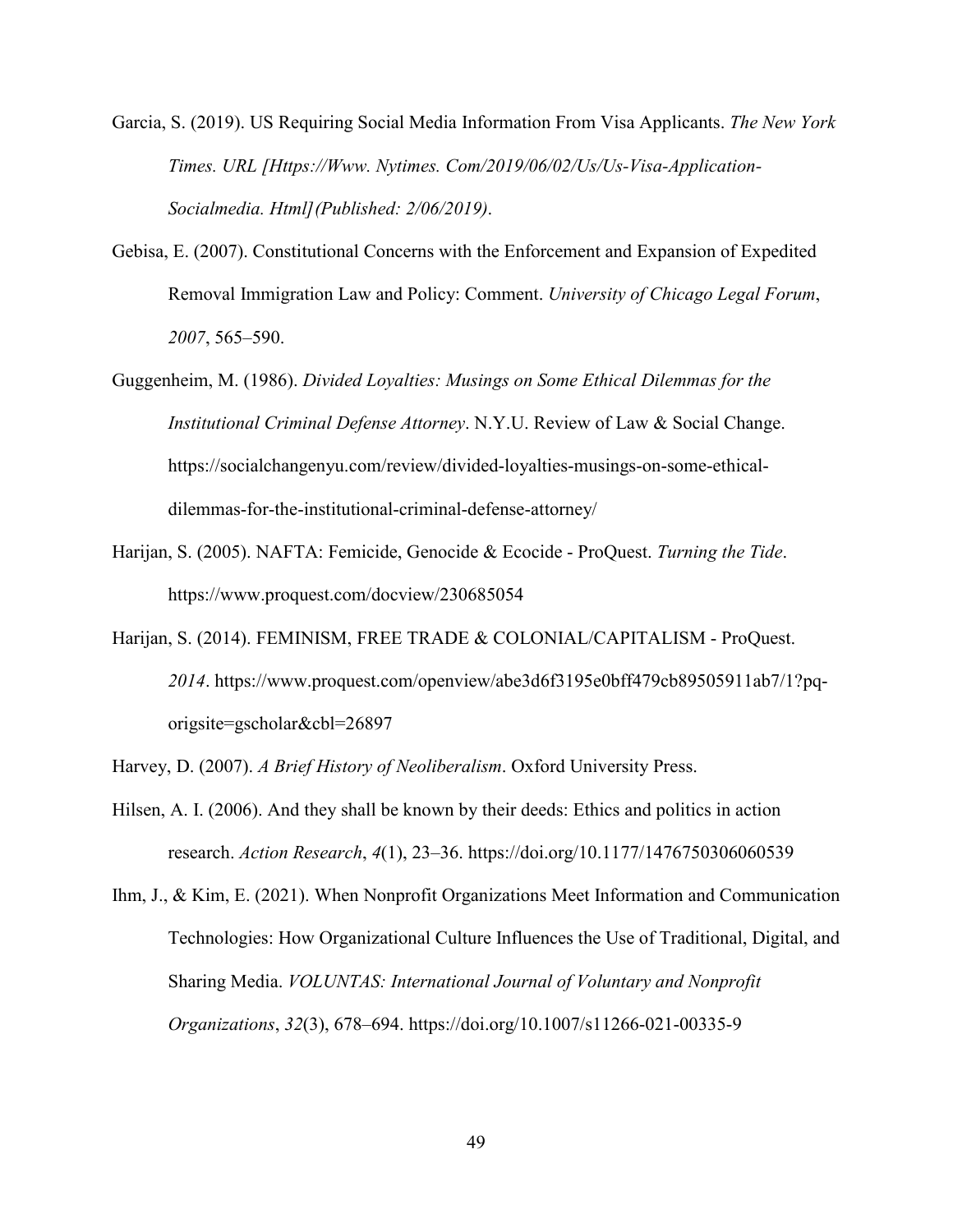Garcia, S. (2019). US Requiring Social Media Information From Visa Applicants. *The New York Times. URL [Https://Www. Nytimes. Com/2019/06/02/Us/Us-Visa-Application-Socialmedia. Html](Published: 2/06/2019)*.

Gebisa, E. (2007). Constitutional Concerns with the Enforcement and Expansion of Expedited Removal Immigration Law and Policy: Comment. *University of Chicago Legal Forum*, *2007*, 565–590.

Guggenheim, M. (1986). *Divided Loyalties: Musings on Some Ethical Dilemmas for the Institutional Criminal Defense Attorney*. N.Y.U. Review of Law & Social Change. https://socialchangenyu.com/review/divided-loyalties-musings-on-some-ethical-dilemmas-for-the-institutional-criminal-defense-attorney/

Harijan, S. (2005). NAFTA: Femicide, Genocide & Ecocide - ProQuest. *Turning the Tide*. https://www.proquest.com/docview/230685054

Harijan, S. (2014). FEMINISM, FREE TRADE & COLONIAL/CAPITALISM - ProQuest. *2014*. https://www.proquest.com/openview/abe3d6f3195e0bff479cb89505911ab7/1?pq-origsite=gscholar&cbl=26897

Harvey, D. (2007). *A Brief History of Neoliberalism*. Oxford University Press.

Hilsen, A. I. (2006). And they shall be known by their deeds: Ethics and politics in action research. *Action Research*, *4*(1), 23–36. https://doi.org/10.1177/1476750306060539

Ihm, J., & Kim, E. (2021). When Nonprofit Organizations Meet Information and Communication Technologies: How Organizational Culture Influences the Use of Traditional, Digital, and Sharing Media. *VOLUNTAS: International Journal of Voluntary and Nonprofit Organizations*, *32*(3), 678–694. https://doi.org/10.1007/s11266-021-00335-9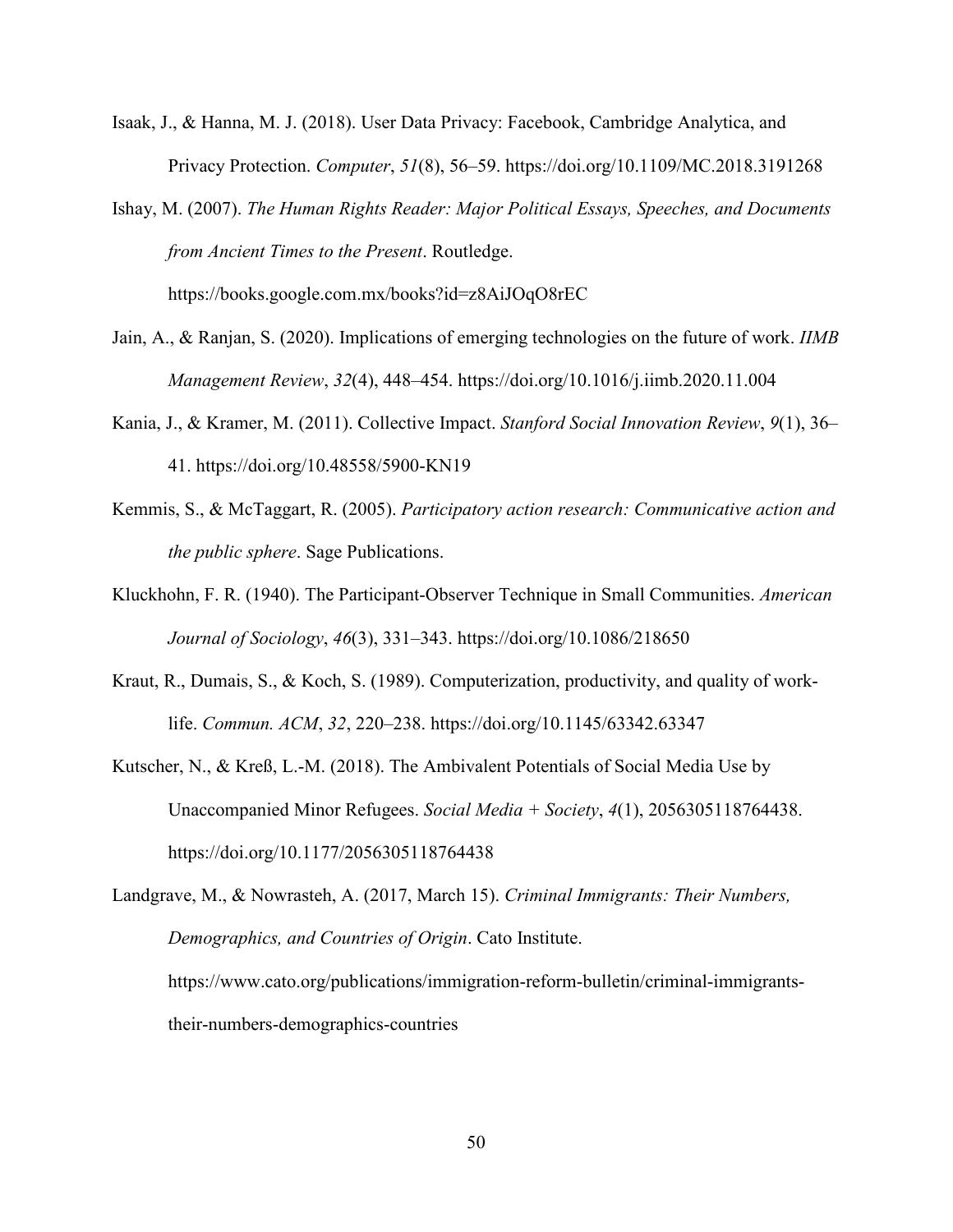Isaak, J., & Hanna, M. J. (2018). User Data Privacy: Facebook, Cambridge Analytica, and Privacy Protection. *Computer*, *51*(8), 56–59. https://doi.org/10.1109/MC.2018.3191268

Ishay, M. (2007). *The Human Rights Reader: Major Political Essays, Speeches, and Documents from Ancient Times to the Present*. Routledge. https://books.google.com.mx/books?id=z8AiJOqO8rEC

Jain, A., & Ranjan, S. (2020). Implications of emerging technologies on the future of work. *IIMB Management Review*, *32*(4), 448–454. https://doi.org/10.1016/j.iimb.2020.11.004

Kania, J., & Kramer, M. (2011). Collective Impact. *Stanford Social Innovation Review*, *9*(1), 36–41. https://doi.org/10.48558/5900-KN19

Kemmis, S., & McTaggart, R. (2005). *Participatory action research: Communicative action and the public sphere*. Sage Publications.

Kluckhohn, F. R. (1940). The Participant-Observer Technique in Small Communities. *American Journal of Sociology*, *46*(3), 331–343. https://doi.org/10.1086/218650

Kraut, R., Dumais, S., & Koch, S. (1989). Computerization, productivity, and quality of work-life. *Commun. ACM*, *32*, 220–238. https://doi.org/10.1145/63342.63347

Kutscher, N., & Kreß, L.-M. (2018). The Ambivalent Potentials of Social Media Use by Unaccompanied Minor Refugees. *Social Media + Society*, *4*(1), 2056305118764438. https://doi.org/10.1177/2056305118764438

Landgrave, M., & Nowrasteh, A. (2017, March 15). *Criminal Immigrants: Their Numbers, Demographics, and Countries of Origin*. Cato Institute. https://www.cato.org/publications/immigration-reform-bulletin/criminal-immigrants-their-numbers-demographics-countries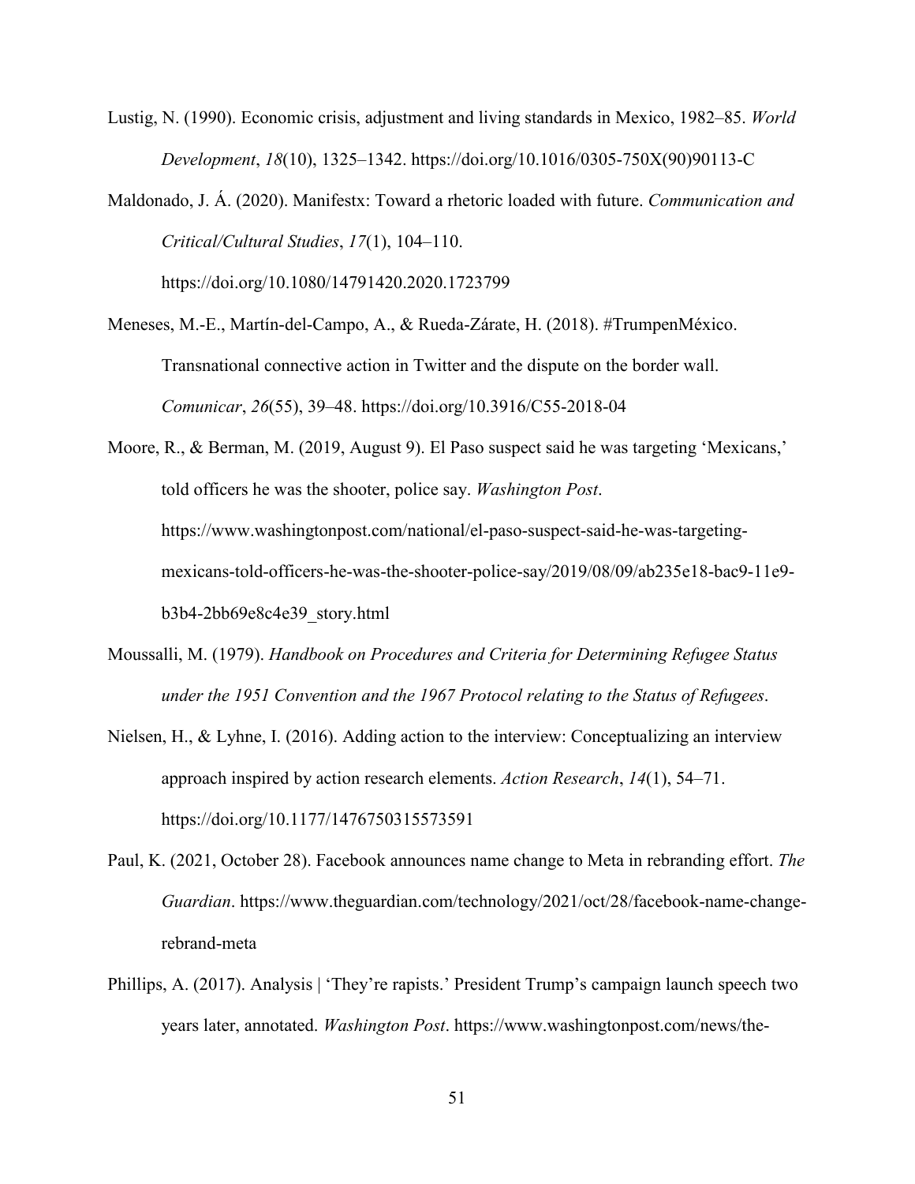Lustig, N. (1990). Economic crisis, adjustment and living standards in Mexico, 1982–85. *World Development*, *18*(10), 1325–1342. https://doi.org/10.1016/0305-750X(90)90113-C

Maldonado, J. Á. (2020). Manifestx: Toward a rhetoric loaded with future. *Communication and Critical/Cultural Studies*, *17*(1), 104–110. https://doi.org/10.1080/14791420.2020.1723799

Meneses, M.-E., Martín-del-Campo, A., & Rueda-Zárate, H. (2018). #TrumpenMéxico. Transnational connective action in Twitter and the dispute on the border wall. *Comunicar*, *26*(55), 39–48. https://doi.org/10.3916/C55-2018-04

Moore, R., & Berman, M. (2019, August 9). El Paso suspect said he was targeting 'Mexicans,' told officers he was the shooter, police say. *Washington Post*. https://www.washingtonpost.com/national/el-paso-suspect-said-he-was-targeting-mexicans-told-officers-he-was-the-shooter-police-say/2019/08/09/ab235e18-bac9-11e9-b3b4-2bb69e8c4e39_story.html

Moussalli, M. (1979). *Handbook on Procedures and Criteria for Determining Refugee Status under the 1951 Convention and the 1967 Protocol relating to the Status of Refugees*.

Nielsen, H., & Lyhne, I. (2016). Adding action to the interview: Conceptualizing an interview approach inspired by action research elements. *Action Research*, *14*(1), 54–71. https://doi.org/10.1177/1476750315573591

Paul, K. (2021, October 28). Facebook announces name change to Meta in rebranding effort. *The Guardian*. https://www.theguardian.com/technology/2021/oct/28/facebook-name-change-rebrand-meta

Phillips, A. (2017). Analysis | 'They're rapists.' President Trump's campaign launch speech two years later, annotated. *Washington Post*. https://www.washingtonpost.com/news/the-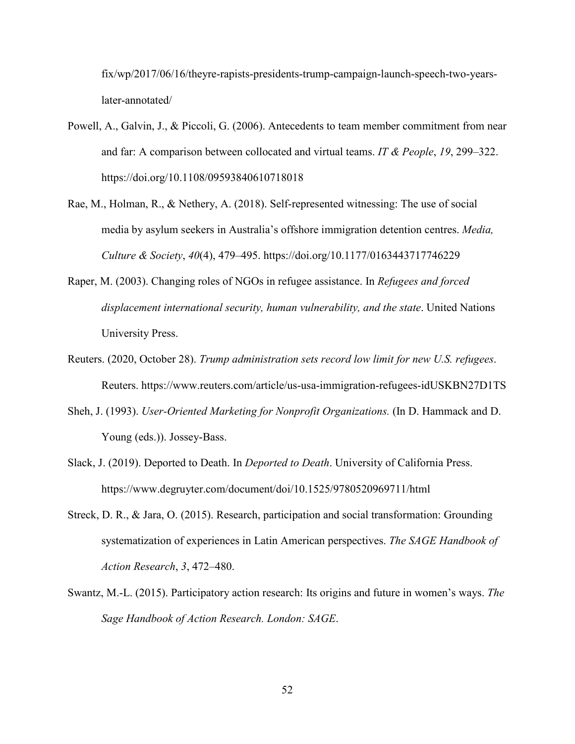fix/wp/2017/06/16/theyre-rapists-presidents-trump-campaign-launch-speech-two-years-later-annotated/

Powell, A., Galvin, J., & Piccoli, G. (2006). Antecedents to team member commitment from near and far: A comparison between collocated and virtual teams. *IT & People*, *19*, 299–322. https://doi.org/10.1108/09593840610718018

Rae, M., Holman, R., & Nethery, A. (2018). Self-represented witnessing: The use of social media by asylum seekers in Australia's offshore immigration detention centres. *Media, Culture & Society*, *40*(4), 479–495. https://doi.org/10.1177/0163443717746229

Raper, M. (2003). Changing roles of NGOs in refugee assistance. In *Refugees and forced displacement international security, human vulnerability, and the state*. United Nations University Press.

Reuters. (2020, October 28). *Trump administration sets record low limit for new U.S. refugees*. Reuters. https://www.reuters.com/article/us-usa-immigration-refugees-idUSKBN27D1TS

Sheh, J. (1993). *User-Oriented Marketing for Nonprofit Organizations.* (In D. Hammack and D. Young (eds.)). Jossey-Bass.

Slack, J. (2019). Deported to Death. In *Deported to Death*. University of California Press. https://www.degruyter.com/document/doi/10.1525/9780520969711/html

Streck, D. R., & Jara, O. (2015). Research, participation and social transformation: Grounding systematization of experiences in Latin American perspectives. *The SAGE Handbook of Action Research*, *3*, 472–480.

Swantz, M.-L. (2015). Participatory action research: Its origins and future in women's ways. *The Sage Handbook of Action Research. London: SAGE*.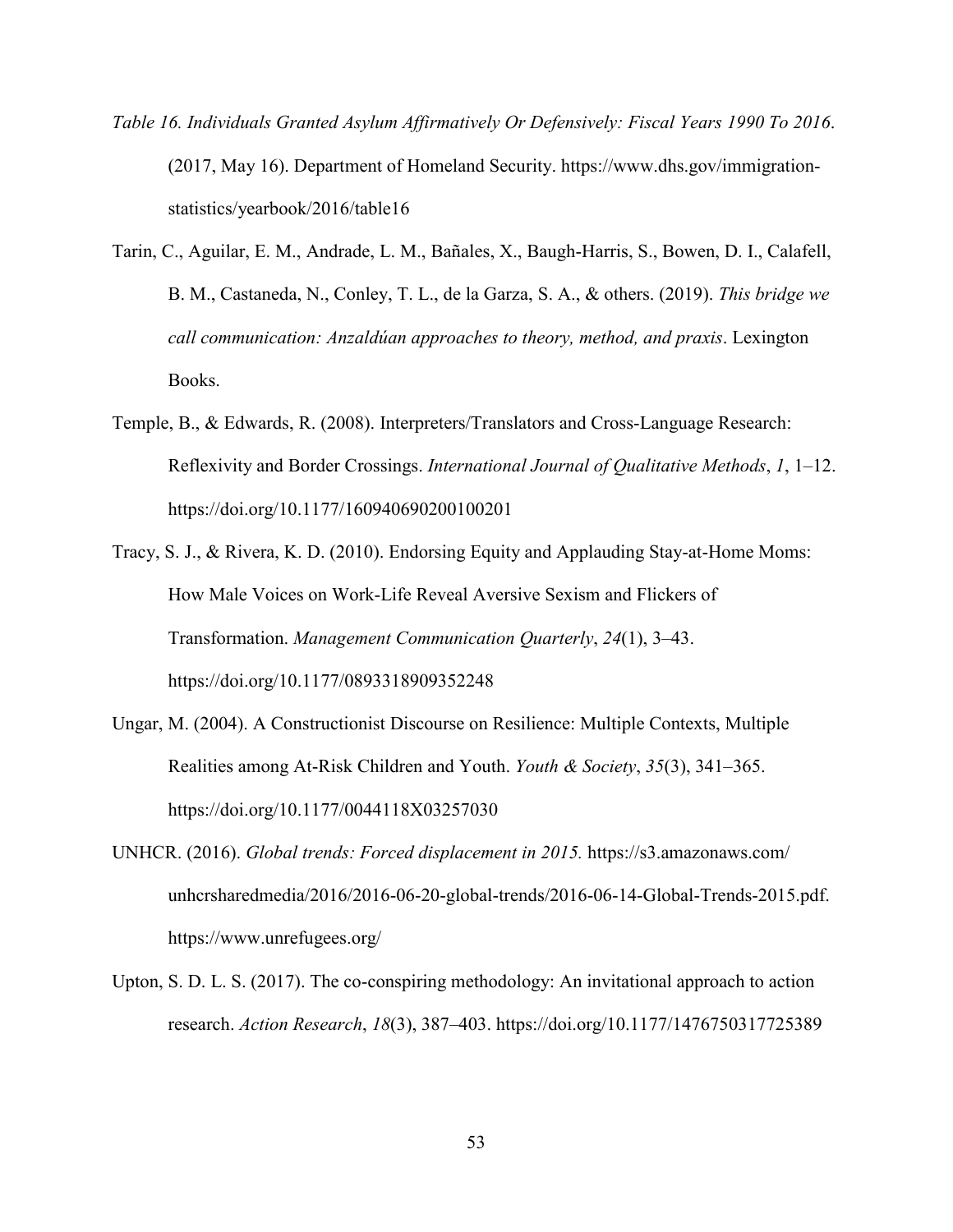*Table 16. Individuals Granted Asylum Affirmatively Or Defensively: Fiscal Years 1990 To 2016*. (2017, May 16). Department of Homeland Security. https://www.dhs.gov/immigration-statistics/yearbook/2016/table16

Tarin, C., Aguilar, E. M., Andrade, L. M., Bañales, X., Baugh-Harris, S., Bowen, D. I., Calafell, B. M., Castaneda, N., Conley, T. L., de la Garza, S. A., & others. (2019). *This bridge we call communication: Anzaldúan approaches to theory, method, and praxis*. Lexington Books.

Temple, B., & Edwards, R. (2008). Interpreters/Translators and Cross-Language Research: Reflexivity and Border Crossings. *International Journal of Qualitative Methods*, *1*, 1–12. https://doi.org/10.1177/160940690200100201

Tracy, S. J., & Rivera, K. D. (2010). Endorsing Equity and Applauding Stay-at-Home Moms: How Male Voices on Work-Life Reveal Aversive Sexism and Flickers of Transformation. *Management Communication Quarterly*, *24*(1), 3–43. https://doi.org/10.1177/0893318909352248

Ungar, M. (2004). A Constructionist Discourse on Resilience: Multiple Contexts, Multiple Realities among At-Risk Children and Youth. *Youth & Society*, *35*(3), 341–365. https://doi.org/10.1177/0044118X03257030

UNHCR. (2016). *Global trends: Forced displacement in 2015.* https://s3.amazonaws.com/unhcrsharedmedia/2016/2016-06-20-global-trends/2016-06-14-Global-Trends-2015.pdf. https://www.unrefugees.org/

Upton, S. D. L. S. (2017). The co-conspiring methodology: An invitational approach to action research. *Action Research*, *18*(3), 387–403. https://doi.org/10.1177/1476750317725389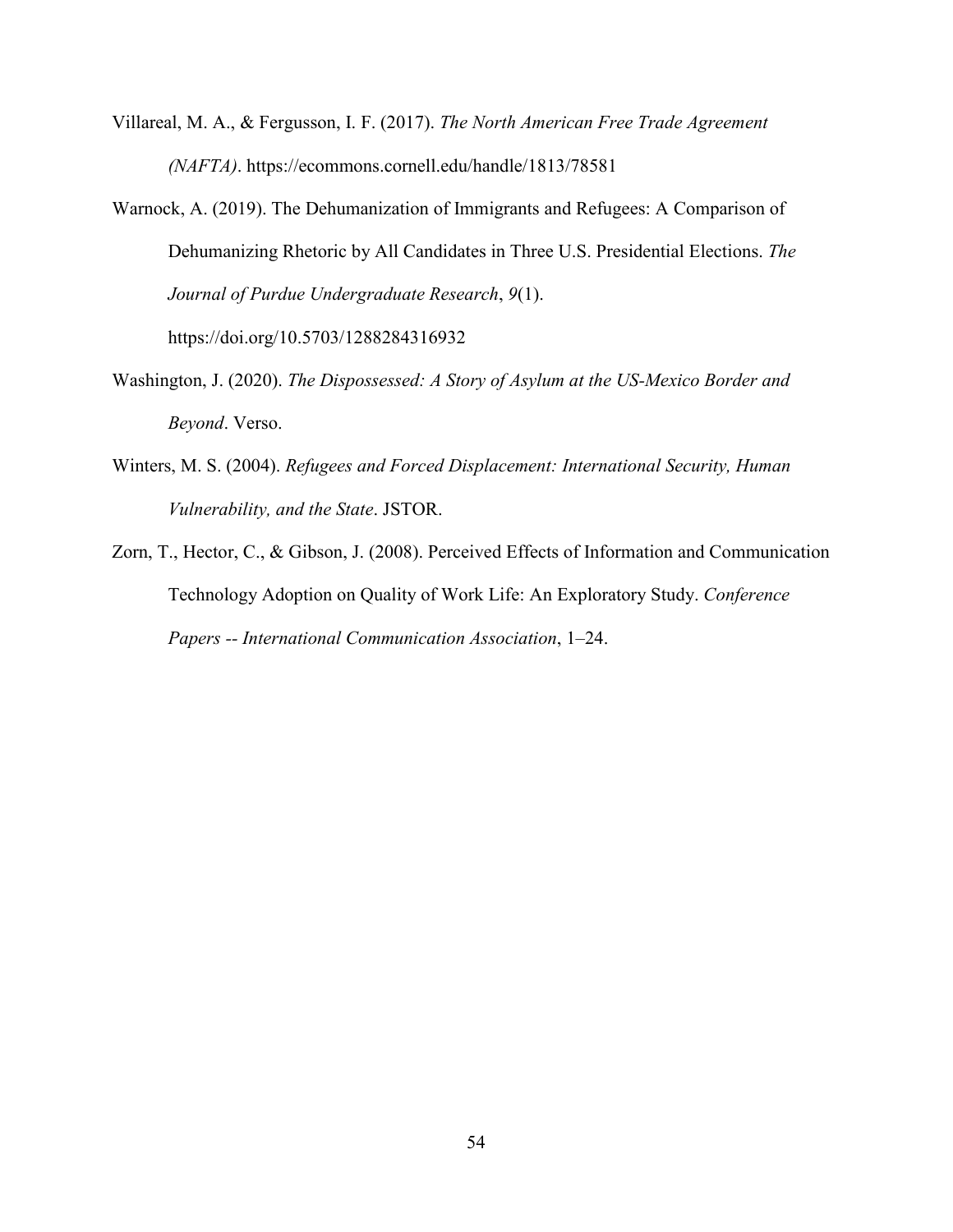Villareal, M. A., & Fergusson, I. F. (2017). *The North American Free Trade Agreement (NAFTA)*. https://ecommons.cornell.edu/handle/1813/78581

Warnock, A. (2019). The Dehumanization of Immigrants and Refugees: A Comparison of Dehumanizing Rhetoric by All Candidates in Three U.S. Presidential Elections. *The Journal of Purdue Undergraduate Research*, *9*(1). https://doi.org/10.5703/1288284316932

Washington, J. (2020). *The Dispossessed: A Story of Asylum at the US-Mexico Border and Beyond*. Verso.

Winters, M. S. (2004). *Refugees and Forced Displacement: International Security, Human Vulnerability, and the State*. JSTOR.

Zorn, T., Hector, C., & Gibson, J. (2008). Perceived Effects of Information and Communication Technology Adoption on Quality of Work Life: An Exploratory Study. *Conference Papers -- International Communication Association*, 1–24.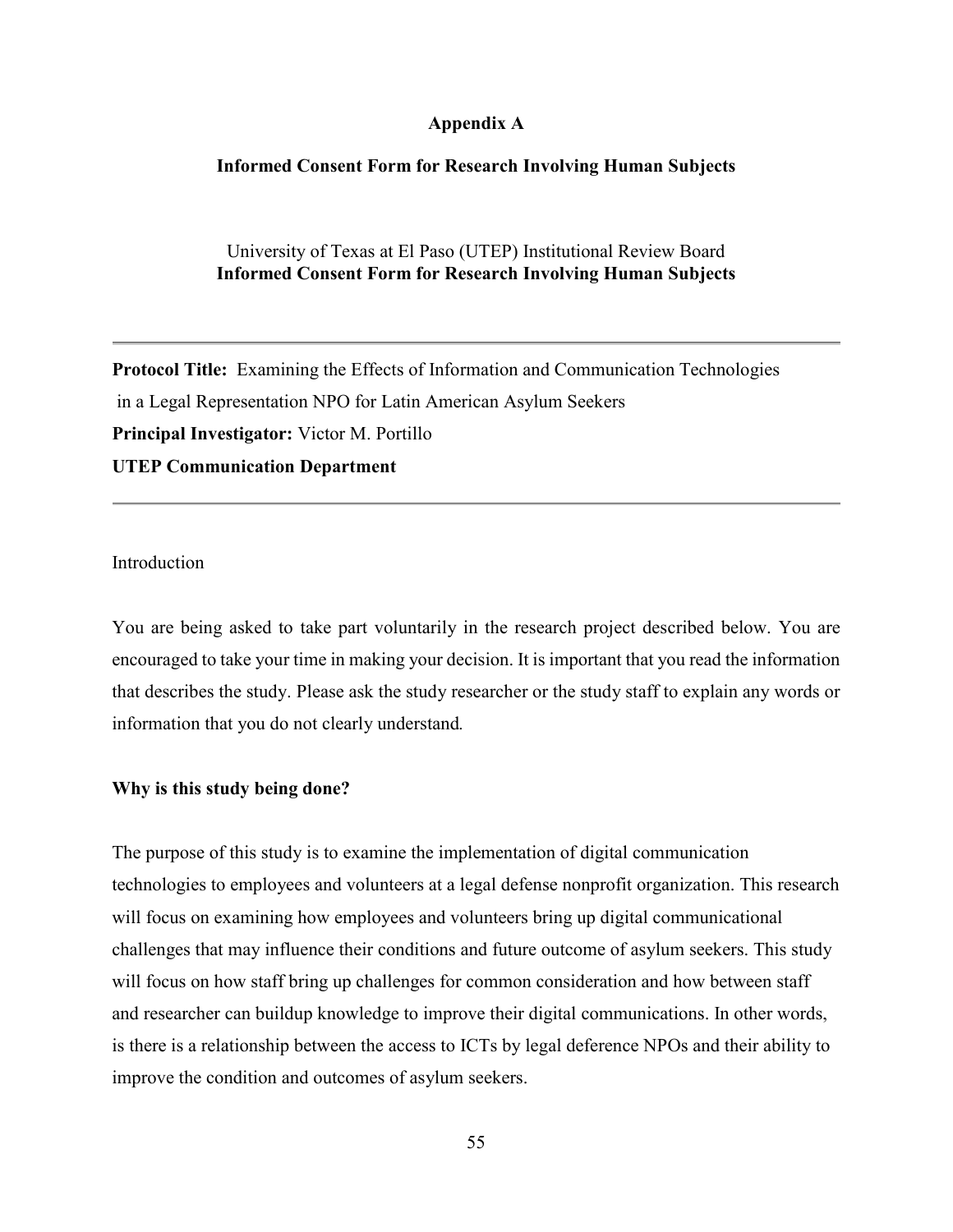## Appendix A

### Informed Consent Form for Research Involving Human Subjects

University of Texas at El Paso (UTEP) Institutional Review Board
**Informed Consent Form for Research Involving Human Subjects**

---

**Protocol Title:** Examining the Effects of Information and Communication Technologies in a Legal Representation NPO for Latin American Asylum Seekers
**Principal Investigator:** Victor M. Portillo
**UTEP Communication Department**

---

Introduction

You are being asked to take part voluntarily in the research project described below. You are encouraged to take your time in making your decision. It is important that you read the information that describes the study. Please ask the study researcher or the study staff to explain any words or information that you do not clearly understand.

**Why is this study being done?**

The purpose of this study is to examine the implementation of digital communication technologies to employees and volunteers at a legal defense nonprofit organization. This research will focus on examining how employees and volunteers bring up digital communicational challenges that may influence their conditions and future outcome of asylum seekers. This study will focus on how staff bring up challenges for common consideration and how between staff and researcher can buildup knowledge to improve their digital communications. In other words, is there is a relationship between the access to ICTs by legal deference NPOs and their ability to improve the condition and outcomes of asylum seekers.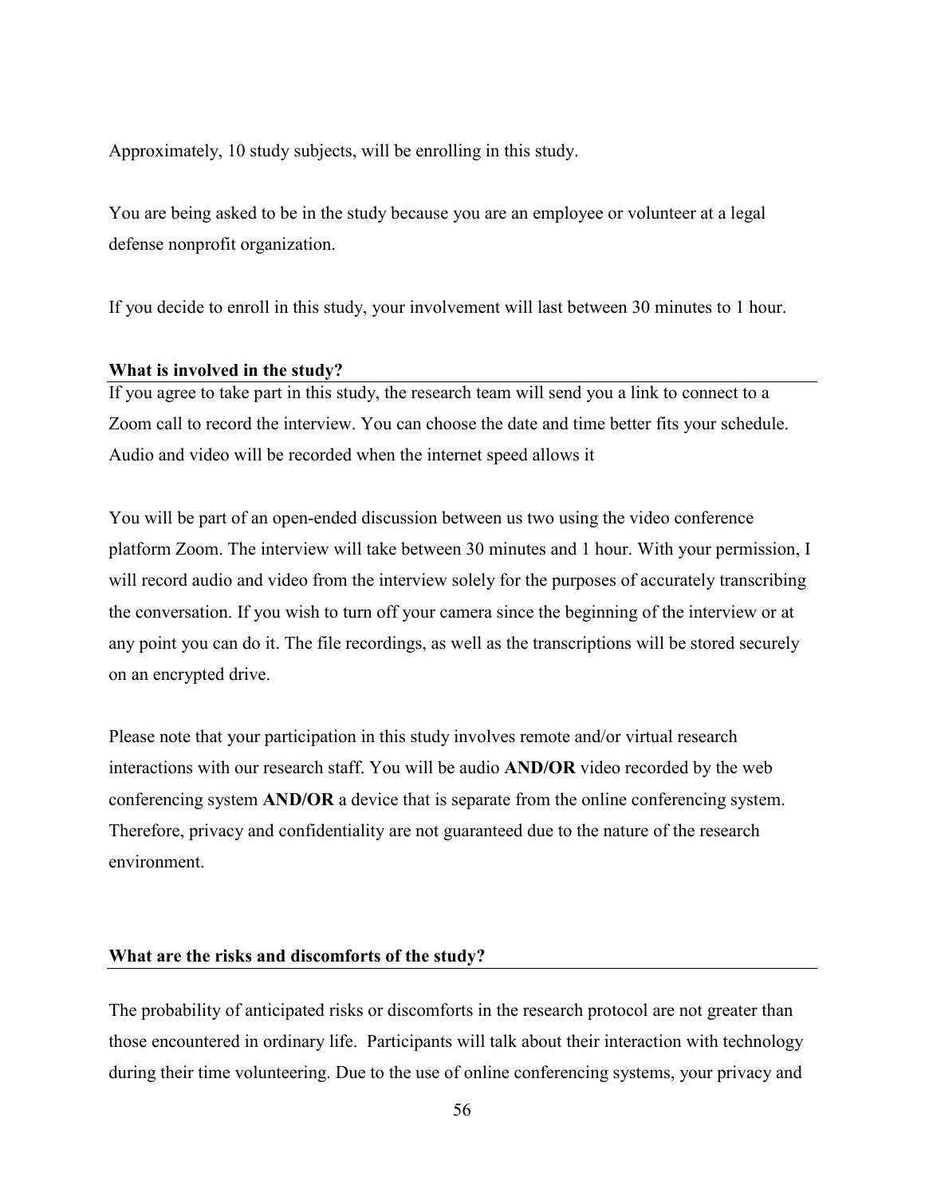Approximately, 10 study subjects, will be enrolling in this study.

You are being asked to be in the study because you are an employee or volunteer at a legal defense nonprofit organization.

If you decide to enroll in this study, your involvement will last between 30 minutes to 1 hour.

**What is involved in the study?**

If you agree to take part in this study, the research team will send you a link to connect to a Zoom call to record the interview. You can choose the date and time better fits your schedule. Audio and video will be recorded when the internet speed allows it

You will be part of an open-ended discussion between us two using the video conference platform Zoom. The interview will take between 30 minutes and 1 hour. With your permission, I will record audio and video from the interview solely for the purposes of accurately transcribing the conversation. If you wish to turn off your camera since the beginning of the interview or at any point you can do it. The file recordings, as well as the transcriptions will be stored securely on an encrypted drive.

Please note that your participation in this study involves remote and/or virtual research interactions with our research staff. You will be audio **AND/OR** video recorded by the web conferencing system **AND/OR** a device that is separate from the online conferencing system. Therefore, privacy and confidentiality are not guaranteed due to the nature of the research environment.

**What are the risks and discomforts of the study?**

The probability of anticipated risks or discomforts in the research protocol are not greater than those encountered in ordinary life. Participants will talk about their interaction with technology during their time volunteering. Due to the use of online conferencing systems, your privacy and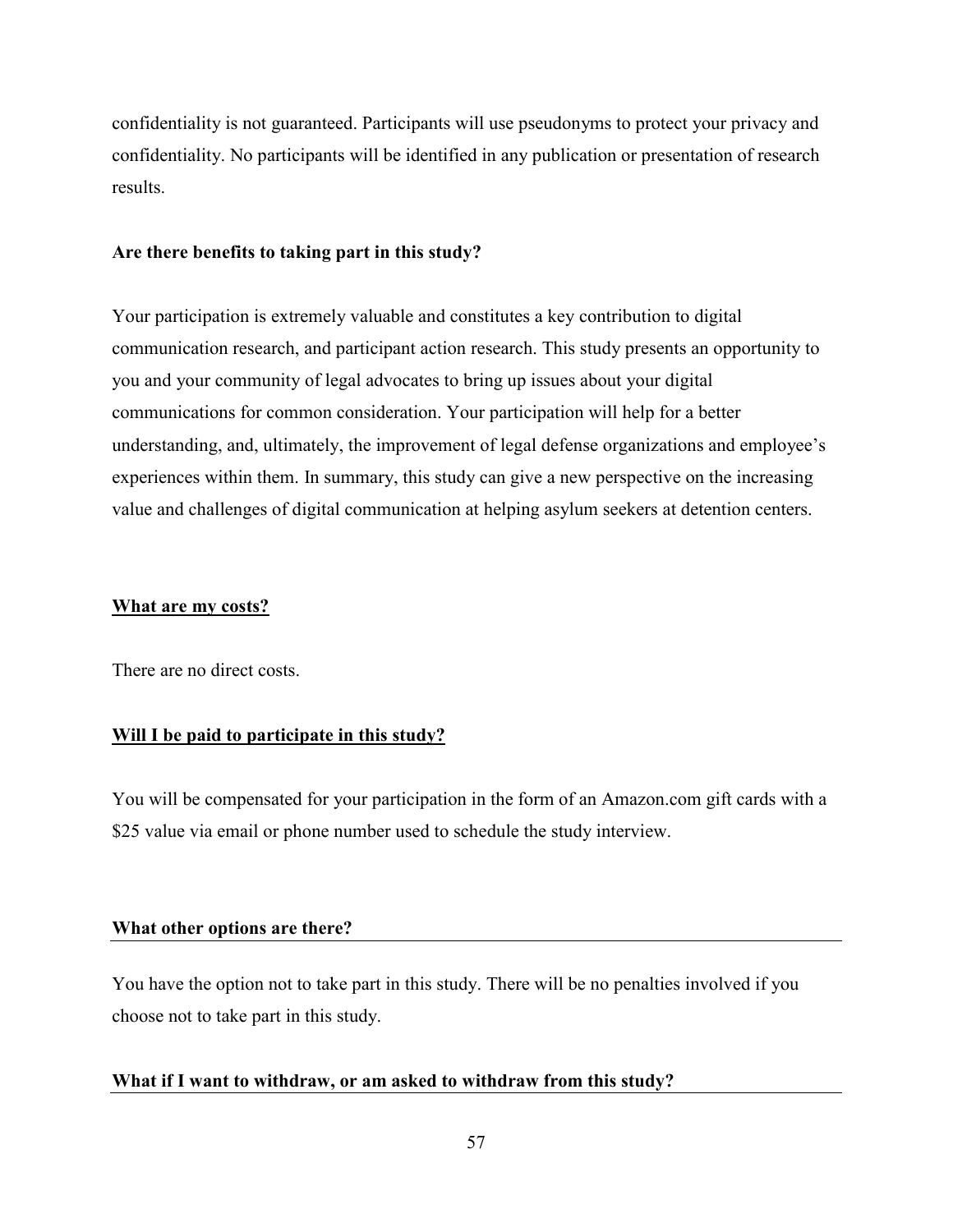confidentiality is not guaranteed. Participants will use pseudonyms to protect your privacy and confidentiality. No participants will be identified in any publication or presentation of research results.

**Are there benefits to taking part in this study?**

Your participation is extremely valuable and constitutes a key contribution to digital communication research, and participant action research. This study presents an opportunity to you and your community of legal advocates to bring up issues about your digital communications for common consideration. Your participation will help for a better understanding, and, ultimately, the improvement of legal defense organizations and employee's experiences within them. In summary, this study can give a new perspective on the increasing value and challenges of digital communication at helping asylum seekers at detention centers.

**What are my costs?**

There are no direct costs.

**Will I be paid to participate in this study?**

You will be compensated for your participation in the form of an Amazon.com gift cards with a $25 value via email or phone number used to schedule the study interview.

**What other options are there?**

You have the option not to take part in this study. There will be no penalties involved if you choose not to take part in this study.

**What if I want to withdraw, or am asked to withdraw from this study?**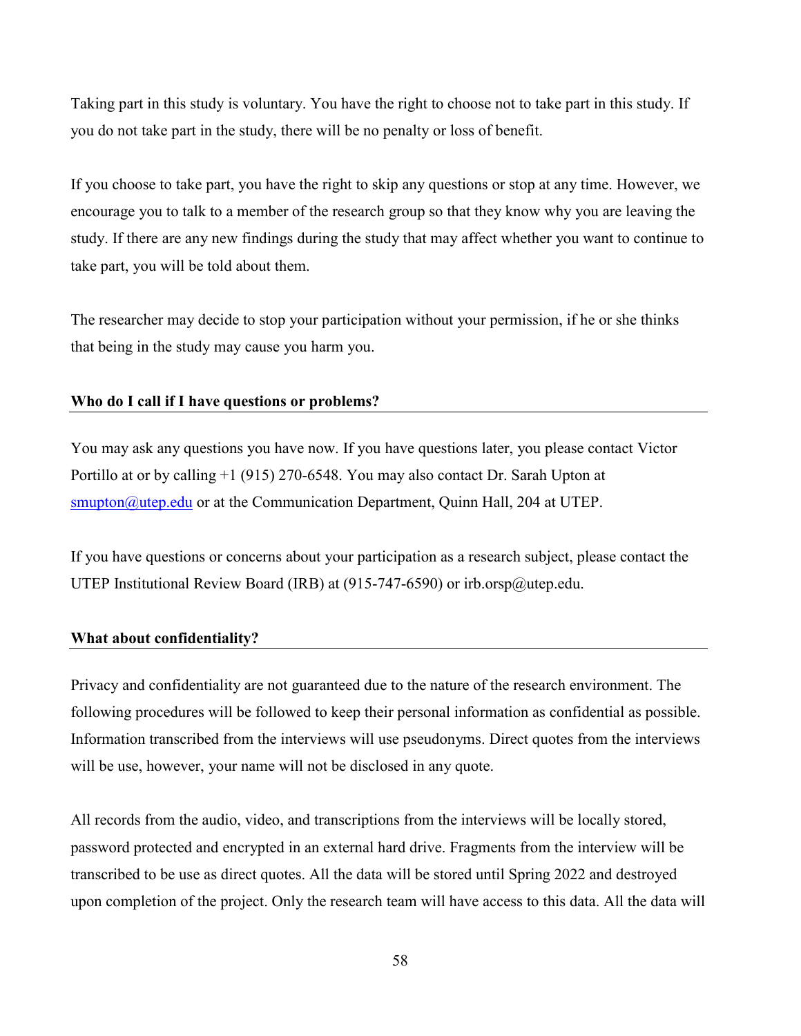Taking part in this study is voluntary. You have the right to choose not to take part in this study. If you do not take part in the study, there will be no penalty or loss of benefit.

If you choose to take part, you have the right to skip any questions or stop at any time. However, we encourage you to talk to a member of the research group so that they know why you are leaving the study. If there are any new findings during the study that may affect whether you want to continue to take part, you will be told about them.

The researcher may decide to stop your participation without your permission, if he or she thinks that being in the study may cause you harm you.

## Who do I call if I have questions or problems?

You may ask any questions you have now. If you have questions later, you please contact Victor Portillo at or by calling +1 (915) 270-6548. You may also contact Dr. Sarah Upton at smupton@utep.edu or at the Communication Department, Quinn Hall, 204 at UTEP.

If you have questions or concerns about your participation as a research subject, please contact the UTEP Institutional Review Board (IRB) at (915-747-6590) or irb.orsp@utep.edu.

## What about confidentiality?

Privacy and confidentiality are not guaranteed due to the nature of the research environment. The following procedures will be followed to keep their personal information as confidential as possible. Information transcribed from the interviews will use pseudonyms. Direct quotes from the interviews will be use, however, your name will not be disclosed in any quote.

All records from the audio, video, and transcriptions from the interviews will be locally stored, password protected and encrypted in an external hard drive. Fragments from the interview will be transcribed to be use as direct quotes. All the data will be stored until Spring 2022 and destroyed upon completion of the project. Only the research team will have access to this data. All the data will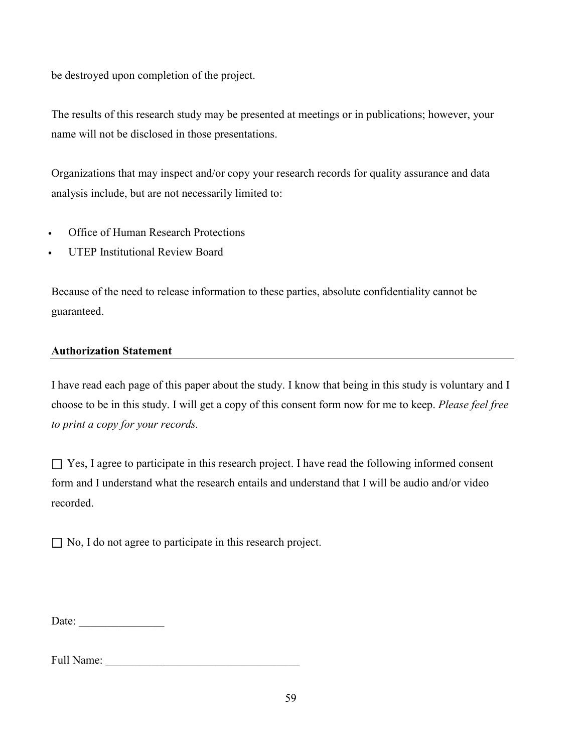be destroyed upon completion of the project.

The results of this research study may be presented at meetings or in publications; however, your name will not be disclosed in those presentations.

Organizations that may inspect and/or copy your research records for quality assurance and data analysis include, but are not necessarily limited to:

- Office of Human Research Protections
- UTEP Institutional Review Board

Because of the need to release information to these parties, absolute confidentiality cannot be guaranteed.

**Authorization Statement**

I have read each page of this paper about the study. I know that being in this study is voluntary and I choose to be in this study. I will get a copy of this consent form now for me to keep. *Please feel free to print a copy for your records.*

☐ Yes, I agree to participate in this research project. I have read the following informed consent form and I understand what the research entails and understand that I will be audio and/or video recorded.

☐ No, I do not agree to participate in this research project.

Date: _______________

Full Name: __________________________________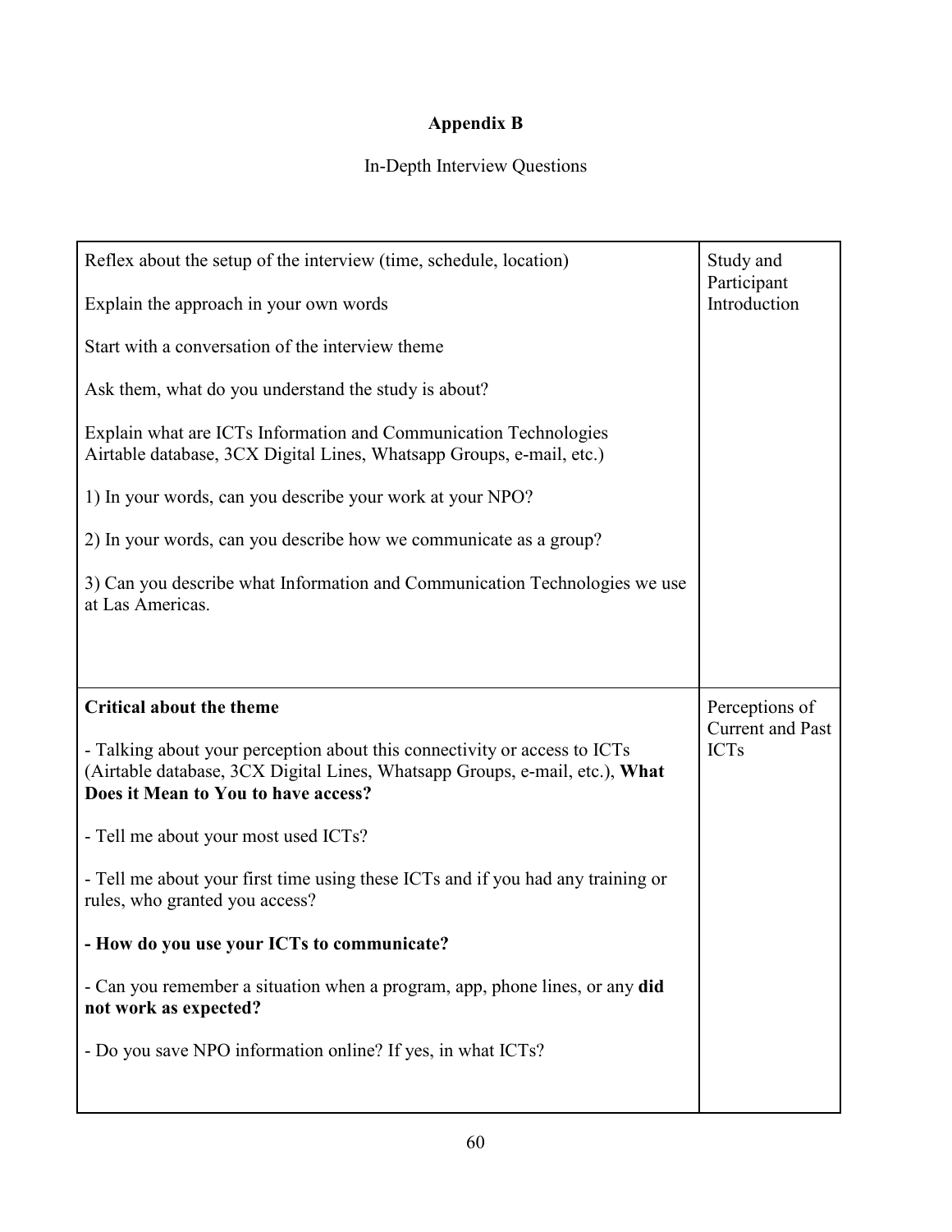# Appendix B

In-Depth Interview Questions

| | |
|---|---|
| Reflex about the setup of the interview (time, schedule, location)<br><br>Explain the approach in your own words<br><br>Start with a conversation of the interview theme<br><br>Ask them, what do you understand the study is about?<br><br>Explain what are ICTs Information and Communication Technologies Airtable database, 3CX Digital Lines, Whatsapp Groups, e-mail, etc.)<br><br>1) In your words, can you describe your work at your NPO?<br><br>2) In your words, can you describe how we communicate as a group?<br><br>3) Can you describe what Information and Communication Technologies we use at Las Americas. | Study and Participant Introduction |
| **Critical about the theme**<br><br>- Talking about your perception about this connectivity or access to ICTs (Airtable database, 3CX Digital Lines, Whatsapp Groups, e-mail, etc.), **What Does it Mean to You to have access?**<br><br>- Tell me about your most used ICTs?<br><br>- Tell me about your first time using these ICTs and if you had any training or rules, who granted you access?<br><br>**- How do you use your ICTs to communicate?**<br><br>- Can you remember a situation when a program, app, phone lines, or any **did not work as expected?**<br><br>- Do you save NPO information online? If yes, in what ICTs? | Perceptions of Current and Past ICTs |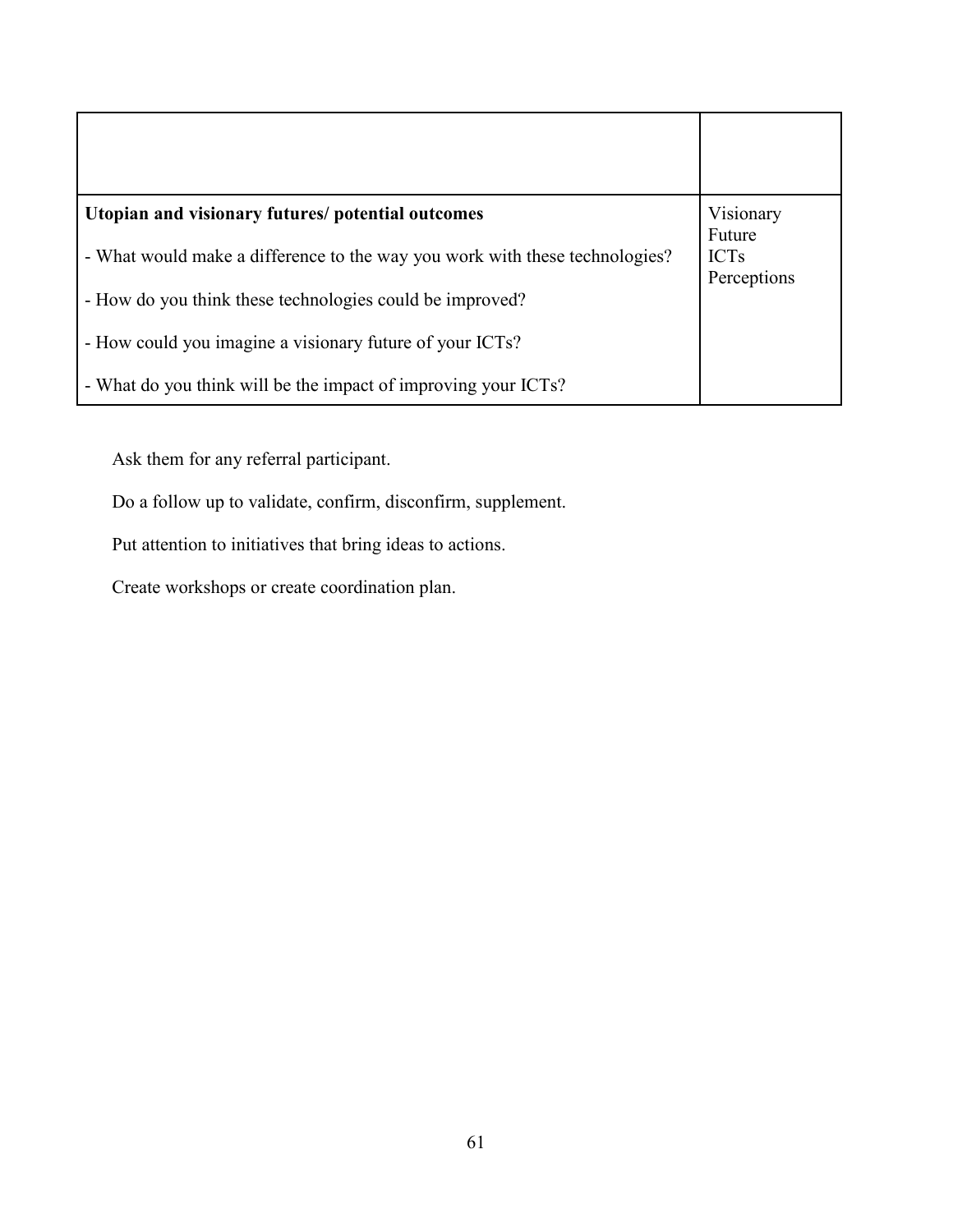| | |
|---|---|
| | |
| **Utopian and visionary futures/ potential outcomes**<br><br>- What would make a difference to the way you work with these technologies?<br><br>- How do you think these technologies could be improved?<br><br>- How could you imagine a visionary future of your ICTs?<br><br>- What do you think will be the impact of improving your ICTs? | Visionary Future ICTs Perceptions |

Ask them for any referral participant.

Do a follow up to validate, confirm, disconfirm, supplement.

Put attention to initiatives that bring ideas to actions.

Create workshops or create coordination plan.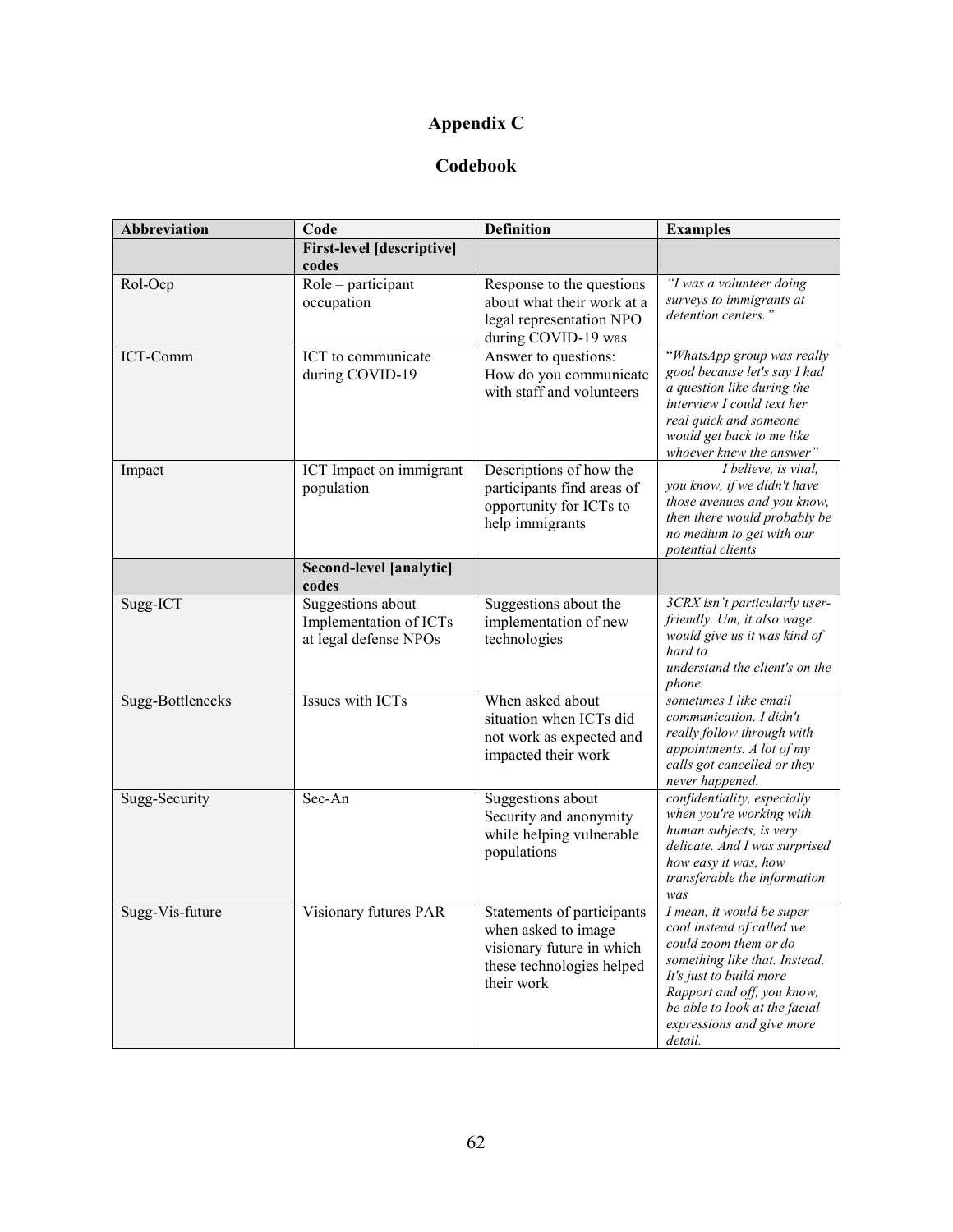# Appendix C

## Codebook

| Abbreviation | Code | Definition | Examples |
|---|---|---|---|
| | **First-level [descriptive] codes** | | |
| Rol-Ocp | Role – participant occupation | Response to the questions about what their work at a legal representation NPO during COVID-19 was | *"I was a volunteer doing surveys to immigrants at detention centers."* |
| ICT-Comm | ICT to communicate during COVID-19 | Answer to questions: How do you communicate with staff and volunteers | "*WhatsApp group was really good because let's say I had a question like during the interview I could text her real quick and someone would get back to me like whoever knew the answer"* |
| Impact | ICT Impact on immigrant population | Descriptions of how the participants find areas of opportunity for ICTs to help immigrants | *I believe, is vital, you know, if we didn't have those avenues and you know, then there would probably be no medium to get with our potential clients* |
| | **Second-level [analytic] codes** | | |
| Sugg-ICT | Suggestions about Implementation of ICTs at legal defense NPOs | Suggestions about the implementation of new technologies | *3CRX isn't particularly user-friendly. Um, it also wage would give us it was kind of hard to understand the client's on the phone.* |
| Sugg-Bottlenecks | Issues with ICTs | When asked about situation when ICTs did not work as expected and impacted their work | *sometimes I like email communication. I didn't really follow through with appointments. A lot of my calls got cancelled or they never happened.* |
| Sugg-Security | Sec-An | Suggestions about Security and anonymity while helping vulnerable populations | *confidentiality, especially when you're working with human subjects, is very delicate. And I was surprised how easy it was, how transferable the information was* |
| Sugg-Vis-future | Visionary futures PAR | Statements of participants when asked to image visionary future in which these technologies helped their work | *I mean, it would be super cool instead of called we could zoom them or do something like that. Instead. It's just to build more Rapport and off, you know, be able to look at the facial expressions and give more detail.* |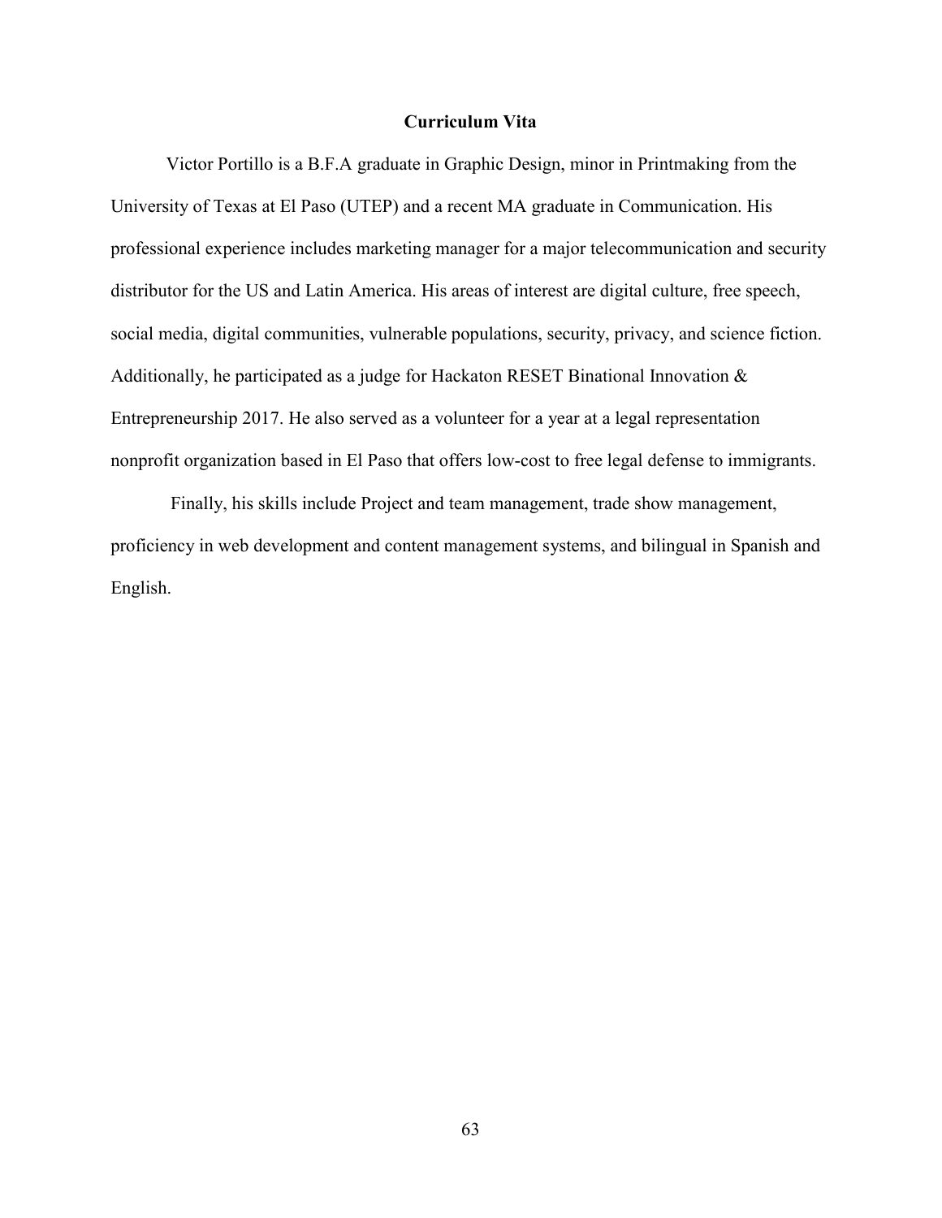# Curriculum Vita

Victor Portillo is a B.F.A graduate in Graphic Design, minor in Printmaking from the University of Texas at El Paso (UTEP) and a recent MA graduate in Communication. His professional experience includes marketing manager for a major telecommunication and security distributor for the US and Latin America. His areas of interest are digital culture, free speech, social media, digital communities, vulnerable populations, security, privacy, and science fiction. Additionally, he participated as a judge for Hackaton RESET Binational Innovation & Entrepreneurship 2017. He also served as a volunteer for a year at a legal representation nonprofit organization based in El Paso that offers low-cost to free legal defense to immigrants.

Finally, his skills include Project and team management, trade show management, proficiency in web development and content management systems, and bilingual in Spanish and English.